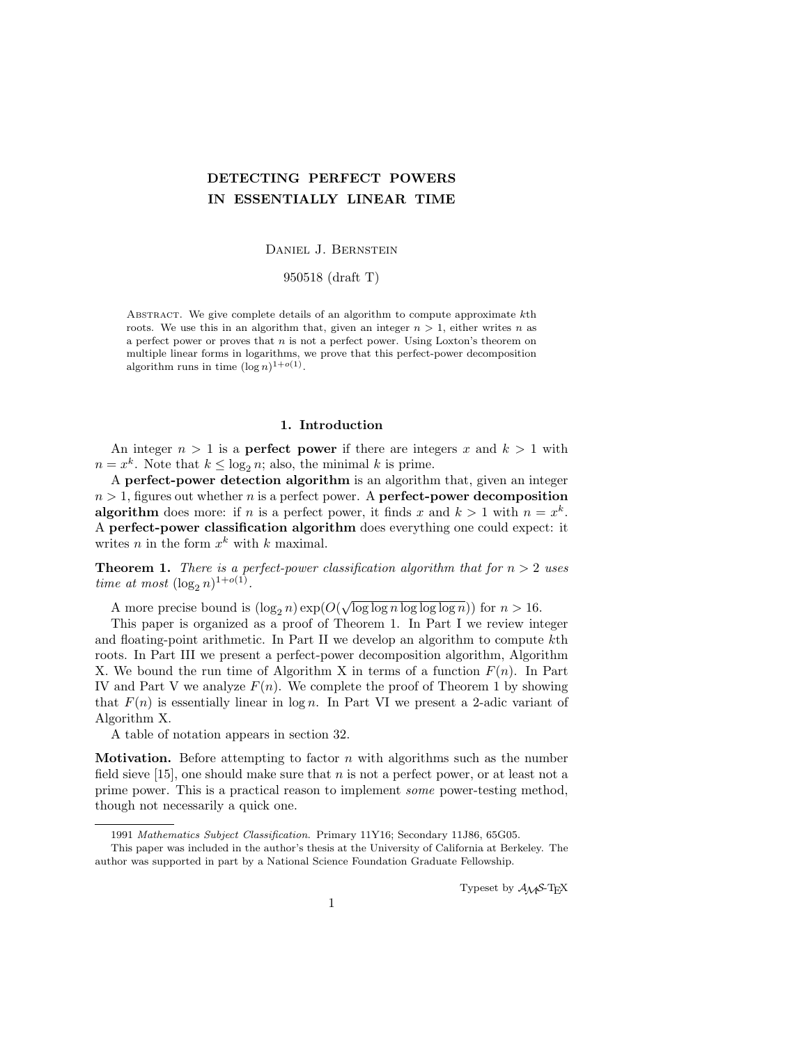# DETECTING PERFECT POWERS IN ESSENTIALLY LINEAR TIME

Daniel J. Bernstein

950518 (draft T)

Abstract. We give complete details of an algorithm to compute approximate $k$th roots. We use this in an algorithm that, given an integer $n > 1$, either writes $n$ as a perfect power or proves that $n$ is not a perfect power. Using Loxton's theorem on multiple linear forms in logarithms, we prove that this perfect-power decomposition algorithm runs in time $(\log n)^{1+o(1)}$.

## 1. Introduction

An integer $n > 1$ is a **perfect power** if there are integers $x$ and $k > 1$ with $n = x^k$. Note that $k \le \log_2 n$; also, the minimal $k$ is prime.

A **perfect-power detection algorithm** is an algorithm that, given an integer $n > 1$, figures out whether $n$ is a perfect power. A **perfect-power decomposition algorithm** does more: if $n$ is a perfect power, it finds $x$ and $k > 1$ with $n = x^k$. A **perfect-power classification algorithm** does everything one could expect: it writes $n$ in the form $x^k$ with $k$ maximal.

**Theorem 1.** *There is a perfect-power classification algorithm that for $n > 2$ uses time at most $(\log_2 n)^{1+o(1)}$.*

A more precise bound is $(\log_2 n)\exp(O(\sqrt{\log\log n \log\log\log n}))$ for $n > 16$.

This paper is organized as a proof of Theorem 1. In Part I we review integer and floating-point arithmetic. In Part II we develop an algorithm to compute $k$th roots. In Part III we present a perfect-power decomposition algorithm, Algorithm X. We bound the run time of Algorithm X in terms of a function $F(n)$. In Part IV and Part V we analyze $F(n)$. We complete the proof of Theorem 1 by showing that $F(n)$ is essentially linear in $\log n$. In Part VI we present a 2-adic variant of Algorithm X.

A table of notation appears in section 32.

**Motivation.** Before attempting to factor $n$ with algorithms such as the number field sieve [15], one should make sure that $n$ is not a perfect power, or at least not a prime power. This is a practical reason to implement *some* power-testing method, though not necessarily a quick one.

---

1991 *Mathematics Subject Classification*. Primary 11Y16; Secondary 11J86, 65G05.

This paper was included in the author's thesis at the University of California at Berkeley. The author was supported in part by a National Science Foundation Graduate Fellowship.

Typeset by $\mathcal{A}_{\mathcal{M}}\mathcal{S}$-TEX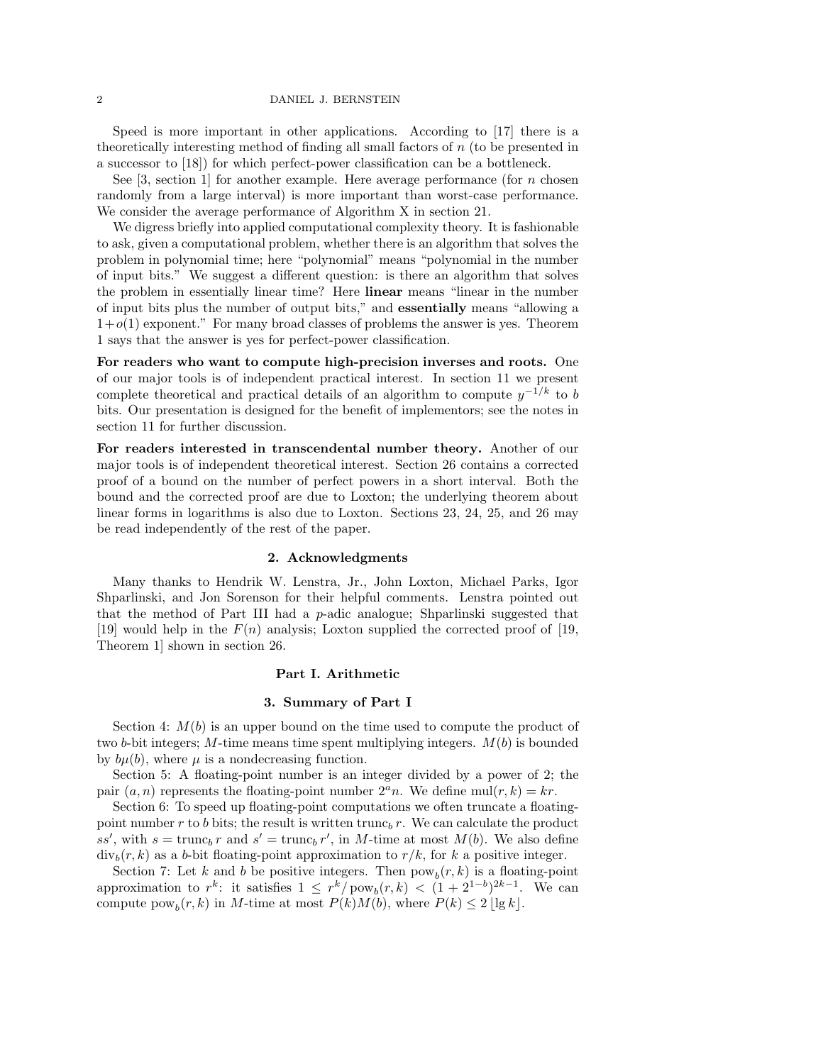Speed is more important in other applications. According to [17] there is a theoretically interesting method of finding all small factors of $n$ (to be presented in a successor to [18]) for which perfect-power classification can be a bottleneck.

See [3, section 1] for another example. Here average performance (for $n$ chosen randomly from a large interval) is more important than worst-case performance. We consider the average performance of Algorithm X in section 21.

We digress briefly into applied computational complexity theory. It is fashionable to ask, given a computational problem, whether there is an algorithm that solves the problem in polynomial time; here "polynomial" means "polynomial in the number of input bits." We suggest a different question: is there an algorithm that solves the problem in essentially linear time? Here **linear** means "linear in the number of input bits plus the number of output bits," and **essentially** means "allowing a $1+o(1)$ exponent." For many broad classes of problems the answer is yes. Theorem 1 says that the answer is yes for perfect-power classification.

**For readers who want to compute high-precision inverses and roots.** One of our major tools is of independent practical interest. In section 11 we present complete theoretical and practical details of an algorithm to compute $y^{-1/k}$ to $b$ bits. Our presentation is designed for the benefit of implementors; see the notes in section 11 for further discussion.

**For readers interested in transcendental number theory.** Another of our major tools is of independent theoretical interest. Section 26 contains a corrected proof of a bound on the number of perfect powers in a short interval. Both the bound and the corrected proof are due to Loxton; the underlying theorem about linear forms in logarithms is also due to Loxton. Sections 23, 24, 25, and 26 may be read independently of the rest of the paper.

## 2. Acknowledgments

Many thanks to Hendrik W. Lenstra, Jr., John Loxton, Michael Parks, Igor Shparlinski, and Jon Sorenson for their helpful comments. Lenstra pointed out that the method of Part III had a $p$-adic analogue; Shparlinski suggested that [19] would help in the $F(n)$ analysis; Loxton supplied the corrected proof of [19, Theorem 1] shown in section 26.

# Part I. Arithmetic

## 3. Summary of Part I

Section 4: $M(b)$ is an upper bound on the time used to compute the product of two $b$-bit integers; $M$-time means time spent multiplying integers. $M(b)$ is bounded by $b\mu(b)$, where $\mu$ is a nondecreasing function.

Section 5: A floating-point number is an integer divided by a power of 2; the pair $(a, n)$ represents the floating-point number $2^a n$. We define $\operatorname{mul}(r, k) = kr$.

Section 6: To speed up floating-point computations we often truncate a floating-point number $r$ to $b$ bits; the result is written $\operatorname{trunc}_b r$. We can calculate the product $ss'$, with $s = \operatorname{trunc}_b r$ and $s' = \operatorname{trunc}_b r'$, in $M$-time at most $M(b)$. We also define $\operatorname{div}_b(r, k)$ as a $b$-bit floating-point approximation to $r/k$, for $k$ a positive integer.

Section 7: Let $k$ and $b$ be positive integers. Then $\operatorname{pow}_b(r, k)$ is a floating-point approximation to $r^k$: it satisfies $1 \le r^k/\operatorname{pow}_b(r, k) < (1 + 2^{1-b})^{2k-1}$. We can compute $\operatorname{pow}_b(r, k)$ in $M$-time at most $P(k)M(b)$, where $P(k) \le 2\lfloor \lg k \rfloor$.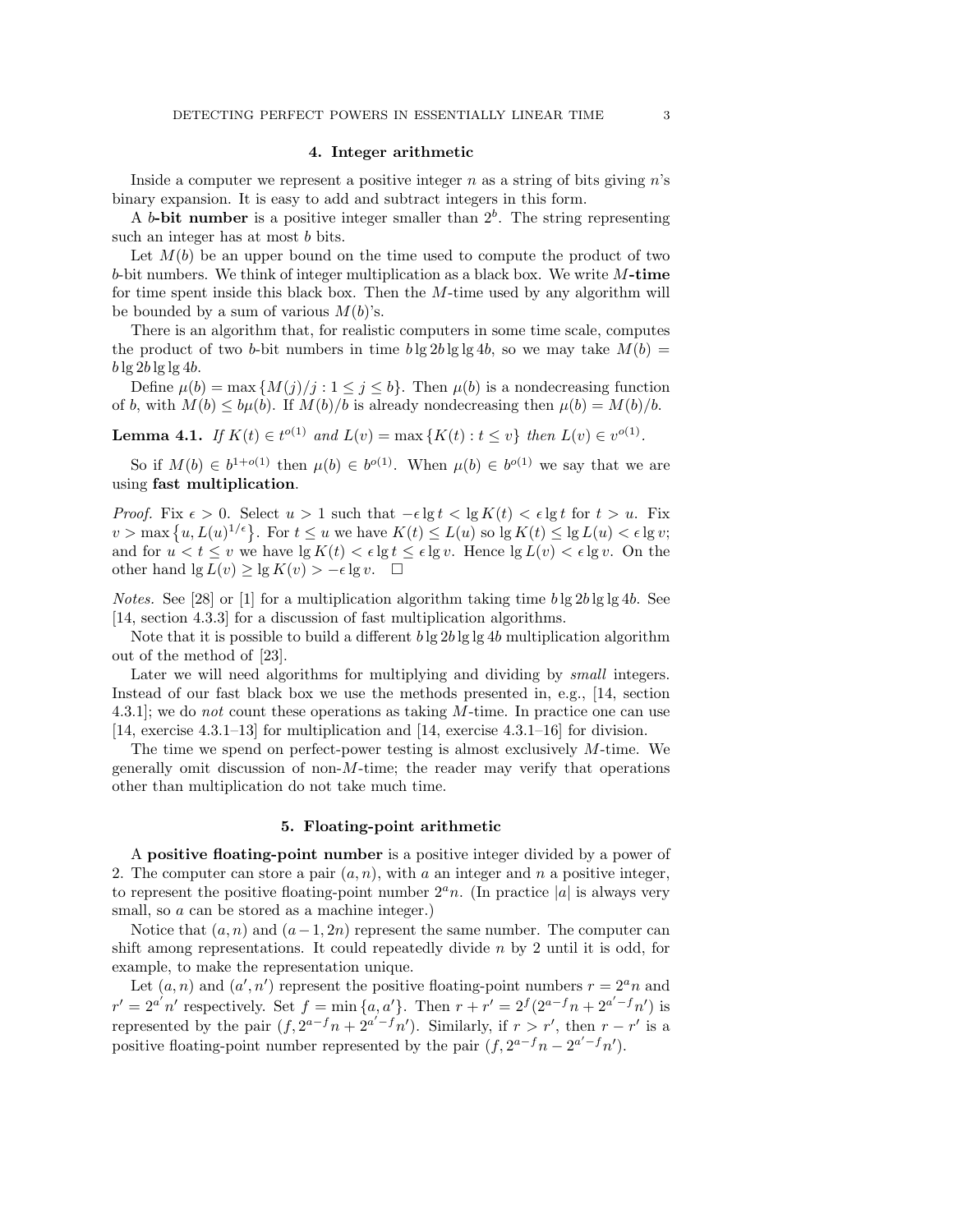## 4. Integer arithmetic

Inside a computer we represent a positive integer $n$ as a string of bits giving $n$'s binary expansion. It is easy to add and subtract integers in this form.

A **$b$-bit number** is a positive integer smaller than $2^b$. The string representing such an integer has at most $b$ bits.

Let $M(b)$ be an upper bound on the time used to compute the product of two $b$-bit numbers. We think of integer multiplication as a black box. We write **$M$-time** for time spent inside this black box. Then the $M$-time used by any algorithm will be bounded by a sum of various $M(b)$'s.

There is an algorithm that, for realistic computers in some time scale, computes the product of two $b$-bit numbers in time $b \lg 2b \lg \lg 4b$, so we may take $M(b) = b \lg 2b \lg \lg 4b$.

Define $\mu(b) = \max \{M(j)/j : 1 \le j \le b\}$. Then $\mu(b)$ is a nondecreasing function of $b$, with $M(b) \le b\mu(b)$. If $M(b)/b$ is already nondecreasing then $\mu(b) = M(b)/b$.

**Lemma 4.1.** *If $K(t) \in t^{o(1)}$ and $L(v) = \max \{K(t) : t \le v\}$ then $L(v) \in v^{o(1)}$.*

So if $M(b) \in b^{1+o(1)}$ then $\mu(b) \in b^{o(1)}$. When $\mu(b) \in b^{o(1)}$ we say that we are using **fast multiplication**.

*Proof.* Fix $\epsilon > 0$. Select $u > 1$ such that $-\epsilon \lg t < \lg K(t) < \epsilon \lg t$ for $t > u$. Fix $v > \max \{u, L(u)^{1/\epsilon}\}$. For $t \le u$ we have $K(t) \le L(u)$ so $\lg K(t) \le \lg L(u) < \epsilon \lg v$; and for $u < t \le v$ we have $\lg K(t) < \epsilon \lg t \le \epsilon \lg v$. Hence $\lg L(v) < \epsilon \lg v$. On the other hand $\lg L(v) \ge \lg K(v) > -\epsilon \lg v$. $\square$

*Notes.* See [28] or [1] for a multiplication algorithm taking time $b \lg 2b \lg \lg 4b$. See [14, section 4.3.3] for a discussion of fast multiplication algorithms.

Note that it is possible to build a different $b \lg 2b \lg \lg 4b$ multiplication algorithm out of the method of [23].

Later we will need algorithms for multiplying and dividing by *small* integers. Instead of our fast black box we use the methods presented in, e.g., [14, section 4.3.1]; we do *not* count these operations as taking $M$-time. In practice one can use [14, exercise 4.3.1–13] for multiplication and [14, exercise 4.3.1–16] for division.

The time we spend on perfect-power testing is almost exclusively $M$-time. We generally omit discussion of non-$M$-time; the reader may verify that operations other than multiplication do not take much time.

## 5. Floating-point arithmetic

A **positive floating-point number** is a positive integer divided by a power of 2. The computer can store a pair $(a, n)$, with $a$ an integer and $n$ a positive integer, to represent the positive floating-point number $2^a n$. (In practice $|a|$ is always very small, so $a$ can be stored as a machine integer.)

Notice that $(a, n)$ and $(a-1, 2n)$ represent the same number. The computer can shift among representations. It could repeatedly divide $n$ by 2 until it is odd, for example, to make the representation unique.

Let $(a, n)$ and $(a', n')$ represent the positive floating-point numbers $r = 2^a n$ and $r' = 2^{a'} n'$ respectively. Set $f = \min \{a, a'\}$. Then $r + r' = 2^f(2^{a-f}n + 2^{a'-f}n')$ is represented by the pair $(f, 2^{a-f}n + 2^{a'-f}n')$. Similarly, if $r > r'$, then $r - r'$ is a positive floating-point number represented by the pair $(f, 2^{a-f}n - 2^{a'-f}n')$.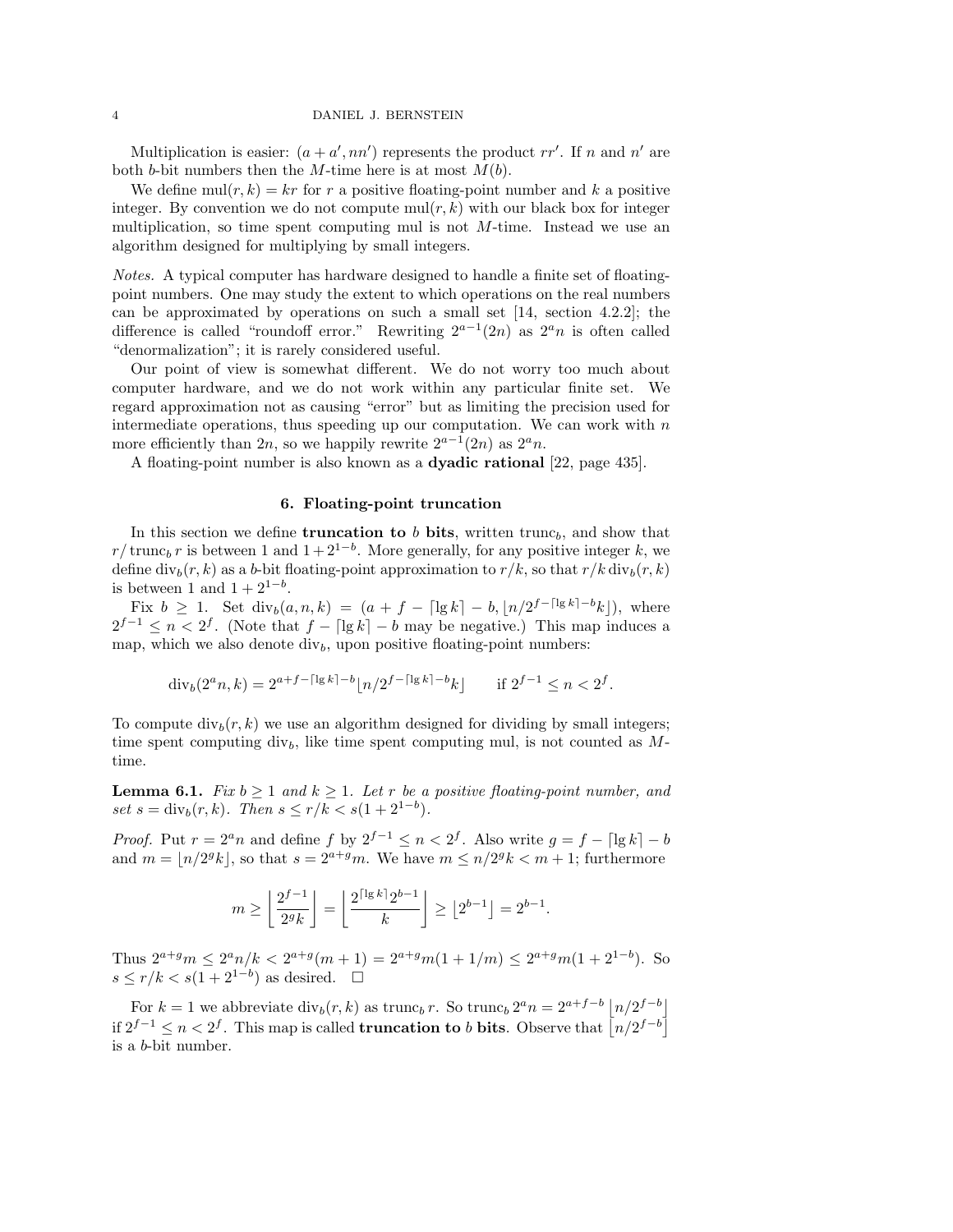Multiplication is easier: $(a + a', nn')$ represents the product $rr'$. If $n$ and $n'$ are both $b$-bit numbers then the $M$-time here is at most $M(b)$.

We define $\text{mul}(r, k) = kr$ for $r$ a positive floating-point number and $k$ a positive integer. By convention we do not compute $\text{mul}(r, k)$ with our black box for integer multiplication, so time spent computing mul is not $M$-time. Instead we use an algorithm designed for multiplying by small integers.

*Notes.* A typical computer has hardware designed to handle a finite set of floating-point numbers. One may study the extent to which operations on the real numbers can be approximated by operations on such a small set [14, section 4.2.2]; the difference is called "roundoff error." Rewriting $2^{a-1}(2n)$ as $2^a n$ is often called "denormalization"; it is rarely considered useful.

Our point of view is somewhat different. We do not worry too much about computer hardware, and we do not work within any particular finite set. We regard approximation not as causing "error" but as limiting the precision used for intermediate operations, thus speeding up our computation. We can work with $n$ more efficiently than $2n$, so we happily rewrite $2^{a-1}(2n)$ as $2^a n$.

A floating-point number is also known as a **dyadic rational** [22, page 435].

## 6. Floating-point truncation

In this section we define **truncation to** $b$ **bits**, written $\text{trunc}_b$, and show that $r/\text{trunc}_b\, r$ is between 1 and $1 + 2^{1-b}$. More generally, for any positive integer $k$, we define $\text{div}_b(r, k)$ as a $b$-bit floating-point approximation to $r/k$, so that $r/k\,\text{div}_b(r, k)$ is between 1 and $1 + 2^{1-b}$.

Fix $b \geq 1$. Set $\text{div}_b(a, n, k) = (a + f - \lceil \lg k \rceil - b, \lfloor n/2^{f - \lceil \lg k \rceil - b} k \rfloor)$, where $2^{f-1} \leq n < 2^f$. (Note that $f - \lceil \lg k \rceil - b$ may be negative.) This map induces a map, which we also denote $\text{div}_b$, upon positive floating-point numbers:

$$\text{div}_b(2^a n, k) = 2^{a+f-\lceil \lg k \rceil - b} \lfloor n/2^{f-\lceil \lg k \rceil - b} k \rfloor \qquad \text{if } 2^{f-1} \leq n < 2^f.$$

To compute $\text{div}_b(r, k)$ we use an algorithm designed for dividing by small integers; time spent computing $\text{div}_b$, like time spent computing mul, is not counted as $M$-time.

**Lemma 6.1.** *Fix $b \geq 1$ and $k \geq 1$. Let $r$ be a positive floating-point number, and set $s = \text{div}_b(r, k)$. Then $s \leq r/k < s(1 + 2^{1-b})$.*

*Proof.* Put $r = 2^a n$ and define $f$ by $2^{f-1} \leq n < 2^f$. Also write $g = f - \lceil \lg k \rceil - b$ and $m = \lfloor n/2^g k \rfloor$, so that $s = 2^{a+g} m$. We have $m \leq n/2^g k < m + 1$; furthermore

$$m \geq \left\lfloor \frac{2^{f-1}}{2^g k} \right\rfloor = \left\lfloor \frac{2^{\lceil \lg k \rceil} 2^{b-1}}{k} \right\rfloor \geq \lfloor 2^{b-1} \rfloor = 2^{b-1}.$$

Thus $2^{a+g} m \leq 2^a n/k < 2^{a+g}(m + 1) = 2^{a+g} m(1 + 1/m) \leq 2^{a+g} m(1 + 2^{1-b})$. So $s \leq r/k < s(1 + 2^{1-b})$ as desired. $\square$

For $k = 1$ we abbreviate $\text{div}_b(r, k)$ as $\text{trunc}_b\, r$. So $\text{trunc}_b\, 2^a n = 2^{a+f-b} \lfloor n/2^{f-b} \rfloor$ if $2^{f-1} \leq n < 2^f$. This map is called **truncation to** $b$ **bits**. Observe that $\lfloor n/2^{f-b} \rfloor$ is a $b$-bit number.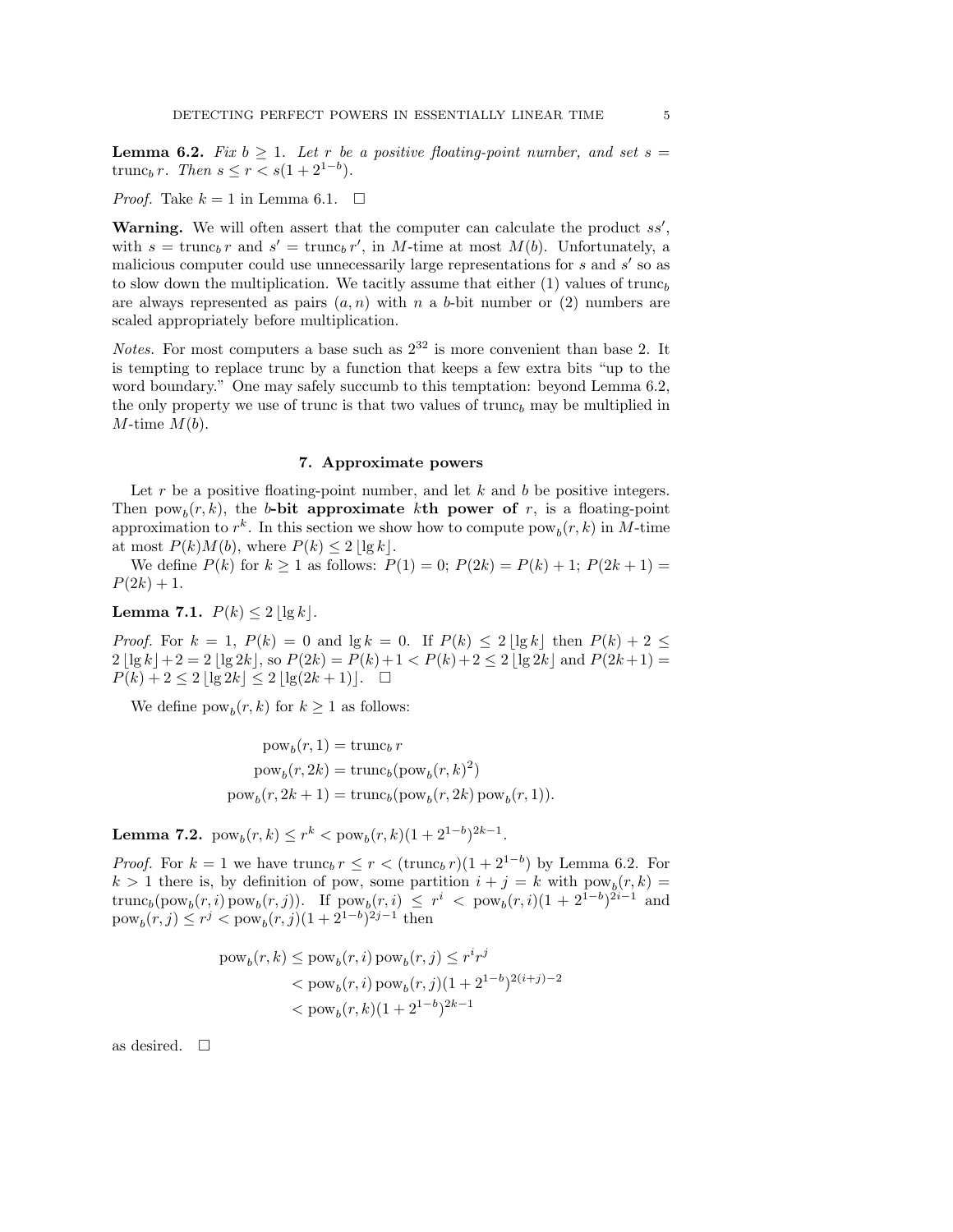**Lemma 6.2.** *Fix $b \geq 1$. Let $r$ be a positive floating-point number, and set $s = \operatorname{trunc}_b r$. Then $s \leq r < s(1 + 2^{1-b})$.*

*Proof.* Take $k = 1$ in Lemma 6.1. $\square$

**Warning.** We will often assert that the computer can calculate the product $ss'$, with $s = \operatorname{trunc}_b r$ and $s' = \operatorname{trunc}_b r'$, in $M$-time at most $M(b)$. Unfortunately, a malicious computer could use unnecessarily large representations for $s$ and $s'$ so as to slow down the multiplication. We tacitly assume that either (1) values of $\operatorname{trunc}_b$ are always represented as pairs $(a, n)$ with $n$ a $b$-bit number or (2) numbers are scaled appropriately before multiplication.

*Notes.* For most computers a base such as $2^{32}$ is more convenient than base 2. It is tempting to replace trunc by a function that keeps a few extra bits "up to the word boundary." One may safely succumb to this temptation: beyond Lemma 6.2, the only property we use of trunc is that two values of $\operatorname{trunc}_b$ may be multiplied in $M$-time $M(b)$.

## 7. Approximate powers

Let $r$ be a positive floating-point number, and let $k$ and $b$ be positive integers. Then $\operatorname{pow}_b(r, k)$, the **$b$-bit approximate $k$th power of** $r$, is a floating-point approximation to $r^k$. In this section we show how to compute $\operatorname{pow}_b(r, k)$ in $M$-time at most $P(k)M(b)$, where $P(k) \leq 2\lfloor \lg k \rfloor$.

We define $P(k)$ for $k \geq 1$ as follows: $P(1) = 0$; $P(2k) = P(k) + 1$; $P(2k+1) = P(2k) + 1$.

**Lemma 7.1.** $P(k) \leq 2\lfloor \lg k \rfloor$.

*Proof.* For $k = 1$, $P(k) = 0$ and $\lg k = 0$. If $P(k) \leq 2\lfloor \lg k \rfloor$ then $P(k) + 2 \leq 2\lfloor \lg k \rfloor + 2 = 2\lfloor \lg 2k \rfloor$, so $P(2k) = P(k) + 1 < P(k) + 2 \leq 2\lfloor \lg 2k \rfloor$ and $P(2k+1) = P(k) + 2 \leq 2\lfloor \lg 2k \rfloor \leq 2\lfloor \lg(2k+1) \rfloor$. $\square$

We define $\operatorname{pow}_b(r, k)$ for $k \geq 1$ as follows:

$$
\begin{aligned}
\operatorname{pow}_b(r, 1) &= \operatorname{trunc}_b r \\
\operatorname{pow}_b(r, 2k) &= \operatorname{trunc}_b(\operatorname{pow}_b(r, k)^2) \\
\operatorname{pow}_b(r, 2k+1) &= \operatorname{trunc}_b(\operatorname{pow}_b(r, 2k) \operatorname{pow}_b(r, 1)).
\end{aligned}
$$

**Lemma 7.2.** $\operatorname{pow}_b(r, k) \leq r^k < \operatorname{pow}_b(r, k)(1 + 2^{1-b})^{2k-1}$.

*Proof.* For $k = 1$ we have $\operatorname{trunc}_b r \leq r < (\operatorname{trunc}_b r)(1 + 2^{1-b})$ by Lemma 6.2. For $k > 1$ there is, by definition of pow, some partition $i + j = k$ with $\operatorname{pow}_b(r, k) = \operatorname{trunc}_b(\operatorname{pow}_b(r, i) \operatorname{pow}_b(r, j))$. If $\operatorname{pow}_b(r, i) \leq r^i < \operatorname{pow}_b(r, i)(1 + 2^{1-b})^{2i-1}$ and $\operatorname{pow}_b(r, j) \leq r^j < \operatorname{pow}_b(r, j)(1 + 2^{1-b})^{2j-1}$ then

$$
\begin{aligned}
\operatorname{pow}_b(r, k) &\leq \operatorname{pow}_b(r, i) \operatorname{pow}_b(r, j) \leq r^i r^j \\
&< \operatorname{pow}_b(r, i) \operatorname{pow}_b(r, j)(1 + 2^{1-b})^{2(i+j)-2} \\
&< \operatorname{pow}_b(r, k)(1 + 2^{1-b})^{2k-1}
\end{aligned}
$$

as desired. $\square$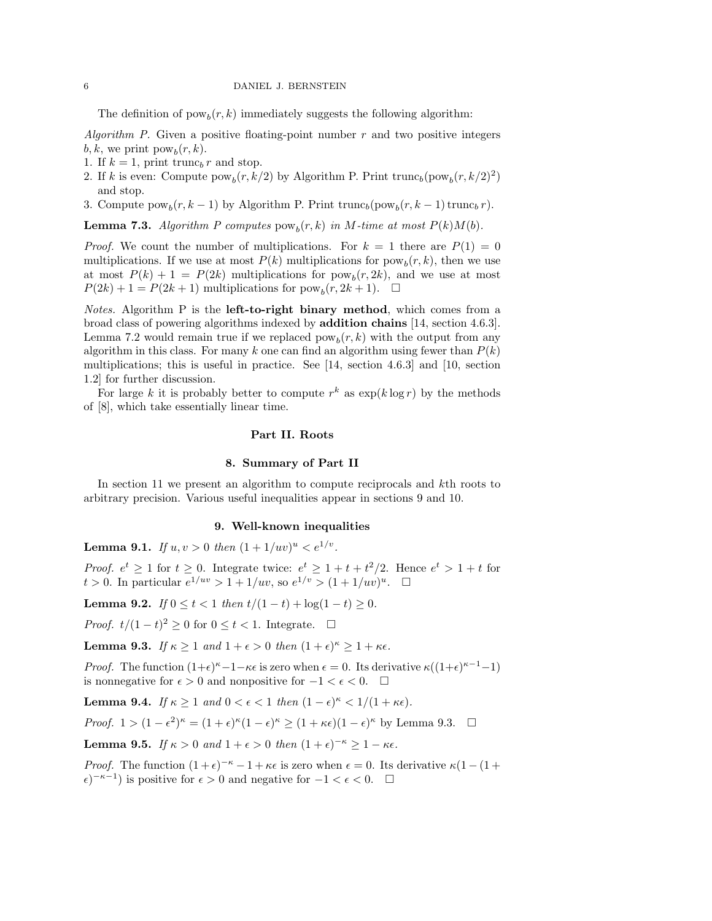The definition of $\text{pow}_b(r, k)$ immediately suggests the following algorithm:

*Algorithm P.* Given a positive floating-point number $r$ and two positive integers $b, k$, we print $\text{pow}_b(r, k)$.

1. If $k = 1$, print $\text{trunc}_b\, r$ and stop.
2. If $k$ is even: Compute $\text{pow}_b(r, k/2)$ by Algorithm P. Print $\text{trunc}_b(\text{pow}_b(r, k/2)^2)$ and stop.
3. Compute $\text{pow}_b(r, k-1)$ by Algorithm P. Print $\text{trunc}_b(\text{pow}_b(r, k-1)\, \text{trunc}_b\, r)$.

**Lemma 7.3.** *Algorithm P computes* $\text{pow}_b(r, k)$ *in M-time at most* $P(k)M(b)$.

*Proof.* We count the number of multiplications. For $k = 1$ there are $P(1) = 0$ multiplications. If we use at most $P(k)$ multiplications for $\text{pow}_b(r, k)$, then we use at most $P(k) + 1 = P(2k)$ multiplications for $\text{pow}_b(r, 2k)$, and we use at most $P(2k) + 1 = P(2k + 1)$ multiplications for $\text{pow}_b(r, 2k + 1)$. □

*Notes.* Algorithm P is the **left-to-right binary method**, which comes from a broad class of powering algorithms indexed by **addition chains** [14, section 4.6.3]. Lemma 7.2 would remain true if we replaced $\text{pow}_b(r, k)$ with the output from any algorithm in this class. For many $k$ one can find an algorithm using fewer than $P(k)$ multiplications; this is useful in practice. See [14, section 4.6.3] and [10, section 1.2] for further discussion.

For large $k$ it is probably better to compute $r^k$ as $\exp(k \log r)$ by the methods of [8], which take essentially linear time.

## Part II. Roots

### 8. Summary of Part II

In section 11 we present an algorithm to compute reciprocals and $k$th roots to arbitrary precision. Various useful inequalities appear in sections 9 and 10.

### 9. Well-known inequalities

**Lemma 9.1.** *If* $u, v > 0$ *then* $(1 + 1/uv)^u < e^{1/v}$.

*Proof.* $e^t \geq 1$ for $t \geq 0$. Integrate twice: $e^t \geq 1 + t + t^2/2$. Hence $e^t > 1 + t$ for $t > 0$. In particular $e^{1/uv} > 1 + 1/uv$, so $e^{1/v} > (1 + 1/uv)^u$. □

**Lemma 9.2.** *If* $0 \leq t < 1$ *then* $t/(1 - t) + \log(1 - t) \geq 0$.

*Proof.* $t/(1 - t)^2 \geq 0$ for $0 \leq t < 1$. Integrate. □

**Lemma 9.3.** *If* $\kappa \geq 1$ *and* $1 + \epsilon > 0$ *then* $(1 + \epsilon)^\kappa \geq 1 + \kappa\epsilon$.

*Proof.* The function $(1+\epsilon)^\kappa - 1 - \kappa\epsilon$ is zero when $\epsilon = 0$. Its derivative $\kappa((1+\epsilon)^{\kappa-1} - 1)$ is nonnegative for $\epsilon > 0$ and nonpositive for $-1 < \epsilon < 0$. □

**Lemma 9.4.** *If* $\kappa \geq 1$ *and* $0 < \epsilon < 1$ *then* $(1 - \epsilon)^\kappa < 1/(1 + \kappa\epsilon)$.

*Proof.* $1 > (1 - \epsilon^2)^\kappa = (1 + \epsilon)^\kappa (1 - \epsilon)^\kappa \geq (1 + \kappa\epsilon)(1 - \epsilon)^\kappa$ by Lemma 9.3. □

**Lemma 9.5.** *If* $\kappa > 0$ *and* $1 + \epsilon > 0$ *then* $(1 + \epsilon)^{-\kappa} \geq 1 - \kappa\epsilon$.

*Proof.* The function $(1 + \epsilon)^{-\kappa} - 1 + \kappa\epsilon$ is zero when $\epsilon = 0$. Its derivative $\kappa(1 - (1 + \epsilon)^{-\kappa-1})$ is positive for $\epsilon > 0$ and negative for $-1 < \epsilon < 0$. □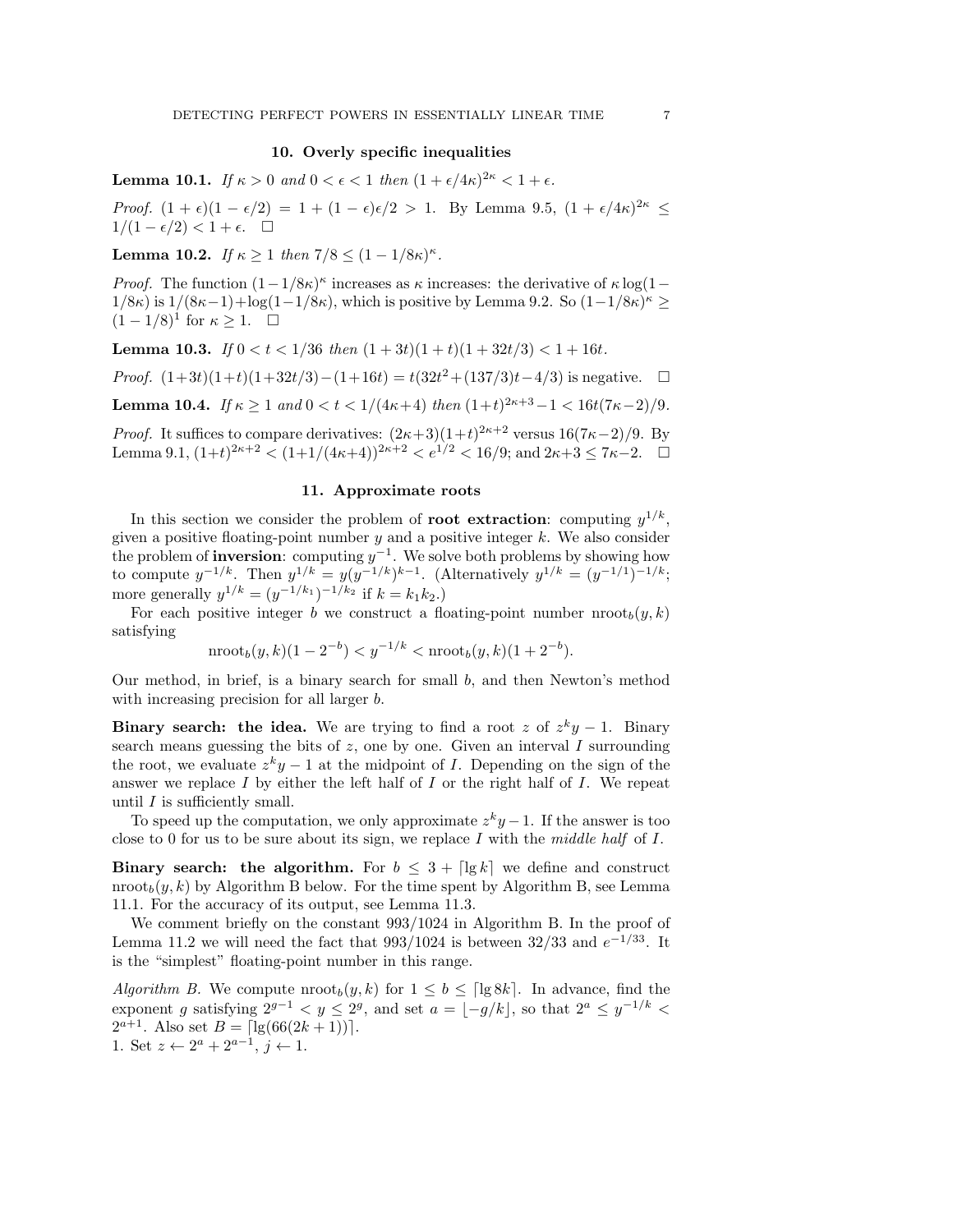## 10. Overly specific inequalities

**Lemma 10.1.** *If $\kappa > 0$ and $0 < \epsilon < 1$ then $(1 + \epsilon/4\kappa)^{2\kappa} < 1 + \epsilon$.*

*Proof.* $(1 + \epsilon)(1 - \epsilon/2) = 1 + (1 - \epsilon)\epsilon/2 > 1$. By Lemma 9.5, $(1 + \epsilon/4\kappa)^{2\kappa} \leq 1/(1 - \epsilon/2) < 1 + \epsilon$. $\square$

**Lemma 10.2.** *If $\kappa \geq 1$ then $7/8 \leq (1 - 1/8\kappa)^{\kappa}$.*

*Proof.* The function $(1-1/8\kappa)^{\kappa}$ increases as $\kappa$ increases: the derivative of $\kappa \log(1-1/8\kappa)$ is $1/(8\kappa-1)+\log(1-1/8\kappa)$, which is positive by Lemma 9.2. So $(1-1/8\kappa)^{\kappa} \geq (1-1/8)^1$ for $\kappa \geq 1$. $\square$

**Lemma 10.3.** *If $0 < t < 1/36$ then $(1 + 3t)(1 + t)(1 + 32t/3) < 1 + 16t$.*

*Proof.* $(1+3t)(1+t)(1+32t/3)-(1+16t) = t(32t^2+(137/3)t-4/3)$ is negative. $\square$

**Lemma 10.4.** *If $\kappa \geq 1$ and $0 < t < 1/(4\kappa+4)$ then $(1+t)^{2\kappa+3}-1 < 16t(7\kappa-2)/9$.*

*Proof.* It suffices to compare derivatives: $(2\kappa+3)(1+t)^{2\kappa+2}$ versus $16(7\kappa-2)/9$. By Lemma 9.1, $(1+t)^{2\kappa+2} < (1+1/(4\kappa+4))^{2\kappa+2} < e^{1/2} < 16/9$; and $2\kappa+3 \leq 7\kappa-2$. $\square$

## 11. Approximate roots

In this section we consider the problem of **root extraction**: computing $y^{1/k}$, given a positive floating-point number $y$ and a positive integer $k$. We also consider the problem of **inversion**: computing $y^{-1}$. We solve both problems by showing how to compute $y^{-1/k}$. Then $y^{1/k} = y(y^{-1/k})^{k-1}$. (Alternatively $y^{1/k} = (y^{-1/1})^{-1/k}$; more generally $y^{1/k} = (y^{-1/k_1})^{-1/k_2}$ if $k = k_1k_2$.)

For each positive integer $b$ we construct a floating-point number $\operatorname{nroot}_b(y, k)$ satisfying

$$\operatorname{nroot}_b(y, k)(1 - 2^{-b}) < y^{-1/k} < \operatorname{nroot}_b(y, k)(1 + 2^{-b}).$$

Our method, in brief, is a binary search for small $b$, and then Newton's method with increasing precision for all larger $b$.

**Binary search: the idea.** We are trying to find a root $z$ of $z^k y - 1$. Binary search means guessing the bits of $z$, one by one. Given an interval $I$ surrounding the root, we evaluate $z^k y - 1$ at the midpoint of $I$. Depending on the sign of the answer we replace $I$ by either the left half of $I$ or the right half of $I$. We repeat until $I$ is sufficiently small.

To speed up the computation, we only approximate $z^k y - 1$. If the answer is too close to 0 for us to be sure about its sign, we replace $I$ with the *middle half* of $I$.

**Binary search: the algorithm.** For $b \leq 3 + \lceil \lg k \rceil$ we define and construct $\operatorname{nroot}_b(y, k)$ by Algorithm B below. For the time spent by Algorithm B, see Lemma 11.1. For the accuracy of its output, see Lemma 11.3.

We comment briefly on the constant 993/1024 in Algorithm B. In the proof of Lemma 11.2 we will need the fact that 993/1024 is between 32/33 and $e^{-1/33}$. It is the "simplest" floating-point number in this range.

*Algorithm B.* We compute $\operatorname{nroot}_b(y, k)$ for $1 \leq b \leq \lceil \lg 8k \rceil$. In advance, find the exponent $g$ satisfying $2^{g-1} < y \leq 2^g$, and set $a = \lfloor -g/k \rfloor$, so that $2^a \leq y^{-1/k} < 2^{a+1}$. Also set $B = \lceil \lg(66(2k + 1)) \rceil$.

1. Set $z \leftarrow 2^a + 2^{a-1}$, $j \leftarrow 1$.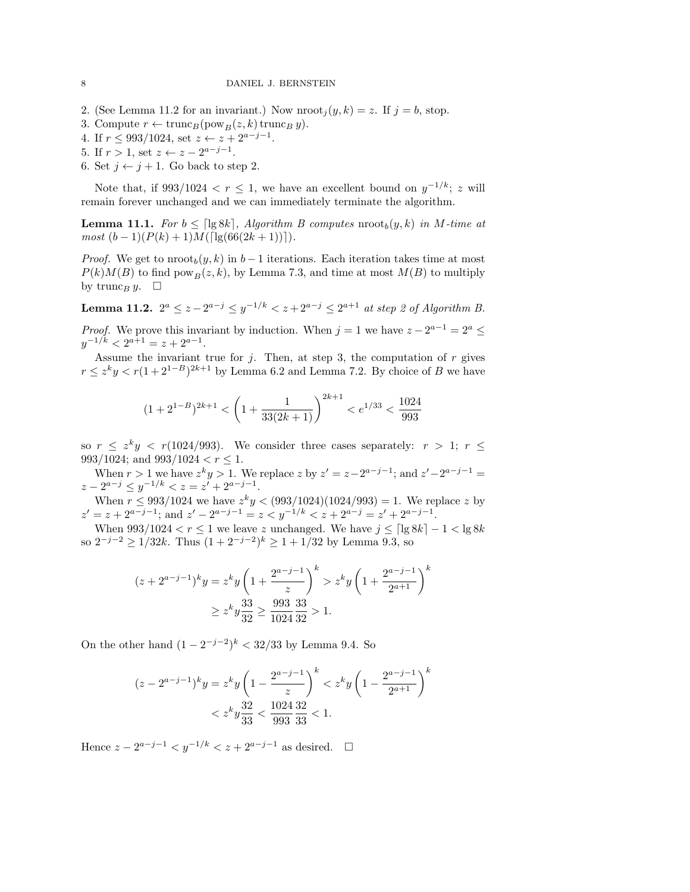2. (See Lemma 11.2 for an invariant.) Now $\mathrm{nroot}_j(y,k) = z$. If $j = b$, stop.
3. Compute $r \leftarrow \mathrm{trunc}_B(\mathrm{pow}_B(z,k)\,\mathrm{trunc}_B\, y)$.
4. If $r \le 993/1024$, set $z \leftarrow z + 2^{a-j-1}$.
5. If $r > 1$, set $z \leftarrow z - 2^{a-j-1}$.
6. Set $j \leftarrow j+1$. Go back to step 2.

Note that, if $993/1024 < r \le 1$, we have an excellent bound on $y^{-1/k}$; $z$ will remain forever unchanged and we can immediately terminate the algorithm.

**Lemma 11.1.** *For $b \le \lceil \lg 8k \rceil$, Algorithm B computes $\mathrm{nroot}_b(y,k)$ in $M$-time at most $(b-1)(P(k)+1)M(\lceil \lg(66(2k+1)) \rceil)$.*

*Proof.* We get to $\mathrm{nroot}_b(y,k)$ in $b-1$ iterations. Each iteration takes time at most $P(k)M(B)$ to find $\mathrm{pow}_B(z,k)$, by Lemma 7.3, and time at most $M(B)$ to multiply by $\mathrm{trunc}_B\, y$. $\square$

**Lemma 11.2.** *$2^a \le z - 2^{a-j} \le y^{-1/k} < z + 2^{a-j} \le 2^{a+1}$ at step 2 of Algorithm B.*

*Proof.* We prove this invariant by induction. When $j = 1$ we have $z - 2^{a-1} = 2^a \le y^{-1/k} < 2^{a+1} = z + 2^{a-1}$.

Assume the invariant true for $j$. Then, at step 3, the computation of $r$ gives $r \le z^k y < r(1+2^{1-B})^{2k+1}$ by Lemma 6.2 and Lemma 7.2. By choice of $B$ we have

$$(1+2^{1-B})^{2k+1} < \left(1 + \frac{1}{33(2k+1)}\right)^{2k+1} < e^{1/33} < \frac{1024}{993}$$

so $r \le z^k y < r(1024/993)$. We consider three cases separately: $r > 1$; $r \le 993/1024$; and $993/1024 < r \le 1$.

When $r > 1$ we have $z^k y > 1$. We replace $z$ by $z' = z - 2^{a-j-1}$; and $z' - 2^{a-j-1} = z - 2^{a-j} \le y^{-1/k} < z = z' + 2^{a-j-1}$.

When $r \le 993/1024$ we have $z^k y < (993/1024)(1024/993) = 1$. We replace $z$ by $z' = z + 2^{a-j-1}$; and $z' - 2^{a-j-1} = z < y^{-1/k} < z + 2^{a-j} = z' + 2^{a-j-1}$.

When $993/1024 < r \le 1$ we leave $z$ unchanged. We have $j \le \lceil \lg 8k \rceil - 1 < \lg 8k$ so $2^{-j-2} \ge 1/32k$. Thus $(1+2^{-j-2})^k \ge 1 + 1/32$ by Lemma 9.3, so

$$\begin{aligned}(z+2^{a-j-1})^k y &= z^k y \left(1 + \frac{2^{a-j-1}}{z}\right)^k > z^k y \left(1 + \frac{2^{a-j-1}}{2^{a+1}}\right)^k \\ &\ge z^k y \frac{33}{32} \ge \frac{993}{1024}\frac{33}{32} > 1.\end{aligned}$$

On the other hand $(1 - 2^{-j-2})^k < 32/33$ by Lemma 9.4. So

$$\begin{aligned}(z-2^{a-j-1})^k y &= z^k y \left(1 - \frac{2^{a-j-1}}{z}\right)^k < z^k y \left(1 - \frac{2^{a-j-1}}{2^{a+1}}\right)^k \\ &< z^k y \frac{32}{33} < \frac{1024}{993}\frac{32}{33} < 1.\end{aligned}$$

Hence $z - 2^{a-j-1} < y^{-1/k} < z + 2^{a-j-1}$ as desired. $\square$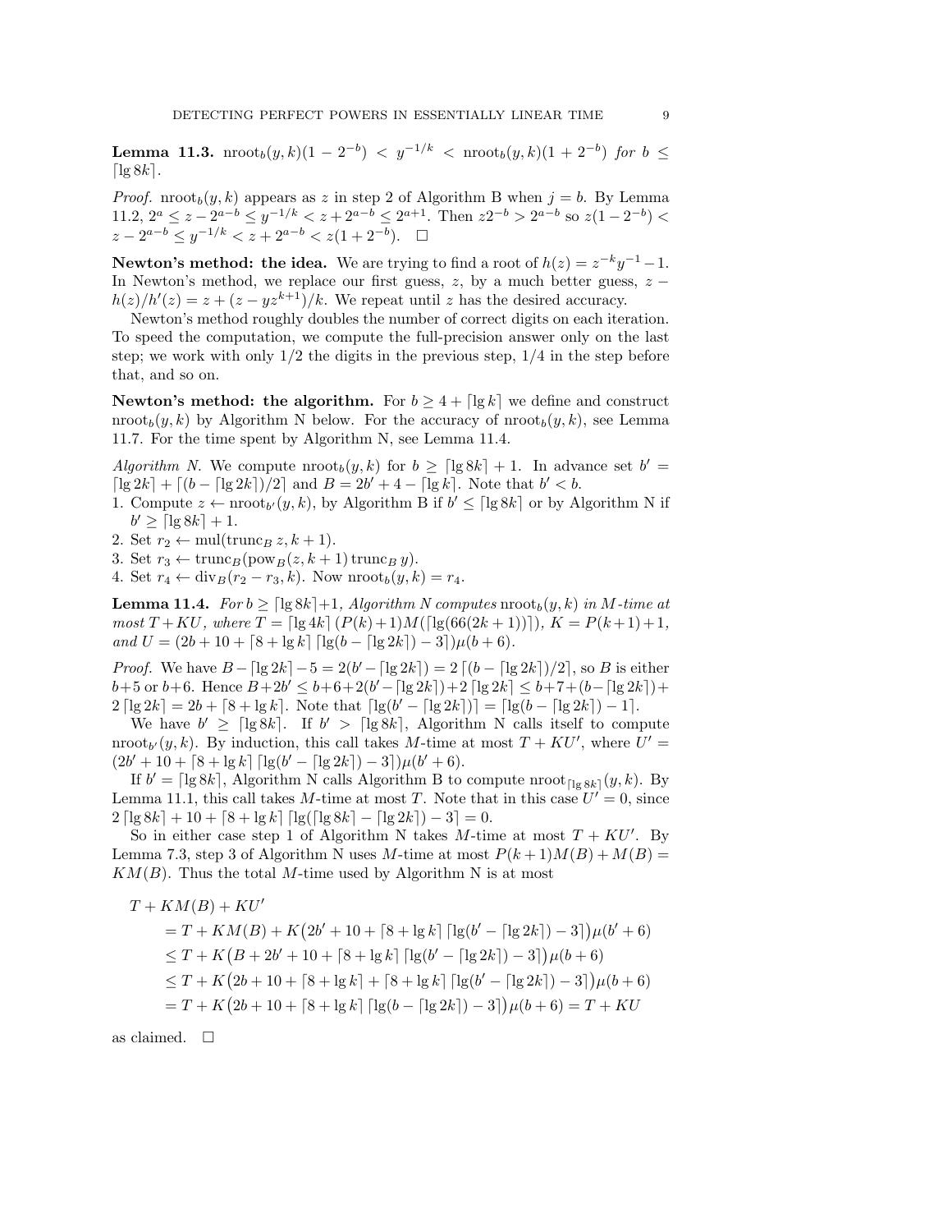**Lemma 11.3.** $\operatorname{nroot}_b(y,k)(1-2^{-b}) < y^{-1/k} < \operatorname{nroot}_b(y,k)(1+2^{-b})$ *for* $b \le \lceil \lg 8k \rceil$.

*Proof.* $\operatorname{nroot}_b(y,k)$ appears as $z$ in step 2 of Algorithm B when $j = b$. By Lemma 11.2, $2^a \le z - 2^{a-b} \le y^{-1/k} < z + 2^{a-b} \le 2^{a+1}$. Then $z2^{-b} > 2^{a-b}$ so $z(1-2^{-b}) < z - 2^{a-b} \le y^{-1/k} < z + 2^{a-b} < z(1+2^{-b})$. $\square$

**Newton's method: the idea.** We are trying to find a root of $h(z) = z^{-k}y^{-1} - 1$. In Newton's method, we replace our first guess, $z$, by a much better guess, $z - h(z)/h'(z) = z + (z - yz^{k+1})/k$. We repeat until $z$ has the desired accuracy.

Newton's method roughly doubles the number of correct digits on each iteration. To speed the computation, we compute the full-precision answer only on the last step; we work with only 1/2 the digits in the previous step, 1/4 in the step before that, and so on.

**Newton's method: the algorithm.** For $b \ge 4 + \lceil \lg k \rceil$ we define and construct $\operatorname{nroot}_b(y,k)$ by Algorithm N below. For the accuracy of $\operatorname{nroot}_b(y,k)$, see Lemma 11.7. For the time spent by Algorithm N, see Lemma 11.4.

*Algorithm N.* We compute $\operatorname{nroot}_b(y,k)$ for $b \ge \lceil \lg 8k \rceil + 1$. In advance set $b' = \lceil \lg 2k \rceil + \lceil (b - \lceil \lg 2k \rceil)/2 \rceil$ and $B = 2b' + 4 - \lceil \lg k \rceil$. Note that $b' < b$.

1. Compute $z \leftarrow \operatorname{nroot}_{b'}(y,k)$, by Algorithm B if $b' \le \lceil \lg 8k \rceil$ or by Algorithm N if $b' \ge \lceil \lg 8k \rceil + 1$.
2. Set $r_2 \leftarrow \operatorname{mul}(\operatorname{trunc}_B z, k+1)$.
3. Set $r_3 \leftarrow \operatorname{trunc}_B(\operatorname{pow}_B(z, k+1)\operatorname{trunc}_B y)$.
4. Set $r_4 \leftarrow \operatorname{div}_B(r_2 - r_3, k)$. Now $\operatorname{nroot}_b(y,k) = r_4$.

**Lemma 11.4.** *For* $b \ge \lceil \lg 8k \rceil + 1$, *Algorithm N computes* $\operatorname{nroot}_b(y,k)$ *in M-time at most* $T + KU$, *where* $T = \lceil \lg 4k \rceil (P(k)+1) M(\lceil \lg(66(2k+1)) \rceil)$, $K = P(k+1)+1$, *and* $U = (2b + 10 + \lceil 8 + \lg k \rceil \lceil \lg(b - \lceil \lg 2k \rceil) - 3 \rceil)\mu(b+6)$.

*Proof.* We have $B - \lceil \lg 2k \rceil - 5 = 2(b' - \lceil \lg 2k \rceil) = 2\lceil (b - \lceil \lg 2k \rceil)/2 \rceil$, so $B$ is either $b+5$ or $b+6$. Hence $B + 2b' \le b + 6 + 2(b' - \lceil \lg 2k \rceil) + 2\lceil \lg 2k \rceil \le b + 7 + (b - \lceil \lg 2k \rceil) + 2\lceil \lg 2k \rceil = 2b + \lceil 8 + \lg k \rceil$. Note that $\lceil \lg(b' - \lceil \lg 2k \rceil) \rceil = \lceil \lg(b - \lceil \lg 2k \rceil) - 1 \rceil$.

We have $b' \ge \lceil \lg 8k \rceil$. If $b' > \lceil \lg 8k \rceil$, Algorithm N calls itself to compute $\operatorname{nroot}_{b'}(y,k)$. By induction, this call takes $M$-time at most $T + KU'$, where $U' = (2b' + 10 + \lceil 8 + \lg k \rceil \lceil \lg(b' - \lceil \lg 2k \rceil) - 3 \rceil)\mu(b'+6)$.

If $b' = \lceil \lg 8k \rceil$, Algorithm N calls Algorithm B to compute $\operatorname{nroot}_{\lceil \lg 8k \rceil}(y,k)$. By Lemma 11.1, this call takes $M$-time at most $T$. Note that in this case $U' = 0$, since $2\lceil \lg 8k \rceil + 10 + \lceil 8 + \lg k \rceil \lceil \lg(\lceil \lg 8k \rceil - \lceil \lg 2k \rceil) - 3 \rceil = 0$.

So in either case step 1 of Algorithm N takes $M$-time at most $T + KU'$. By Lemma 7.3, step 3 of Algorithm N uses $M$-time at most $P(k+1)M(B) + M(B) = KM(B)$. Thus the total $M$-time used by Algorithm N is at most

$$
\begin{aligned}
&T + KM(B) + KU' \\
&\quad = T + KM(B) + K\big(2b' + 10 + \lceil 8 + \lg k \rceil \lceil \lg(b' - \lceil \lg 2k \rceil) - 3 \rceil\big)\mu(b'+6) \\
&\quad \le T + K\big(B + 2b' + 10 + \lceil 8 + \lg k \rceil \lceil \lg(b' - \lceil \lg 2k \rceil) - 3 \rceil\big)\mu(b+6) \\
&\quad \le T + K\big(2b + 10 + \lceil 8 + \lg k \rceil + \lceil 8 + \lg k \rceil \lceil \lg(b' - \lceil \lg 2k \rceil) - 3 \rceil\big)\mu(b+6) \\
&\quad = T + K\big(2b + 10 + \lceil 8 + \lg k \rceil \lceil \lg(b - \lceil \lg 2k \rceil) - 3 \rceil\big)\mu(b+6) = T + KU
\end{aligned}
$$

as claimed. $\square$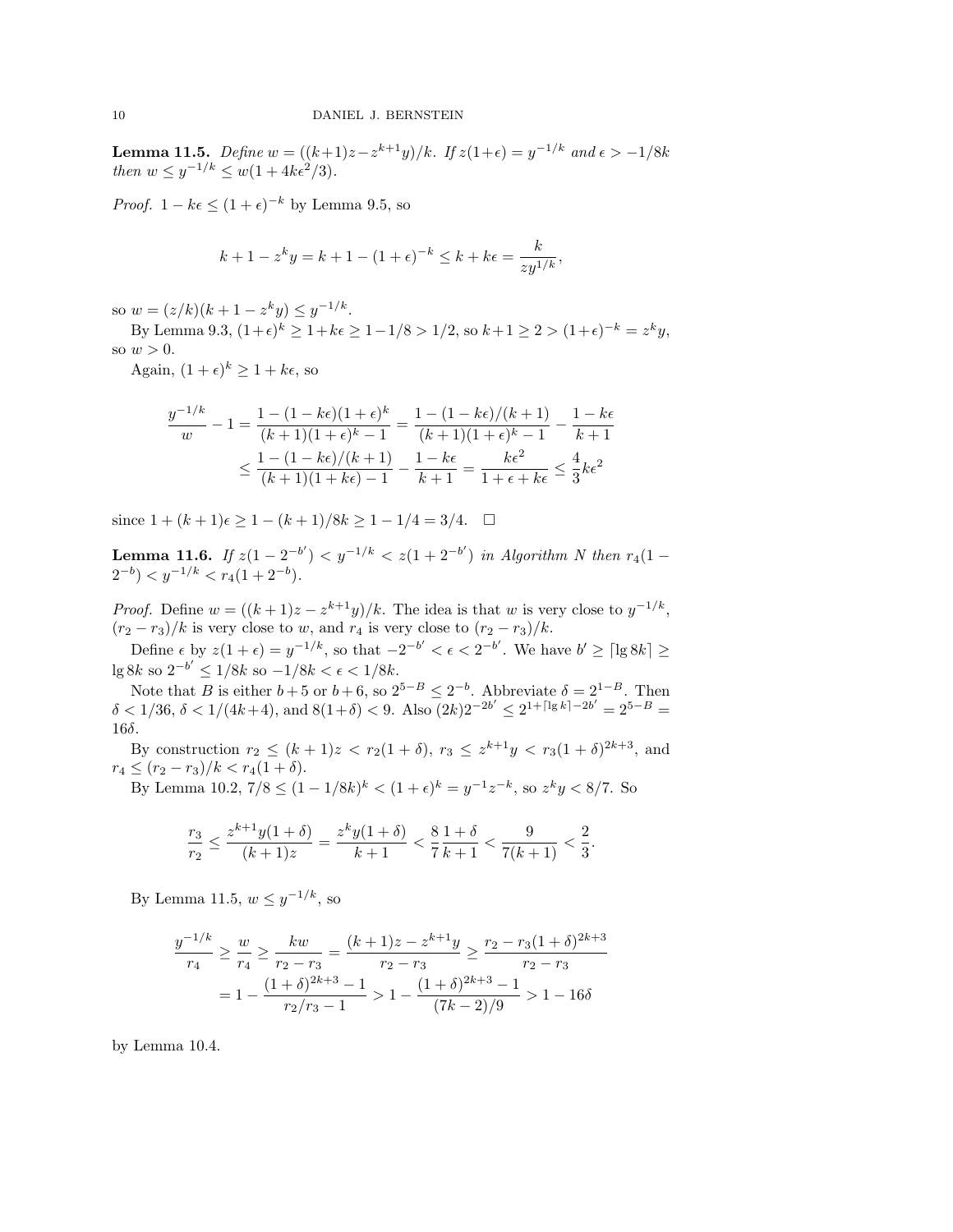**Lemma 11.5.** *Define $w = ((k+1)z - z^{k+1}y)/k$. If $z(1+\epsilon) = y^{-1/k}$ and $\epsilon > -1/8k$ then $w \le y^{-1/k} \le w(1 + 4k\epsilon^2/3)$.*

*Proof.* $1 - k\epsilon \le (1+\epsilon)^{-k}$ by Lemma 9.5, so

$$k + 1 - z^k y = k + 1 - (1+\epsilon)^{-k} \le k + k\epsilon = \frac{k}{zy^{1/k}},$$

so $w = (z/k)(k + 1 - z^k y) \le y^{-1/k}$.

By Lemma 9.3, $(1+\epsilon)^k \ge 1 + k\epsilon \ge 1 - 1/8 > 1/2$, so $k + 1 \ge 2 > (1+\epsilon)^{-k} = z^k y$, so $w > 0$.

Again, $(1+\epsilon)^k \ge 1 + k\epsilon$, so

$$\begin{aligned}
\frac{y^{-1/k}}{w} - 1 &= \frac{1 - (1-k\epsilon)(1+\epsilon)^k}{(k+1)(1+\epsilon)^k - 1} = \frac{1 - (1-k\epsilon)/(k+1)}{(k+1)(1+\epsilon)^k - 1} - \frac{1 - k\epsilon}{k+1} \\
&\le \frac{1 - (1-k\epsilon)/(k+1)}{(k+1)(1+k\epsilon) - 1} - \frac{1-k\epsilon}{k+1} = \frac{k\epsilon^2}{1 + \epsilon + k\epsilon} \le \frac{4}{3}k\epsilon^2
\end{aligned}$$

since $1 + (k+1)\epsilon \ge 1 - (k+1)/8k \ge 1 - 1/4 = 3/4$. $\square$

**Lemma 11.6.** *If $z(1 - 2^{-b'}) < y^{-1/k} < z(1 + 2^{-b'})$ in Algorithm N then $r_4(1 - 2^{-b}) < y^{-1/k} < r_4(1 + 2^{-b})$.*

*Proof.* Define $w = ((k+1)z - z^{k+1}y)/k$. The idea is that $w$ is very close to $y^{-1/k}$, $(r_2 - r_3)/k$ is very close to $w$, and $r_4$ is very close to $(r_2 - r_3)/k$.

Define $\epsilon$ by $z(1+\epsilon) = y^{-1/k}$, so that $-2^{-b'} < \epsilon < 2^{-b'}$. We have $b' \ge \lceil \lg 8k \rceil \ge \lg 8k$ so $2^{-b'} \le 1/8k$ so $-1/8k < \epsilon < 1/8k$.

Note that $B$ is either $b + 5$ or $b + 6$, so $2^{5-B} \le 2^{-b}$. Abbreviate $\delta = 2^{1-B}$. Then $\delta < 1/36$, $\delta < 1/(4k+4)$, and $8(1+\delta) < 9$. Also $(2k)2^{-2b'} \le 2^{1+\lceil \lg k \rceil - 2b'} = 2^{5-B} = 16\delta$.

By construction $r_2 \le (k+1)z < r_2(1+\delta)$, $r_3 \le z^{k+1}y < r_3(1+\delta)^{2k+3}$, and $r_4 \le (r_2 - r_3)/k < r_4(1+\delta)$.

By Lemma 10.2, $7/8 \le (1 - 1/8k)^k < (1+\epsilon)^k = y^{-1}z^{-k}$, so $z^k y < 8/7$. So

$$\frac{r_3}{r_2} \le \frac{z^{k+1}y(1+\delta)}{(k+1)z} = \frac{z^k y(1+\delta)}{k+1} < \frac{8}{7}\frac{1+\delta}{k+1} < \frac{9}{7(k+1)} < \frac{2}{3}.$$

By Lemma 11.5, $w \le y^{-1/k}$, so

$$\begin{aligned}
\frac{y^{-1/k}}{r_4} \ge \frac{w}{r_4} \ge \frac{kw}{r_2 - r_3} &= \frac{(k+1)z - z^{k+1}y}{r_2 - r_3} \ge \frac{r_2 - r_3(1+\delta)^{2k+3}}{r_2 - r_3} \\
&= 1 - \frac{(1+\delta)^{2k+3} - 1}{r_2/r_3 - 1} > 1 - \frac{(1+\delta)^{2k+3} - 1}{(7k-2)/9} > 1 - 16\delta
\end{aligned}$$

by Lemma 10.4.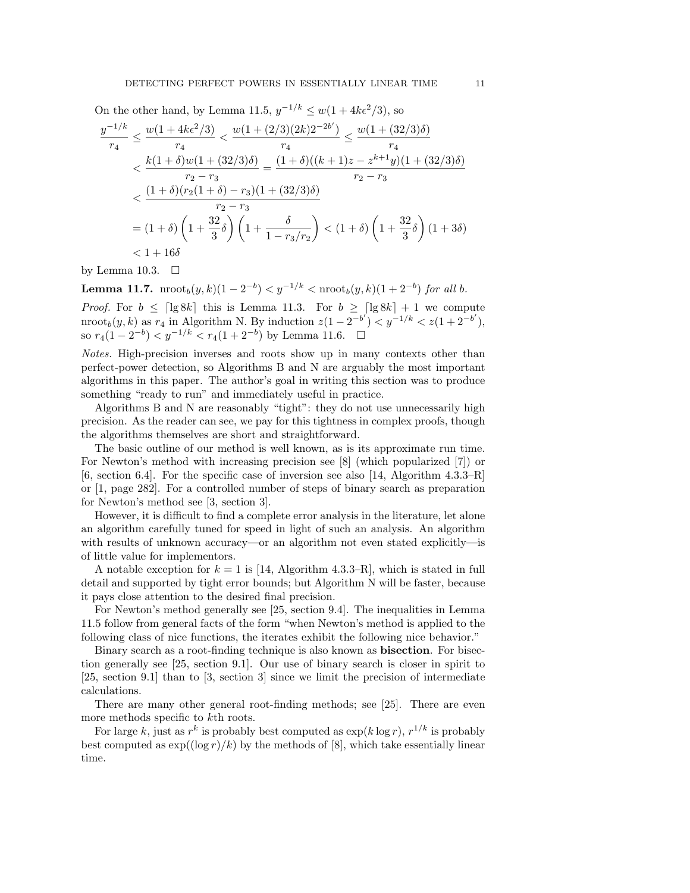On the other hand, by Lemma 11.5, $y^{-1/k} \le w(1 + 4k\epsilon^2/3)$, so

$$
\begin{aligned}
\frac{y^{-1/k}}{r_4} &\le \frac{w(1+4k\epsilon^2/3)}{r_4} < \frac{w(1+(2/3)(2k)2^{-2b'})}{r_4} \le \frac{w(1+(32/3)\delta)}{r_4} \\
&< \frac{k(1+\delta)w(1+(32/3)\delta)}{r_2 - r_3} = \frac{(1+\delta)((k+1)z - z^{k+1}y)(1+(32/3)\delta)}{r_2 - r_3} \\
&< \frac{(1+\delta)(r_2(1+\delta) - r_3)(1+(32/3)\delta)}{r_2 - r_3} \\
&= (1+\delta)\left(1 + \frac{32}{3}\delta\right)\left(1 + \frac{\delta}{1 - r_3/r_2}\right) < (1+\delta)\left(1+\frac{32}{3}\delta\right)(1+3\delta) \\
&< 1 + 16\delta
\end{aligned}
$$

by Lemma 10.3. $\square$

**Lemma 11.7.** *$\mathrm{nroot}_b(y,k)(1-2^{-b}) < y^{-1/k} < \mathrm{nroot}_b(y,k)(1+2^{-b})$ for all $b$.*

*Proof.* For $b \le \lceil \lg 8k \rceil$ this is Lemma 11.3. For $b \ge \lceil \lg 8k \rceil + 1$ we compute $\mathrm{nroot}_b(y,k)$ as $r_4$ in Algorithm N. By induction $z(1-2^{-b'}) < y^{-1/k} < z(1+2^{-b'})$, so $r_4(1-2^{-b}) < y^{-1/k} < r_4(1+2^{-b})$ by Lemma 11.6. $\square$

*Notes.* High-precision inverses and roots show up in many contexts other than perfect-power detection, so Algorithms B and N are arguably the most important algorithms in this paper. The author's goal in writing this section was to produce something "ready to run" and immediately useful in practice.

Algorithms B and N are reasonably "tight": they do not use unnecessarily high precision. As the reader can see, we pay for this tightness in complex proofs, though the algorithms themselves are short and straightforward.

The basic outline of our method is well known, as is its approximate run time. For Newton's method with increasing precision see [8] (which popularized [7]) or [6, section 6.4]. For the specific case of inversion see also [14, Algorithm 4.3.3–R] or [1, page 282]. For a controlled number of steps of binary search as preparation for Newton's method see [3, section 3].

However, it is difficult to find a complete error analysis in the literature, let alone an algorithm carefully tuned for speed in light of such an analysis. An algorithm with results of unknown accuracy—or an algorithm not even stated explicitly—is of little value for implementors.

A notable exception for $k = 1$ is [14, Algorithm 4.3.3–R], which is stated in full detail and supported by tight error bounds; but Algorithm N will be faster, because it pays close attention to the desired final precision.

For Newton's method generally see [25, section 9.4]. The inequalities in Lemma 11.5 follow from general facts of the form "when Newton's method is applied to the following class of nice functions, the iterates exhibit the following nice behavior."

Binary search as a root-finding technique is also known as **bisection**. For bisection generally see [25, section 9.1]. Our use of binary search is closer in spirit to [25, section 9.1] than to [3, section 3] since we limit the precision of intermediate calculations.

There are many other general root-finding methods; see [25]. There are even more methods specific to $k$th roots.

For large $k$, just as $r^k$ is probably best computed as $\exp(k \log r)$, $r^{1/k}$ is probably best computed as $\exp((\log r)/k)$ by the methods of [8], which take essentially linear time.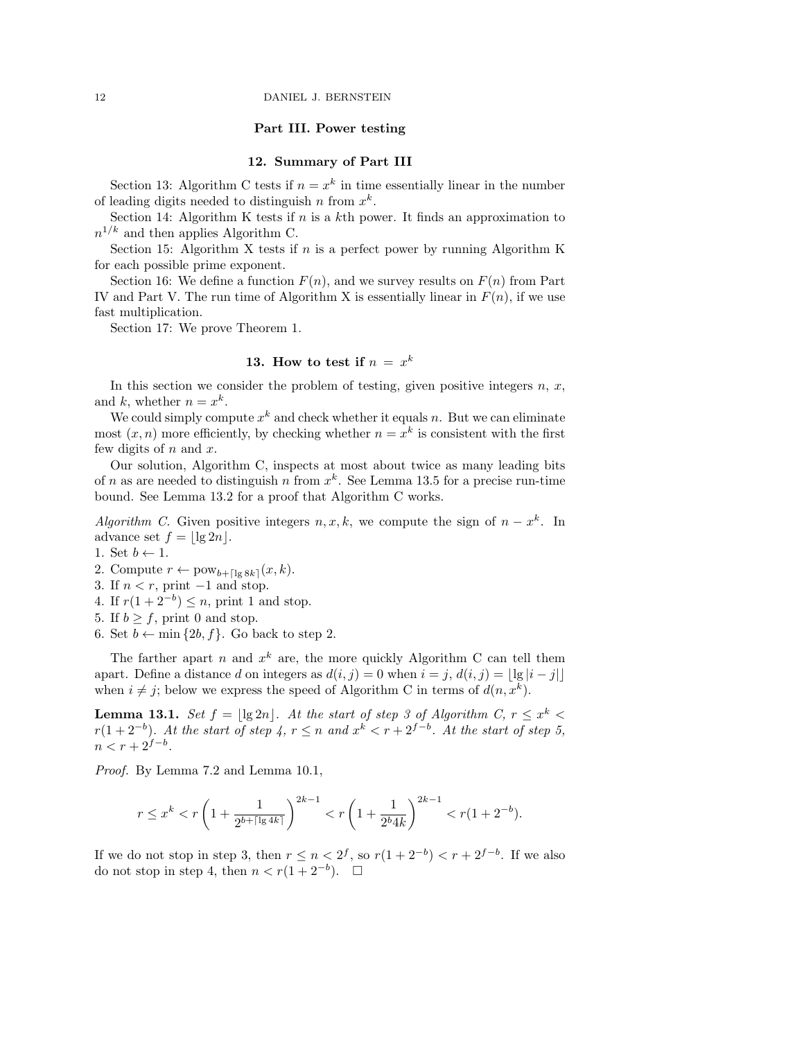# Part III. Power testing

## 12. Summary of Part III

Section 13: Algorithm C tests if $n = x^k$ in time essentially linear in the number of leading digits needed to distinguish $n$ from $x^k$.

Section 14: Algorithm K tests if $n$ is a $k$th power. It finds an approximation to $n^{1/k}$ and then applies Algorithm C.

Section 15: Algorithm X tests if $n$ is a perfect power by running Algorithm K for each possible prime exponent.

Section 16: We define a function $F(n)$, and we survey results on $F(n)$ from Part IV and Part V. The run time of Algorithm X is essentially linear in $F(n)$, if we use fast multiplication.

Section 17: We prove Theorem 1.

## 13. How to test if $n = x^k$

In this section we consider the problem of testing, given positive integers $n$, $x$, and $k$, whether $n = x^k$.

We could simply compute $x^k$ and check whether it equals $n$. But we can eliminate most $(x, n)$ more efficiently, by checking whether $n = x^k$ is consistent with the first few digits of $n$ and $x$.

Our solution, Algorithm C, inspects at most about twice as many leading bits of $n$ as are needed to distinguish $n$ from $x^k$. See Lemma 13.5 for a precise run-time bound. See Lemma 13.2 for a proof that Algorithm C works.

*Algorithm C.* Given positive integers $n, x, k$, we compute the sign of $n - x^k$. In advance set $f = \lfloor \lg 2n \rfloor$.

1. Set $b \leftarrow 1$.
2. Compute $r \leftarrow \operatorname{pow}_{b+\lceil \lg 8k \rceil}(x, k)$.
3. If $n < r$, print $-1$ and stop.
4. If $r(1 + 2^{-b}) \le n$, print 1 and stop.
5. If $b \ge f$, print 0 and stop.
6. Set $b \leftarrow \min\{2b, f\}$. Go back to step 2.

The farther apart $n$ and $x^k$ are, the more quickly Algorithm C can tell them apart. Define a distance $d$ on integers as $d(i, j) = 0$ when $i = j$, $d(i, j) = \lfloor \lg |i - j| \rfloor$ when $i \ne j$; below we express the speed of Algorithm C in terms of $d(n, x^k)$.

**Lemma 13.1.** *Set $f = \lfloor \lg 2n \rfloor$. At the start of step 3 of Algorithm C, $r \le x^k < r(1 + 2^{-b})$. At the start of step 4, $r \le n$ and $x^k < r + 2^{f-b}$. At the start of step 5, $n < r + 2^{f-b}$.*

*Proof.* By Lemma 7.2 and Lemma 10.1,

$$r \le x^k < r\left(1 + \frac{1}{2^{b+\lceil \lg 4k \rceil}}\right)^{2k-1} < r\left(1 + \frac{1}{2^b 4k}\right)^{2k-1} < r(1 + 2^{-b}).$$

If we do not stop in step 3, then $r \le n < 2^f$, so $r(1 + 2^{-b}) < r + 2^{f-b}$. If we also do not stop in step 4, then $n < r(1 + 2^{-b})$. $\square$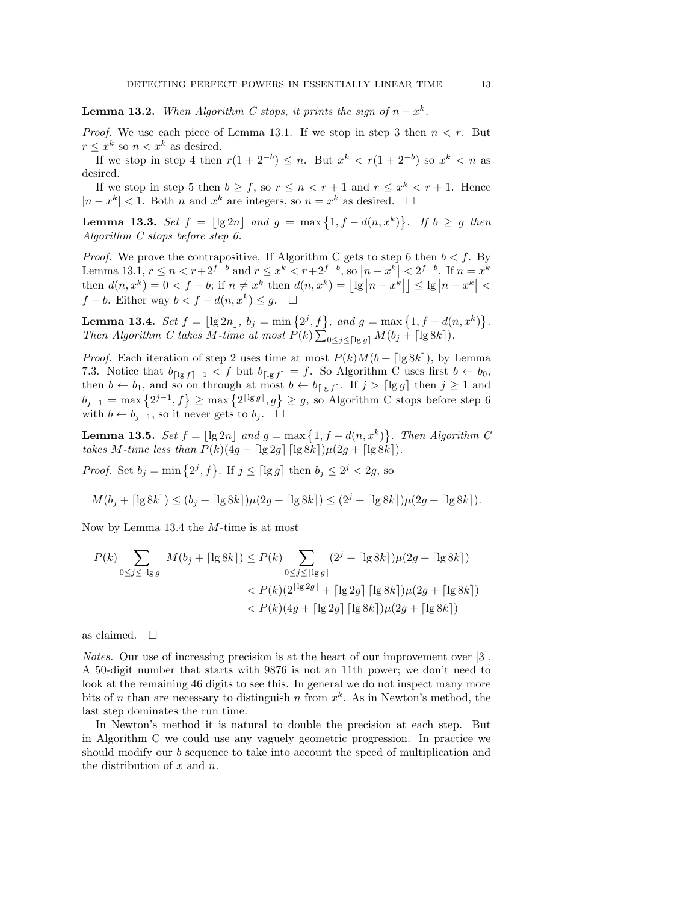**Lemma 13.2.** *When Algorithm C stops, it prints the sign of $n - x^k$.*

*Proof.* We use each piece of Lemma 13.1. If we stop in step 3 then $n < r$. But $r \le x^k$ so $n < x^k$ as desired.

If we stop in step 4 then $r(1 + 2^{-b}) \le n$. But $x^k < r(1 + 2^{-b})$ so $x^k < n$ as desired.

If we stop in step 5 then $b \ge f$, so $r \le n < r + 1$ and $r \le x^k < r + 1$. Hence $|n - x^k| < 1$. Both $n$ and $x^k$ are integers, so $n = x^k$ as desired. $\square$

**Lemma 13.3.** *Set $f = \lfloor \lg 2n \rfloor$ and $g = \max\{1, f - d(n, x^k)\}$. If $b \ge g$ then Algorithm C stops before step 6.*

*Proof.* We prove the contrapositive. If Algorithm C gets to step 6 then $b < f$. By Lemma 13.1, $r \le n < r + 2^{f-b}$ and $r \le x^k < r + 2^{f-b}$, so $|n - x^k| < 2^{f-b}$. If $n = x^k$ then $d(n, x^k) = 0 < f - b$; if $n \ne x^k$ then $d(n, x^k) = \lfloor \lg |n - x^k| \rfloor \le \lg |n - x^k| < f - b$. Either way $b < f - d(n, x^k) \le g$. $\square$

**Lemma 13.4.** *Set $f = \lfloor \lg 2n \rfloor$, $b_j = \min\{2^j, f\}$, and $g = \max\{1, f - d(n, x^k)\}$. Then Algorithm C takes $M$-time at most $P(k) \sum_{0 \le j \le \lceil \lg g \rceil} M(b_j + \lceil \lg 8k \rceil)$.*

*Proof.* Each iteration of step 2 uses time at most $P(k) M(b + \lceil \lg 8k \rceil)$, by Lemma 7.3. Notice that $b_{\lceil \lg f \rceil - 1} < f$ but $b_{\lceil \lg f \rceil} = f$. So Algorithm C uses first $b \leftarrow b_0$, then $b \leftarrow b_1$, and so on through at most $b \leftarrow b_{\lceil \lg f \rceil}$. If $j > \lceil \lg g \rceil$ then $j \ge 1$ and $b_{j-1} = \max\{2^{j-1}, f\} \ge \max\{2^{\lceil \lg g \rceil}, g\} \ge g$, so Algorithm C stops before step 6 with $b \leftarrow b_{j-1}$, so it never gets to $b_j$. $\square$

**Lemma 13.5.** *Set $f = \lfloor \lg 2n \rfloor$ and $g = \max\{1, f - d(n, x^k)\}$. Then Algorithm C takes $M$-time less than $P(k)(4g + \lceil \lg 2g \rceil \lceil \lg 8k \rceil)\mu(2g + \lceil \lg 8k \rceil)$.*

*Proof.* Set $b_j = \min\{2^j, f\}$. If $j \le \lceil \lg g \rceil$ then $b_j \le 2^j < 2g$, so

$$M(b_j + \lceil \lg 8k \rceil) \le (b_j + \lceil \lg 8k \rceil)\mu(2g + \lceil \lg 8k \rceil) \le (2^j + \lceil \lg 8k \rceil)\mu(2g + \lceil \lg 8k \rceil).$$

Now by Lemma 13.4 the $M$-time is at most

$$\begin{aligned}
P(k) \sum_{0 \le j \le \lceil \lg g \rceil} M(b_j + \lceil \lg 8k \rceil) &\le P(k) \sum_{0 \le j \le \lceil \lg g \rceil} (2^j + \lceil \lg 8k \rceil)\mu(2g + \lceil \lg 8k \rceil) \\
&< P(k)(2^{\lceil \lg 2g \rceil} + \lceil \lg 2g \rceil \lceil \lg 8k \rceil)\mu(2g + \lceil \lg 8k \rceil) \\
&< P(k)(4g + \lceil \lg 2g \rceil \lceil \lg 8k \rceil)\mu(2g + \lceil \lg 8k \rceil)
\end{aligned}$$

as claimed. $\square$

*Notes.* Our use of increasing precision is at the heart of our improvement over [3]. A 50-digit number that starts with 9876 is not an 11th power; we don't need to look at the remaining 46 digits to see this. In general we do not inspect many more bits of $n$ than are necessary to distinguish $n$ from $x^k$. As in Newton's method, the last step dominates the run time.

In Newton's method it is natural to double the precision at each step. But in Algorithm C we could use any vaguely geometric progression. In practice we should modify our $b$ sequence to take into account the speed of multiplication and the distribution of $x$ and $n$.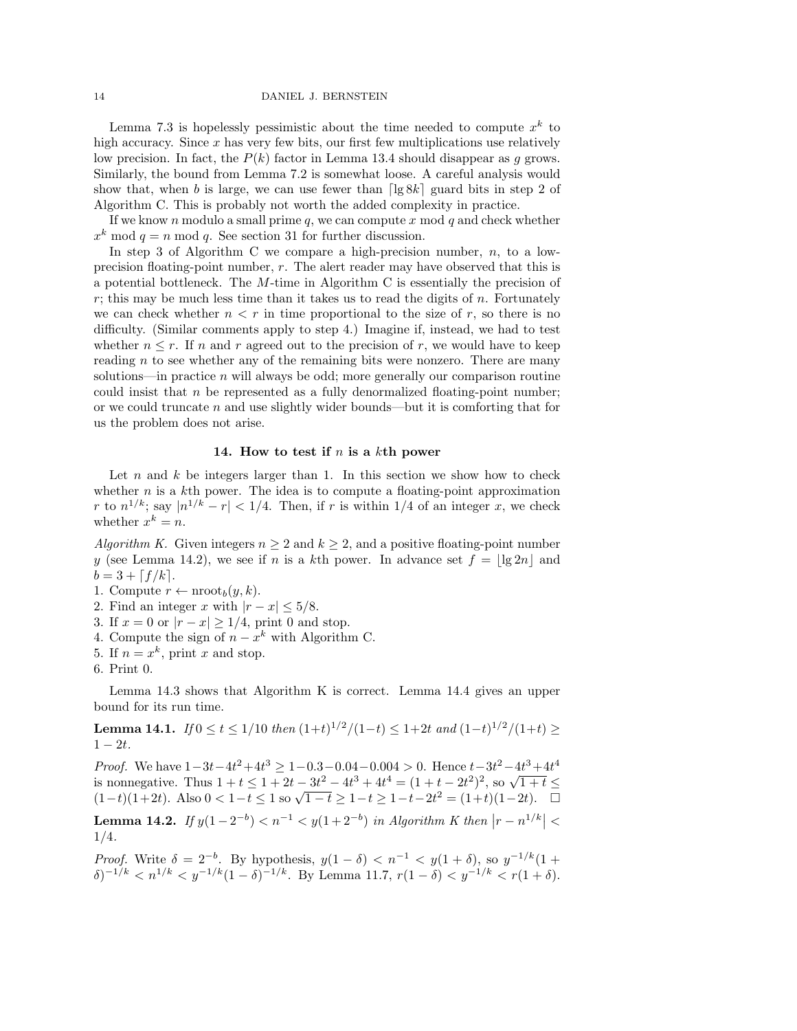Lemma 7.3 is hopelessly pessimistic about the time needed to compute $x^k$ to high accuracy. Since $x$ has very few bits, our first few multiplications use relatively low precision. In fact, the $P(k)$ factor in Lemma 13.4 should disappear as $g$ grows. Similarly, the bound from Lemma 7.2 is somewhat loose. A careful analysis would show that, when $b$ is large, we can use fewer than $\lceil \lg 8k \rceil$ guard bits in step 2 of Algorithm C. This is probably not worth the added complexity in practice.

If we know $n$ modulo a small prime $q$, we can compute $x \bmod q$ and check whether $x^k \bmod q = n \bmod q$. See section 31 for further discussion.

In step 3 of Algorithm C we compare a high-precision number, $n$, to a low-precision floating-point number, $r$. The alert reader may have observed that this is a potential bottleneck. The $M$-time in Algorithm C is essentially the precision of $r$; this may be much less time than it takes us to read the digits of $n$. Fortunately we can check whether $n < r$ in time proportional to the size of $r$, so there is no difficulty. (Similar comments apply to step 4.) Imagine if, instead, we had to test whether $n \le r$. If $n$ and $r$ agreed out to the precision of $r$, we would have to keep reading $n$ to see whether any of the remaining bits were nonzero. There are many solutions—in practice $n$ will always be odd; more generally our comparison routine could insist that $n$ be represented as a fully denormalized floating-point number; or we could truncate $n$ and use slightly wider bounds—but it is comforting that for us the problem does not arise.

## 14. How to test if $n$ is a $k$th power

Let $n$ and $k$ be integers larger than 1. In this section we show how to check whether $n$ is a $k$th power. The idea is to compute a floating-point approximation $r$ to $n^{1/k}$; say $|n^{1/k} - r| < 1/4$. Then, if $r$ is within $1/4$ of an integer $x$, we check whether $x^k = n$.

*Algorithm K.* Given integers $n \ge 2$ and $k \ge 2$, and a positive floating-point number $y$ (see Lemma 14.2), we see if $n$ is a $k$th power. In advance set $f = \lfloor \lg 2n \rfloor$ and $b = 3 + \lceil f/k \rceil$.

1. Compute $r \leftarrow \operatorname{nroot}_b(y, k)$.
2. Find an integer $x$ with $|r - x| \le 5/8$.
3. If $x = 0$ or $|r - x| \ge 1/4$, print 0 and stop.
4. Compute the sign of $n - x^k$ with Algorithm C.
5. If $n = x^k$, print $x$ and stop.
6. Print 0.

Lemma 14.3 shows that Algorithm K is correct. Lemma 14.4 gives an upper bound for its run time.

**Lemma 14.1.** *If $0 \le t \le 1/10$ then $(1+t)^{1/2}/(1-t) \le 1+2t$ and $(1-t)^{1/2}/(1+t) \ge 1-2t$.*

*Proof.* We have $1-3t-4t^2+4t^3 \ge 1-0.3-0.04-0.004 > 0$. Hence $t-3t^2-4t^3+4t^4$ is nonnegative. Thus $1+t \le 1+2t-3t^2-4t^3+4t^4 = (1+t-2t^2)^2$, so $\sqrt{1+t} \le (1-t)(1+2t)$. Also $0 < 1-t \le 1$ so $\sqrt{1-t} \ge 1-t \ge 1-t-2t^2 = (1+t)(1-2t)$. $\square$

**Lemma 14.2.** *If $y(1-2^{-b}) < n^{-1} < y(1+2^{-b})$ in Algorithm K then $\left|r - n^{1/k}\right| < 1/4$.*

*Proof.* Write $\delta = 2^{-b}$. By hypothesis, $y(1-\delta) < n^{-1} < y(1+\delta)$, so $y^{-1/k}(1+\delta)^{-1/k} < n^{1/k} < y^{-1/k}(1-\delta)^{-1/k}$. By Lemma 11.7, $r(1-\delta) < y^{-1/k} < r(1+\delta)$.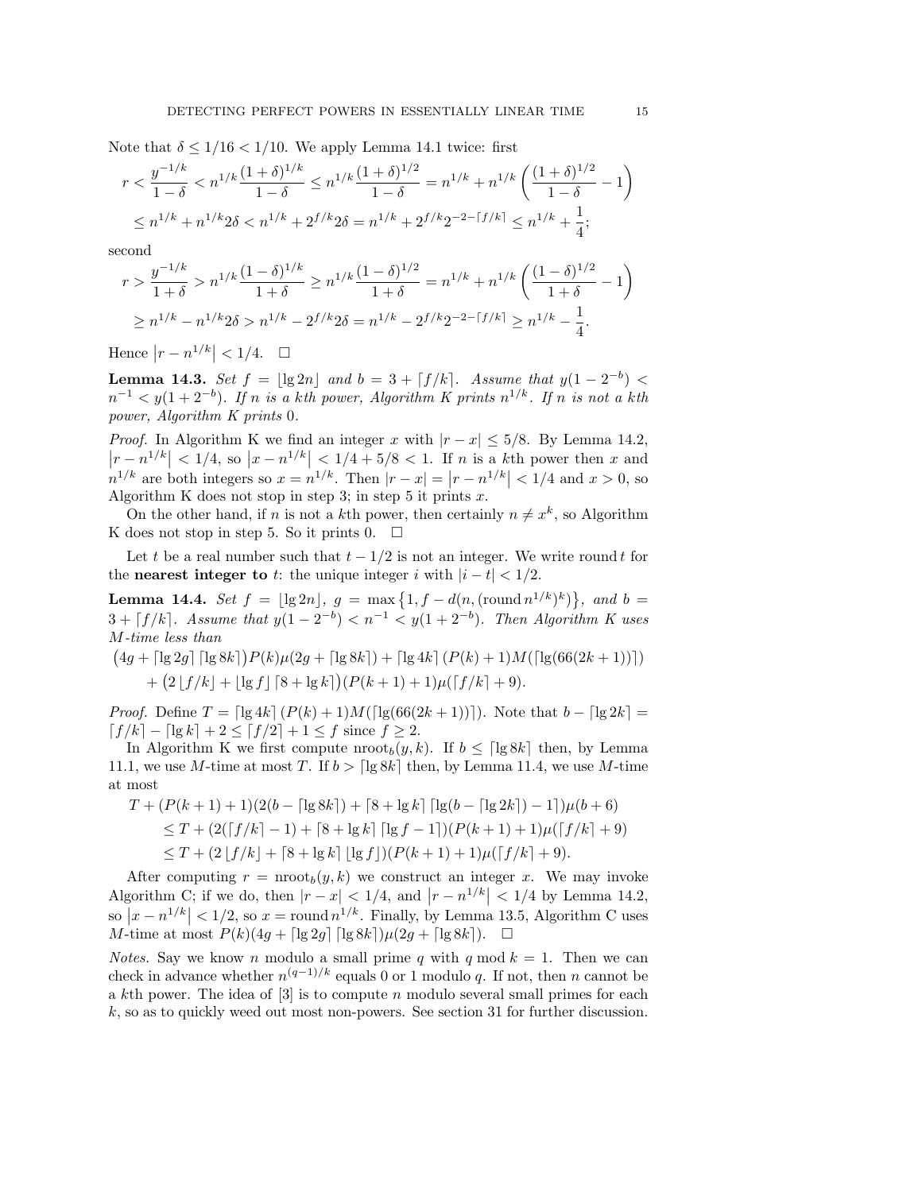Note that $\delta \le 1/16 < 1/10$. We apply Lemma 14.1 twice: first

$$
\begin{aligned}
r < \frac{y^{-1/k}}{1-\delta} &< n^{1/k}\frac{(1+\delta)^{1/k}}{1-\delta} \le n^{1/k}\frac{(1+\delta)^{1/2}}{1-\delta} = n^{1/k} + n^{1/k}\left(\frac{(1+\delta)^{1/2}}{1-\delta} - 1\right) \\
&\le n^{1/k} + n^{1/k}2\delta < n^{1/k} + 2^{f/k}2\delta = n^{1/k} + 2^{f/k}2^{-2-\lceil f/k \rceil} \le n^{1/k} + \frac{1}{4};
\end{aligned}
$$

second

$$
\begin{aligned}
r > \frac{y^{-1/k}}{1+\delta} &> n^{1/k}\frac{(1-\delta)^{1/k}}{1+\delta} \ge n^{1/k}\frac{(1-\delta)^{1/2}}{1+\delta} = n^{1/k} + n^{1/k}\left(\frac{(1-\delta)^{1/2}}{1+\delta} - 1\right) \\
&\ge n^{1/k} - n^{1/k}2\delta > n^{1/k} - 2^{f/k}2\delta = n^{1/k} - 2^{f/k}2^{-2-\lceil f/k \rceil} \ge n^{1/k} - \frac{1}{4}.
\end{aligned}
$$

Hence $\left|r - n^{1/k}\right| < 1/4$. $\square$

**Lemma 14.3.** *Set $f = \lfloor \lg 2n \rfloor$ and $b = 3 + \lceil f/k \rceil$. Assume that $y(1-2^{-b}) < n^{-1} < y(1+2^{-b})$. If $n$ is a $k$th power, Algorithm K prints $n^{1/k}$. If $n$ is not a $k$th power, Algorithm K prints 0.*

*Proof.* In Algorithm K we find an integer $x$ with $|r - x| \le 5/8$. By Lemma 14.2, $\left|r - n^{1/k}\right| < 1/4$, so $\left|x - n^{1/k}\right| < 1/4 + 5/8 < 1$. If $n$ is a $k$th power then $x$ and $n^{1/k}$ are both integers so $x = n^{1/k}$. Then $|r - x| = \left|r - n^{1/k}\right| < 1/4$ and $x > 0$, so Algorithm K does not stop in step 3; in step 5 it prints $x$.

On the other hand, if $n$ is not a $k$th power, then certainly $n \ne x^k$, so Algorithm K does not stop in step 5. So it prints 0. $\square$

Let $t$ be a real number such that $t - 1/2$ is not an integer. We write $\operatorname{round} t$ for the **nearest integer to** $t$: the unique integer $i$ with $|i - t| < 1/2$.

**Lemma 14.4.** *Set $f = \lfloor \lg 2n \rfloor$, $g = \max\{1, f - d(n, (\operatorname{round} n^{1/k})^k)\}$, and $b = 3 + \lceil f/k \rceil$. Assume that $y(1-2^{-b}) < n^{-1} < y(1+2^{-b})$. Then Algorithm K uses $M$-time less than*

$$
\begin{aligned}
&\big(4g + \lceil \lg 2g \rceil \lceil \lg 8k \rceil\big)P(k)\mu(2g + \lceil \lg 8k \rceil) + \lceil \lg 4k \rceil (P(k)+1)M(\lceil \lg(66(2k+1)) \rceil) \\
&\qquad + \big(2\lfloor f/k \rfloor + \lfloor \lg f \rfloor \lceil 8 + \lg k \rceil\big)(P(k+1)+1)\mu(\lceil f/k \rceil + 9).
\end{aligned}
$$

*Proof.* Define $T = \lceil \lg 4k \rceil (P(k)+1)M(\lceil \lg(66(2k+1)) \rceil)$. Note that $b - \lceil \lg 2k \rceil = \lceil f/k \rceil - \lceil \lg k \rceil + 2 \le \lceil f/2 \rceil + 1 \le f$ since $f \ge 2$.

In Algorithm K we first compute $\operatorname{nroot}_b(y,k)$. If $b \le \lceil \lg 8k \rceil$ then, by Lemma 11.1, we use $M$-time at most $T$. If $b > \lceil \lg 8k \rceil$ then, by Lemma 11.4, we use $M$-time at most

$$
\begin{aligned}
&T + (P(k+1)+1)(2(b - \lceil \lg 8k \rceil) + \lceil 8 + \lg k \rceil \lceil \lg(b - \lceil \lg 2k \rceil) - 1 \rceil)\mu(b+6) \\
&\quad \le T + (2(\lceil f/k \rceil - 1) + \lceil 8 + \lg k \rceil \lceil \lg f - 1 \rceil)(P(k+1)+1)\mu(\lceil f/k \rceil + 9) \\
&\quad \le T + (2\lfloor f/k \rfloor + \lceil 8 + \lg k \rceil \lfloor \lg f \rfloor)(P(k+1)+1)\mu(\lceil f/k \rceil + 9).
\end{aligned}
$$

After computing $r = \operatorname{nroot}_b(y,k)$ we construct an integer $x$. We may invoke Algorithm C; if we do, then $|r - x| < 1/4$, and $\left|r - n^{1/k}\right| < 1/4$ by Lemma 14.2, so $\left|x - n^{1/k}\right| < 1/2$, so $x = \operatorname{round} n^{1/k}$. Finally, by Lemma 13.5, Algorithm C uses $M$-time at most $P(k)(4g + \lceil \lg 2g \rceil \lceil \lg 8k \rceil)\mu(2g + \lceil \lg 8k \rceil)$. $\square$

*Notes.* Say we know $n$ modulo a small prime $q$ with $q \bmod k = 1$. Then we can check in advance whether $n^{(q-1)/k}$ equals 0 or 1 modulo $q$. If not, then $n$ cannot be a $k$th power. The idea of [3] is to compute $n$ modulo several small primes for each $k$, so as to quickly weed out most non-powers. See section 31 for further discussion.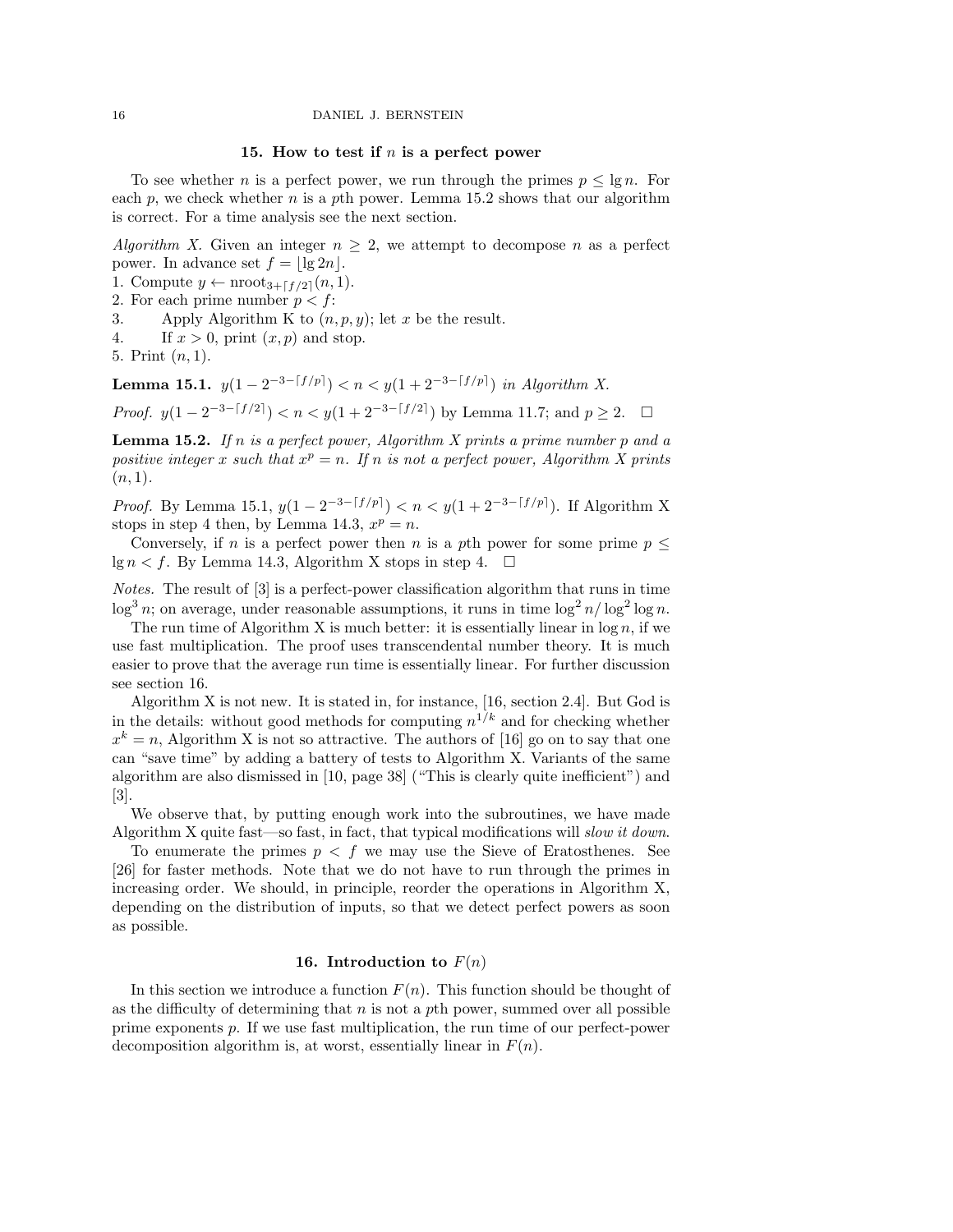## 15. How to test if $n$ is a perfect power

To see whether $n$ is a perfect power, we run through the primes $p \le \lg n$. For each $p$, we check whether $n$ is a $p$th power. Lemma 15.2 shows that our algorithm is correct. For a time analysis see the next section.

*Algorithm X.* Given an integer $n \ge 2$, we attempt to decompose $n$ as a perfect power. In advance set $f = \lfloor \lg 2n \rfloor$.

1. Compute $y \leftarrow \operatorname{nroot}_{3+\lceil f/2 \rceil}(n, 1)$.
2. For each prime number $p < f$:
3. Apply Algorithm K to $(n, p, y)$; let $x$ be the result.
4. If $x > 0$, print $(x, p)$ and stop.
5. Print $(n, 1)$.

**Lemma 15.1.** *$y(1 - 2^{-3-\lceil f/p \rceil}) < n < y(1 + 2^{-3-\lceil f/p \rceil})$ in Algorithm X.*

*Proof.* $y(1 - 2^{-3-\lceil f/2 \rceil}) < n < y(1 + 2^{-3-\lceil f/2 \rceil})$ by Lemma 11.7; and $p \ge 2$. $\square$

**Lemma 15.2.** *If $n$ is a perfect power, Algorithm X prints a prime number $p$ and a positive integer $x$ such that $x^p = n$. If $n$ is not a perfect power, Algorithm X prints $(n, 1)$.*

*Proof.* By Lemma 15.1, $y(1 - 2^{-3-\lceil f/p \rceil}) < n < y(1 + 2^{-3-\lceil f/p \rceil})$. If Algorithm X stops in step 4 then, by Lemma 14.3, $x^p = n$.

Conversely, if $n$ is a perfect power then $n$ is a $p$th power for some prime $p \le \lg n < f$. By Lemma 14.3, Algorithm X stops in step 4. $\square$

*Notes.* The result of [3] is a perfect-power classification algorithm that runs in time $\log^3 n$; on average, under reasonable assumptions, it runs in time $\log^2 n / \log^2 \log n$.

The run time of Algorithm X is much better: it is essentially linear in $\log n$, if we use fast multiplication. The proof uses transcendental number theory. It is much easier to prove that the average run time is essentially linear. For further discussion see section 16.

Algorithm X is not new. It is stated in, for instance, [16, section 2.4]. But God is in the details: without good methods for computing $n^{1/k}$ and for checking whether $x^k = n$, Algorithm X is not so attractive. The authors of [16] go on to say that one can "save time" by adding a battery of tests to Algorithm X. Variants of the same algorithm are also dismissed in [10, page 38] ("This is clearly quite inefficient") and [3].

We observe that, by putting enough work into the subroutines, we have made Algorithm X quite fast—so fast, in fact, that typical modifications will *slow it down*.

To enumerate the primes $p < f$ we may use the Sieve of Eratosthenes. See [26] for faster methods. Note that we do not have to run through the primes in increasing order. We should, in principle, reorder the operations in Algorithm X, depending on the distribution of inputs, so that we detect perfect powers as soon as possible.

## 16. Introduction to $F(n)$

In this section we introduce a function $F(n)$. This function should be thought of as the difficulty of determining that $n$ is not a $p$th power, summed over all possible prime exponents $p$. If we use fast multiplication, the run time of our perfect-power decomposition algorithm is, at worst, essentially linear in $F(n)$.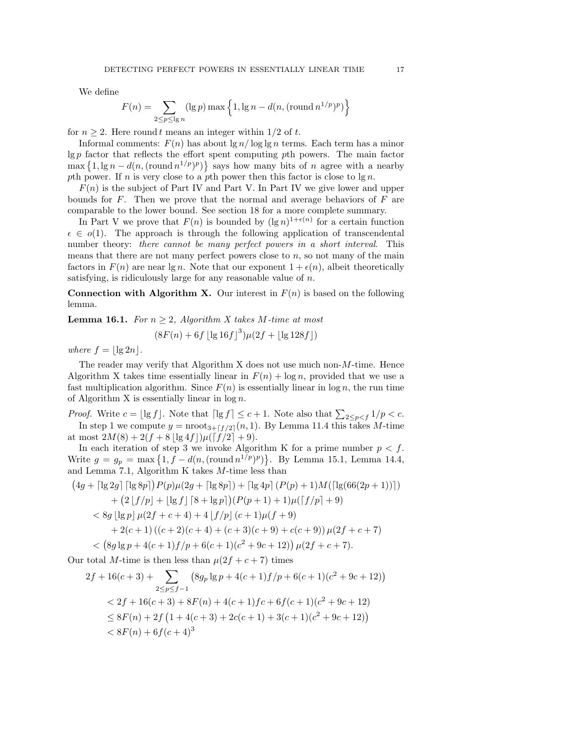We define

$$F(n) = \sum_{2 \le p \le \lg n} (\lg p) \max\left\{1, \lg n - d(n, (\operatorname{round} n^{1/p})^p)\right\}$$

for $n \ge 2$. Here round $t$ means an integer within $1/2$ of $t$.

Informal comments: $F(n)$ has about $\lg n / \log \lg n$ terms. Each term has a minor $\lg p$ factor that reflects the effort spent computing $p$th powers. The main factor $\max\left\{1, \lg n - d(n, (\operatorname{round} n^{1/p})^p)\right\}$ says how many bits of $n$ agree with a nearby $p$th power. If $n$ is very close to a $p$th power then this factor is close to $\lg n$.

$F(n)$ is the subject of Part IV and Part V. In Part IV we give lower and upper bounds for $F$. Then we prove that the normal and average behaviors of $F$ are comparable to the lower bound. See section 18 for a more complete summary.

In Part V we prove that $F(n)$ is bounded by $(\lg n)^{1+\epsilon(n)}$ for a certain function $\epsilon \in o(1)$. The approach is through the following application of transcendental number theory: *there cannot be many perfect powers in a short interval*. This means that there are not many perfect powers close to $n$, so not many of the main factors in $F(n)$ are near $\lg n$. Note that our exponent $1+\epsilon(n)$, albeit theoretically satisfying, is ridiculously large for any reasonable value of $n$.

**Connection with Algorithm X.** Our interest in $F(n)$ is based on the following lemma.

**Lemma 16.1.** *For $n \ge 2$, Algorithm X takes $M$-time at most*

$$(8F(n) + 6f \lfloor \lg 16f \rfloor^3)\mu(2f + \lfloor \lg 128f \rfloor)$$

*where $f = \lfloor \lg 2n \rfloor$.*

The reader may verify that Algorithm X does not use much non-$M$-time. Hence Algorithm X takes time essentially linear in $F(n) + \log n$, provided that we use a fast multiplication algorithm. Since $F(n)$ is essentially linear in $\log n$, the run time of Algorithm X is essentially linear in $\log n$.

*Proof.* Write $c = \lfloor \lg f \rfloor$. Note that $\lceil \lg f \rceil \le c + 1$. Note also that $\sum_{2 \le p < f} 1/p < c$.

In step 1 we compute $y = \operatorname{nroot}_{3+\lceil f/2 \rceil}(n, 1)$. By Lemma 11.4 this takes $M$-time at most $2M(8) + 2(f + 8 \lfloor \lg 4f \rfloor)\mu(\lceil f/2 \rceil + 9)$.

In each iteration of step 3 we invoke Algorithm K for a prime number $p < f$. Write $g = g_p = \max\left\{1, f - d(n, (\operatorname{round} n^{1/p})^p)\right\}$. By Lemma 15.1, Lemma 14.4, and Lemma 7.1, Algorithm K takes $M$-time less than

$$\begin{aligned}
&\left(4g + \lceil \lg 2g \rceil \lceil \lg 8p \rceil\right) P(p) \mu(2g + \lceil \lg 8p \rceil) + \lceil \lg 4p \rceil (P(p) + 1) M(\lceil \lg(66(2p+1)) \rceil) \\
&\qquad + \left(2 \lfloor f/p \rfloor + \lfloor \lg f \rfloor \lceil 8 + \lg p \rceil\right)(P(p+1) + 1)\mu(\lceil f/p \rceil + 9) \\
&< 8g \lfloor \lg p \rfloor \mu(2f + c + 4) + 4 \lfloor f/p \rfloor (c+1)\mu(f + 9) \\
&\qquad + 2(c+1)\left((c+2)(c+4) + (c+3)(c+9) + c(c+9)\right)\mu(2f + c + 7) \\
&< \left(8g \lg p + 4(c+1)f/p + 6(c+1)(c^2 + 9c + 12)\right)\mu(2f + c + 7).
\end{aligned}$$

Our total $M$-time is then less than $\mu(2f + c + 7)$ times

$$\begin{aligned}
2f &+ 16(c+3) + \sum_{2 \le p \le f-1} \left(8g_p \lg p + 4(c+1)f/p + 6(c+1)(c^2 + 9c + 12)\right) \\
&< 2f + 16(c+3) + 8F(n) + 4(c+1)fc + 6f(c+1)(c^2 + 9c + 12) \\
&\le 8F(n) + 2f\left(1 + 4(c+3) + 2c(c+1) + 3(c+1)(c^2 + 9c + 12)\right) \\
&< 8F(n) + 6f(c+4)^3
\end{aligned}$$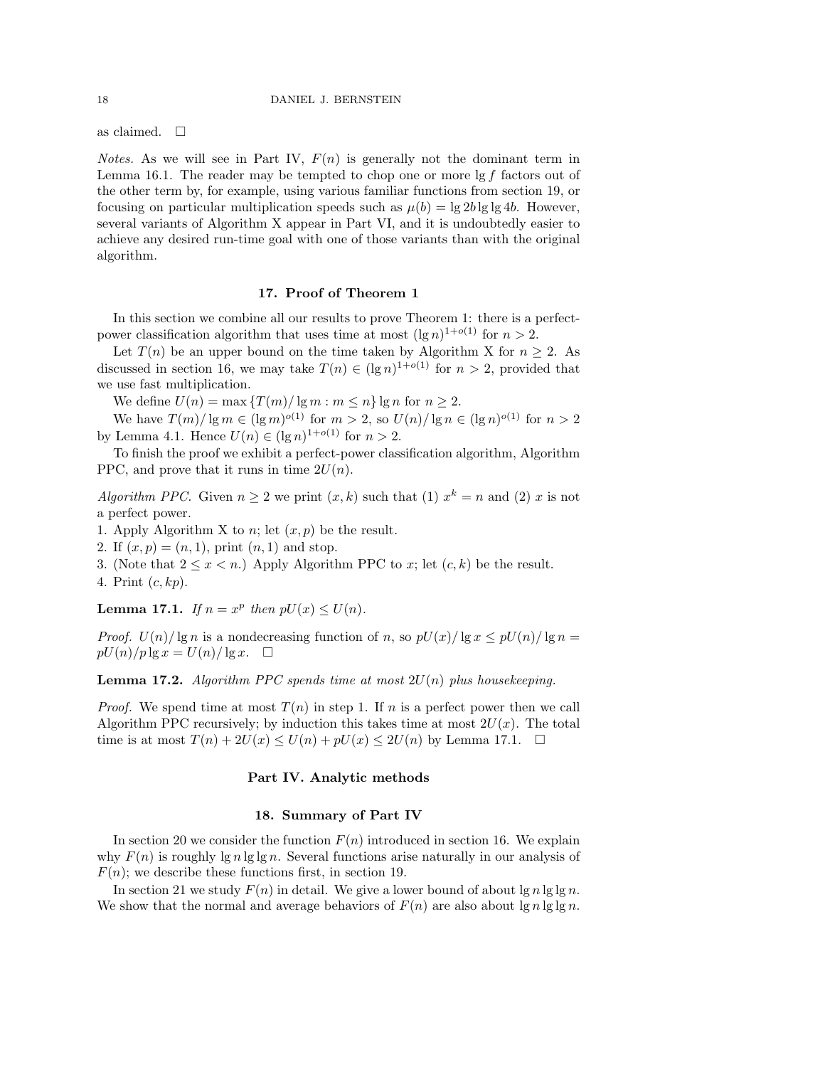as claimed. □

*Notes.* As we will see in Part IV, $F(n)$ is generally not the dominant term in Lemma 16.1. The reader may be tempted to chop one or more $\lg f$ factors out of the other term by, for example, using various familiar functions from section 19, or focusing on particular multiplication speeds such as $\mu(b) = \lg 2b \lg\lg 4b$. However, several variants of Algorithm X appear in Part VI, and it is undoubtedly easier to achieve any desired run-time goal with one of those variants than with the original algorithm.

## 17. Proof of Theorem 1

In this section we combine all our results to prove Theorem 1: there is a perfect-power classification algorithm that uses time at most $(\lg n)^{1+o(1)}$ for $n > 2$.

Let $T(n)$ be an upper bound on the time taken by Algorithm X for $n \geq 2$. As discussed in section 16, we may take $T(n) \in (\lg n)^{1+o(1)}$ for $n > 2$, provided that we use fast multiplication.

We define $U(n) = \max\{T(m)/\lg m : m \leq n\} \lg n$ for $n \geq 2$.

We have $T(m)/\lg m \in (\lg m)^{o(1)}$ for $m > 2$, so $U(n)/\lg n \in (\lg n)^{o(1)}$ for $n > 2$ by Lemma 4.1. Hence $U(n) \in (\lg n)^{1+o(1)}$ for $n > 2$.

To finish the proof we exhibit a perfect-power classification algorithm, Algorithm PPC, and prove that it runs in time $2U(n)$.

*Algorithm PPC.* Given $n \geq 2$ we print $(x, k)$ such that (1) $x^k = n$ and (2) $x$ is not a perfect power.

1. Apply Algorithm X to $n$; let $(x, p)$ be the result.
2. If $(x, p) = (n, 1)$, print $(n, 1)$ and stop.
3. (Note that $2 \leq x < n$.) Apply Algorithm PPC to $x$; let $(c, k)$ be the result.
4. Print $(c, kp)$.

**Lemma 17.1.** *If $n = x^p$ then $pU(x) \leq U(n)$.*

*Proof.* $U(n)/\lg n$ is a nondecreasing function of $n$, so $pU(x)/\lg x \leq pU(n)/\lg n = pU(n)/p\lg x = U(n)/\lg x$. □

**Lemma 17.2.** *Algorithm PPC spends time at most $2U(n)$ plus housekeeping.*

*Proof.* We spend time at most $T(n)$ in step 1. If $n$ is a perfect power then we call Algorithm PPC recursively; by induction this takes time at most $2U(x)$. The total time is at most $T(n) + 2U(x) \leq U(n) + pU(x) \leq 2U(n)$ by Lemma 17.1. □

# Part IV. Analytic methods

## 18. Summary of Part IV

In section 20 we consider the function $F(n)$ introduced in section 16. We explain why $F(n)$ is roughly $\lg n \lg\lg n$. Several functions arise naturally in our analysis of $F(n)$; we describe these functions first, in section 19.

In section 21 we study $F(n)$ in detail. We give a lower bound of about $\lg n \lg\lg n$. We show that the normal and average behaviors of $F(n)$ are also about $\lg n \lg\lg n$.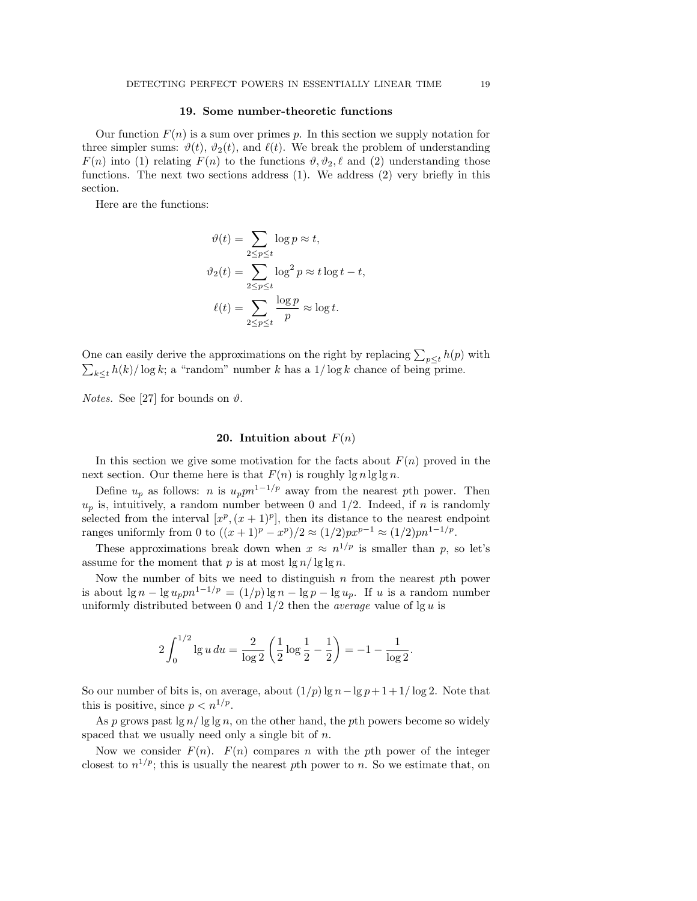## 19. Some number-theoretic functions

Our function $F(n)$ is a sum over primes $p$. In this section we supply notation for three simpler sums: $\vartheta(t)$, $\vartheta_2(t)$, and $\ell(t)$. We break the problem of understanding $F(n)$ into (1) relating $F(n)$ to the functions $\vartheta, \vartheta_2, \ell$ and (2) understanding those functions. The next two sections address (1). We address (2) very briefly in this section.

Here are the functions:

$$\vartheta(t) = \sum_{2 \le p \le t} \log p \approx t,$$

$$\vartheta_2(t) = \sum_{2 \le p \le t} \log^2 p \approx t \log t - t,$$

$$\ell(t) = \sum_{2 \le p \le t} \frac{\log p}{p} \approx \log t.$$

One can easily derive the approximations on the right by replacing $\sum_{p \le t} h(p)$ with $\sum_{k \le t} h(k)/\log k$; a "random" number $k$ has a $1/\log k$ chance of being prime.

*Notes.* See [27] for bounds on $\vartheta$.

## 20. Intuition about $F(n)$

In this section we give some motivation for the facts about $F(n)$ proved in the next section. Our theme here is that $F(n)$ is roughly $\lg n \lg \lg n$.

Define $u_p$ as follows: $n$ is $u_p p n^{1-1/p}$ away from the nearest $p$th power. Then $u_p$ is, intuitively, a random number between 0 and 1/2. Indeed, if $n$ is randomly selected from the interval $[x^p, (x+1)^p]$, then its distance to the nearest endpoint ranges uniformly from 0 to $((x+1)^p - x^p)/2 \approx (1/2)px^{p-1} \approx (1/2)pn^{1-1/p}$.

These approximations break down when $x \approx n^{1/p}$ is smaller than $p$, so let's assume for the moment that $p$ is at most $\lg n / \lg \lg n$.

Now the number of bits we need to distinguish $n$ from the nearest $p$th power is about $\lg n - \lg u_p p n^{1-1/p} = (1/p) \lg n - \lg p - \lg u_p$. If $u$ is a random number uniformly distributed between 0 and 1/2 then the *average* value of $\lg u$ is

$$2 \int_0^{1/2} \lg u \, du = \frac{2}{\log 2} \left( \frac{1}{2} \log \frac{1}{2} - \frac{1}{2} \right) = -1 - \frac{1}{\log 2}.$$

So our number of bits is, on average, about $(1/p) \lg n - \lg p + 1 + 1/\log 2$. Note that this is positive, since $p < n^{1/p}$.

As $p$ grows past $\lg n / \lg \lg n$, on the other hand, the $p$th powers become so widely spaced that we usually need only a single bit of $n$.

Now we consider $F(n)$. $F(n)$ compares $n$ with the $p$th power of the integer closest to $n^{1/p}$; this is usually the nearest $p$th power to $n$. So we estimate that, on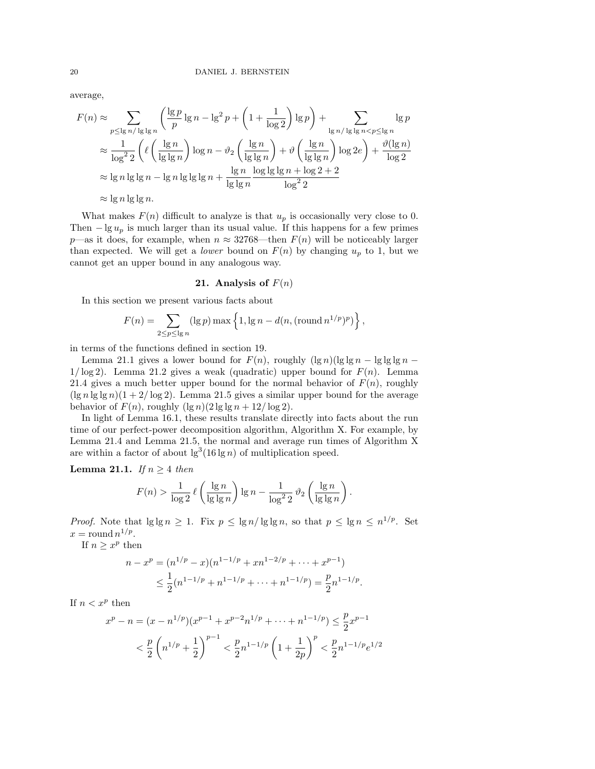average,

$$
\begin{aligned}
F(n) &\approx \sum_{p \le \lg n/\lg\lg n} \left( \frac{\lg p}{p} \lg n - \lg^2 p + \left(1 + \frac{1}{\log 2}\right) \lg p \right) + \sum_{\lg n/\lg\lg n < p \le \lg n} \lg p \\
&\approx \frac{1}{\log^2 2} \left( \ell\left(\frac{\lg n}{\lg\lg n}\right) \log n - \vartheta_2\left(\frac{\lg n}{\lg\lg n}\right) + \vartheta\left(\frac{\lg n}{\lg\lg n}\right) \log 2e \right) + \frac{\vartheta(\lg n)}{\log 2} \\
&\approx \lg n \lg\lg n - \lg n \lg\lg\lg n + \frac{\lg n}{\lg\lg n} \frac{\log\lg\lg n + \log 2 + 2}{\log^2 2} \\
&\approx \lg n \lg\lg n.
\end{aligned}
$$

What makes $F(n)$ difficult to analyze is that $u_p$ is occasionally very close to 0. Then $-\lg u_p$ is much larger than its usual value. If this happens for a few primes $p$—as it does, for example, when $n \approx 32768$—then $F(n)$ will be noticeably larger than expected. We will get a *lower* bound on $F(n)$ by changing $u_p$ to 1, but we cannot get an upper bound in any analogous way.

## 21. Analysis of $F(n)$

In this section we present various facts about

$$
F(n) = \sum_{2 \le p \le \lg n} (\lg p) \max\left\{1, \lg n - d(n, (\operatorname{round} n^{1/p})^p)\right\},
$$

in terms of the functions defined in section 19.

Lemma 21.1 gives a lower bound for $F(n)$, roughly $(\lg n)(\lg\lg n - \lg\lg\lg n - 1/\log 2)$. Lemma 21.2 gives a weak (quadratic) upper bound for $F(n)$. Lemma 21.4 gives a much better upper bound for the normal behavior of $F(n)$, roughly $(\lg n \lg\lg n)(1 + 2/\log 2)$. Lemma 21.5 gives a similar upper bound for the average behavior of $F(n)$, roughly $(\lg n)(2\lg\lg n + 12/\log 2)$.

In light of Lemma 16.1, these results translate directly into facts about the run time of our perfect-power decomposition algorithm, Algorithm X. For example, by Lemma 21.4 and Lemma 21.5, the normal and average run times of Algorithm X are within a factor of about $\lg^3(16 \lg n)$ of multiplication speed.

**Lemma 21.1.** *If $n \ge 4$ then*

$$
F(n) > \frac{1}{\log 2} \, \ell\left(\frac{\lg n}{\lg\lg n}\right) \lg n - \frac{1}{\log^2 2} \, \vartheta_2\left(\frac{\lg n}{\lg\lg n}\right).
$$

*Proof.* Note that $\lg\lg n \ge 1$. Fix $p \le \lg n/\lg\lg n$, so that $p \le \lg n \le n^{1/p}$. Set $x = \operatorname{round} n^{1/p}$.

If $n \ge x^p$ then

$$
\begin{aligned}
n - x^p &= (n^{1/p} - x)(n^{1-1/p} + x n^{1-2/p} + \cdots + x^{p-1}) \\
&\le \frac{1}{2}(n^{1-1/p} + n^{1-1/p} + \cdots + n^{1-1/p}) = \frac{p}{2} n^{1-1/p}.
\end{aligned}
$$

If $n < x^p$ then

$$
\begin{aligned}
x^p - n &= (x - n^{1/p})(x^{p-1} + x^{p-2} n^{1/p} + \cdots + n^{1-1/p}) \le \frac{p}{2} x^{p-1} \\
&< \frac{p}{2}\left(n^{1/p} + \frac{1}{2}\right)^{p-1} < \frac{p}{2} n^{1-1/p}\left(1 + \frac{1}{2p}\right)^p < \frac{p}{2} n^{1-1/p} e^{1/2}
\end{aligned}
$$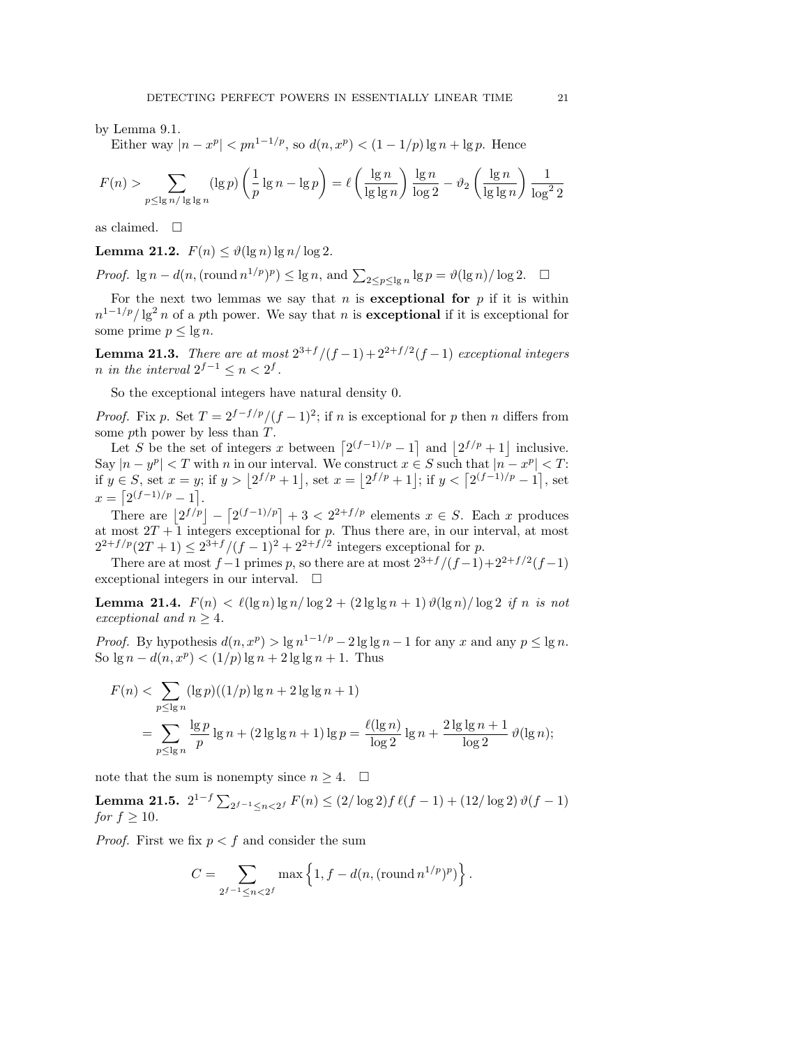by Lemma 9.1.

Either way $|n - x^p| < pn^{1-1/p}$, so $d(n, x^p) < (1 - 1/p)\lg n + \lg p$. Hence

$$F(n) > \sum_{p \le \lg n/\lg\lg n} (\lg p)\left(\frac{1}{p}\lg n - \lg p\right) = \ell\left(\frac{\lg n}{\lg\lg n}\right)\frac{\lg n}{\log 2} - \vartheta_2\left(\frac{\lg n}{\lg\lg n}\right)\frac{1}{\log^2 2}$$

as claimed. $\square$

**Lemma 21.2.** $F(n) \le \vartheta(\lg n)\lg n/\log 2$.

*Proof.* $\lg n - d(n, (\operatorname{round} n^{1/p})^p) \le \lg n$, and $\sum_{2 \le p \le \lg n} \lg p = \vartheta(\lg n)/\log 2$. $\square$

For the next two lemmas we say that $n$ is **exceptional for** $p$ if it is within $n^{1-1/p}/\lg^2 n$ of a $p$th power. We say that $n$ is **exceptional** if it is exceptional for some prime $p \le \lg n$.

**Lemma 21.3.** *There are at most $2^{3+f}/(f-1) + 2^{2+f/2}(f-1)$ exceptional integers $n$ in the interval $2^{f-1} \le n < 2^f$.*

So the exceptional integers have natural density 0.

*Proof.* Fix $p$. Set $T = 2^{f-f/p}/(f-1)^2$; if $n$ is exceptional for $p$ then $n$ differs from some $p$th power by less than $T$.

Let $S$ be the set of integers $x$ between $\lceil 2^{(f-1)/p} - 1\rceil$ and $\lfloor 2^{f/p} + 1\rfloor$ inclusive. Say $|n - y^p| < T$ with $n$ in our interval. We construct $x \in S$ such that $|n - x^p| < T$: if $y \in S$, set $x = y$; if $y > \lfloor 2^{f/p} + 1\rfloor$, set $x = \lfloor 2^{f/p} + 1\rfloor$; if $y < \lceil 2^{(f-1)/p} - 1\rceil$, set $x = \lceil 2^{(f-1)/p} - 1\rceil$.

There are $\lfloor 2^{f/p}\rfloor - \lceil 2^{(f-1)/p}\rceil + 3 < 2^{2+f/p}$ elements $x \in S$. Each $x$ produces at most $2T + 1$ integers exceptional for $p$. Thus there are, in our interval, at most $2^{2+f/p}(2T + 1) \le 2^{3+f}/(f-1)^2 + 2^{2+f/2}$ integers exceptional for $p$.

There are at most $f - 1$ primes $p$, so there are at most $2^{3+f}/(f-1) + 2^{2+f/2}(f-1)$ exceptional integers in our interval. $\square$

**Lemma 21.4.** $F(n) < \ell(\lg n)\lg n/\log 2 + (2\lg\lg n + 1)\,\vartheta(\lg n)/\log 2$ *if $n$ is not exceptional and $n \ge 4$.*

*Proof.* By hypothesis $d(n, x^p) > \lg n^{1-1/p} - 2\lg\lg n - 1$ for any $x$ and any $p \le \lg n$. So $\lg n - d(n, x^p) < (1/p)\lg n + 2\lg\lg n + 1$. Thus

$$\begin{aligned} F(n) &< \sum_{p \le \lg n} (\lg p)((1/p)\lg n + 2\lg\lg n + 1) \\ &= \sum_{p \le \lg n} \frac{\lg p}{p}\lg n + (2\lg\lg n + 1)\lg p = \frac{\ell(\lg n)}{\log 2}\lg n + \frac{2\lg\lg n + 1}{\log 2}\,\vartheta(\lg n); \end{aligned}$$

note that the sum is nonempty since $n \ge 4$. $\square$

**Lemma 21.5.** $2^{1-f}\sum_{2^{f-1} \le n < 2^f} F(n) \le (2/\log 2) f\,\ell(f-1) + (12/\log 2)\,\vartheta(f-1)$ *for $f \ge 10$.*

*Proof.* First we fix $p < f$ and consider the sum

$$C = \sum_{2^{f-1} \le n < 2^f} \max\left\{1, f - d(n, (\operatorname{round} n^{1/p})^p)\right\}.$$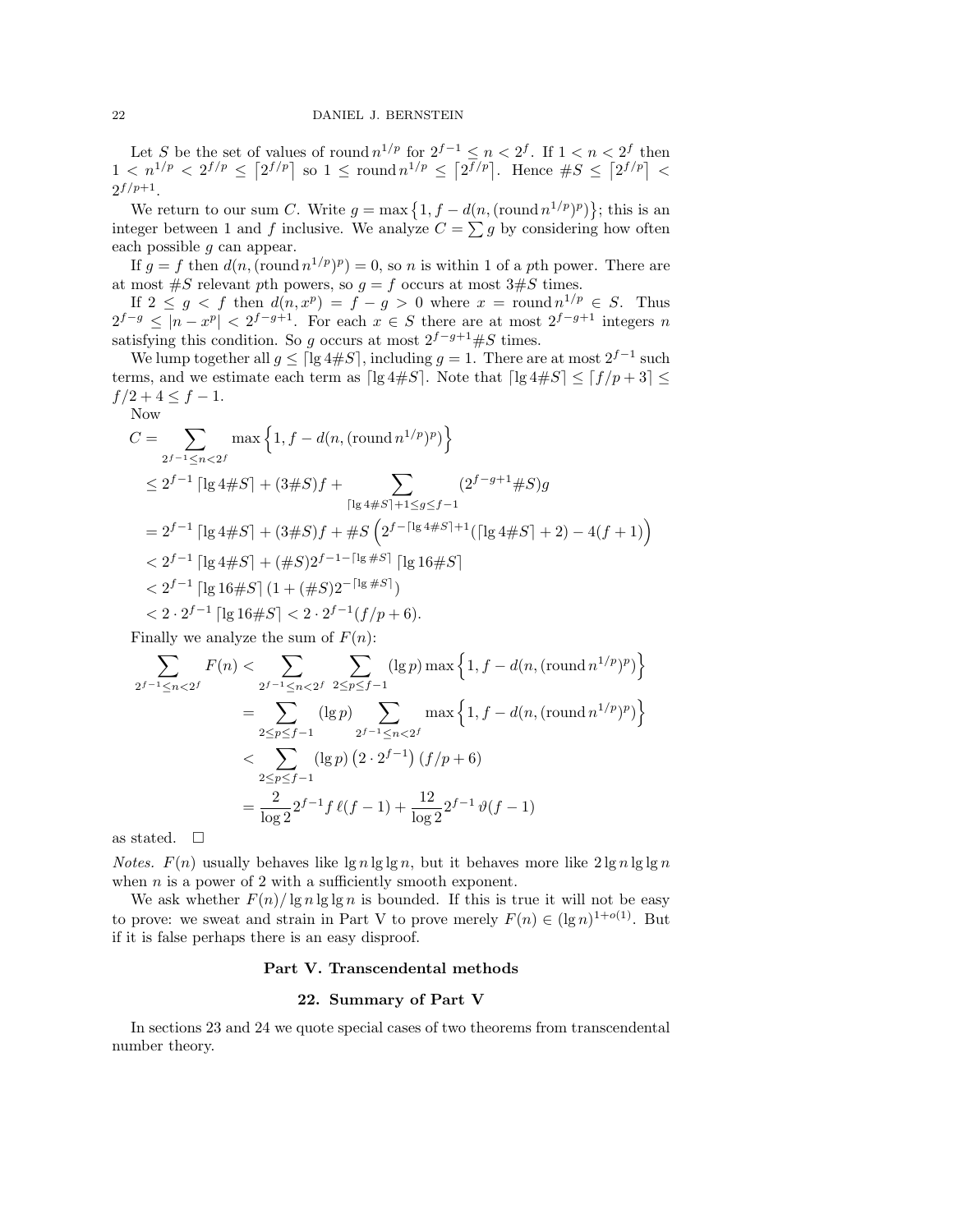Let $S$ be the set of values of $\operatorname{round} n^{1/p}$ for $2^{f-1} \le n < 2^f$. If $1 < n < 2^f$ then $1 < n^{1/p} < 2^{f/p} \le \lceil 2^{f/p} \rceil$ so $1 \le \operatorname{round} n^{1/p} \le \lceil 2^{f/p} \rceil$. Hence $\#S \le \lceil 2^{f/p} \rceil < 2^{f/p+1}$.

We return to our sum $C$. Write $g = \max\{1, f - d(n, (\operatorname{round} n^{1/p})^p)\}$; this is an integer between 1 and $f$ inclusive. We analyze $C = \sum g$ by considering how often each possible $g$ can appear.

If $g = f$ then $d(n, (\operatorname{round} n^{1/p})^p) = 0$, so $n$ is within 1 of a $p$th power. There are at most $\#S$ relevant $p$th powers, so $g = f$ occurs at most $3\#S$ times.

If $2 \le g < f$ then $d(n, x^p) = f - g > 0$ where $x = \operatorname{round} n^{1/p} \in S$. Thus $2^{f-g} \le |n - x^p| < 2^{f-g+1}$. For each $x \in S$ there are at most $2^{f-g+1}$ integers $n$ satisfying this condition. So $g$ occurs at most $2^{f-g+1}\#S$ times.

We lump together all $g \le \lceil \lg 4\#S \rceil$, including $g = 1$. There are at most $2^{f-1}$ such terms, and we estimate each term as $\lceil \lg 4\#S \rceil$. Note that $\lceil \lg 4\#S \rceil \le \lceil f/p + 3 \rceil \le f/2 + 4 \le f - 1$.

Now

$$
\begin{aligned}
C &= \sum_{2^{f-1} \le n < 2^f} \max\left\{1, f - d(n, (\operatorname{round} n^{1/p})^p)\right\} \\
&\le 2^{f-1} \lceil \lg 4\#S \rceil + (3\#S)f + \sum_{\lceil \lg 4\#S \rceil + 1 \le g \le f-1} (2^{f-g+1}\#S)g \\
&= 2^{f-1} \lceil \lg 4\#S \rceil + (3\#S)f + \#S\left(2^{f - \lceil \lg 4\#S \rceil + 1}(\lceil \lg 4\#S \rceil + 2) - 4(f+1)\right) \\
&< 2^{f-1} \lceil \lg 4\#S \rceil + (\#S)2^{f-1-\lceil \lg \#S \rceil} \lceil \lg 16\#S \rceil \\
&< 2^{f-1} \lceil \lg 16\#S \rceil (1 + (\#S)2^{-\lceil \lg \#S \rceil}) \\
&< 2 \cdot 2^{f-1} \lceil \lg 16\#S \rceil < 2 \cdot 2^{f-1}(f/p + 6).
\end{aligned}
$$

Finally we analyze the sum of $F(n)$:

$$
\begin{aligned}
\sum_{2^{f-1} \le n < 2^f} F(n) &< \sum_{2^{f-1} \le n < 2^f} \sum_{2 \le p \le f-1} (\lg p) \max\left\{1, f - d(n, (\operatorname{round} n^{1/p})^p)\right\} \\
&= \sum_{2 \le p \le f-1} (\lg p) \sum_{2^{f-1} \le n < 2^f} \max\left\{1, f - d(n, (\operatorname{round} n^{1/p})^p)\right\} \\
&< \sum_{2 \le p \le f-1} (\lg p)\left(2 \cdot 2^{f-1}\right)(f/p + 6) \\
&= \frac{2}{\log 2} 2^{f-1} f\, \ell(f-1) + \frac{12}{\log 2} 2^{f-1}\, \vartheta(f-1)
\end{aligned}
$$

as stated. $\square$

*Notes.* $F(n)$ usually behaves like $\lg n \lg \lg n$, but it behaves more like $2 \lg n \lg \lg n$ when $n$ is a power of 2 with a sufficiently smooth exponent.

We ask whether $F(n)/\lg n \lg \lg n$ is bounded. If this is true it will not be easy to prove: we sweat and strain in Part V to prove merely $F(n) \in (\lg n)^{1+o(1)}$. But if it is false perhaps there is an easy disproof.

## Part V. Transcendental methods

### 22. Summary of Part V

In sections 23 and 24 we quote special cases of two theorems from transcendental number theory.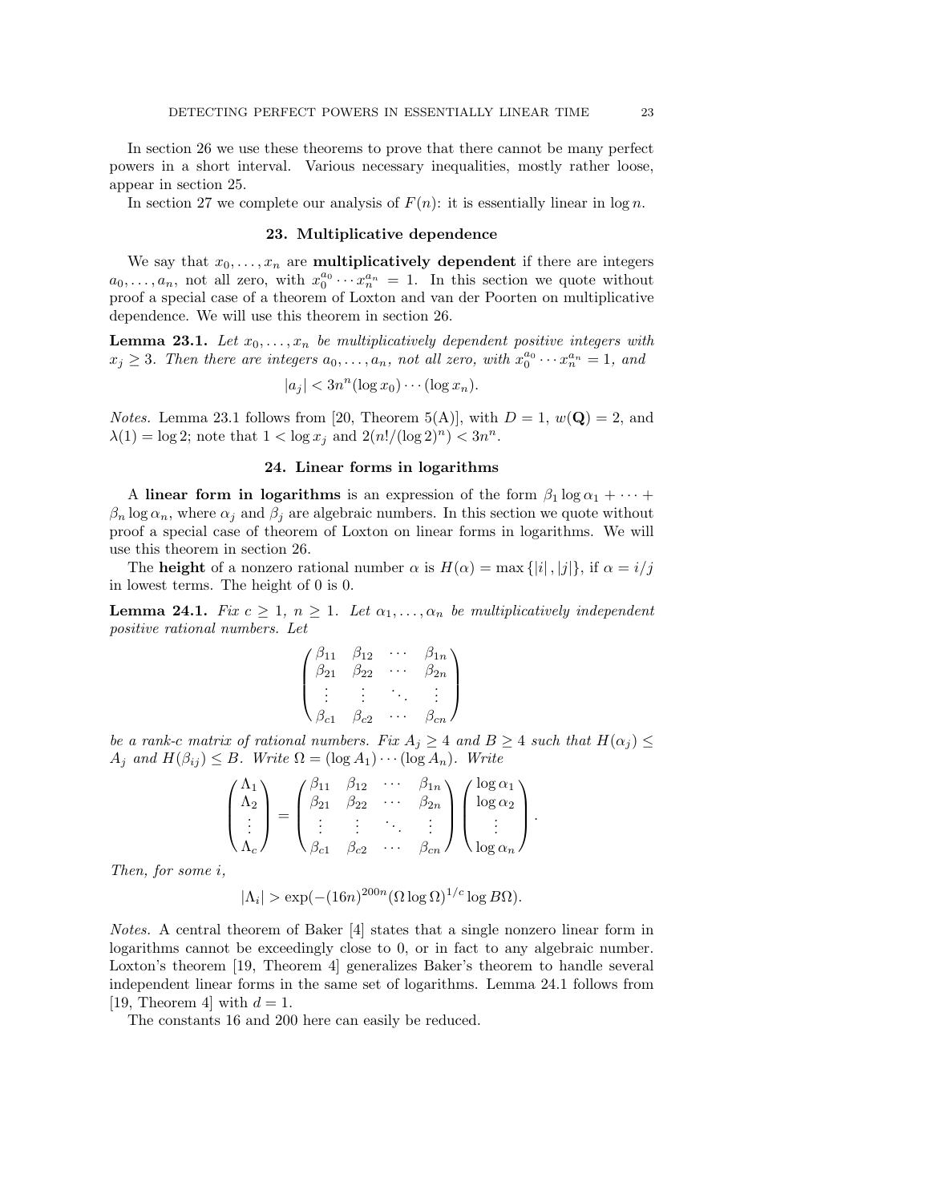In section 26 we use these theorems to prove that there cannot be many perfect powers in a short interval. Various necessary inequalities, mostly rather loose, appear in section 25.

In section 27 we complete our analysis of $F(n)$: it is essentially linear in $\log n$.

## 23. Multiplicative dependence

We say that $x_0, \ldots, x_n$ are **multiplicatively dependent** if there are integers $a_0, \ldots, a_n$, not all zero, with $x_0^{a_0} \cdots x_n^{a_n} = 1$. In this section we quote without proof a special case of a theorem of Loxton and van der Poorten on multiplicative dependence. We will use this theorem in section 26.

**Lemma 23.1.** *Let $x_0, \ldots, x_n$ be multiplicatively dependent positive integers with $x_j \geq 3$. Then there are integers $a_0, \ldots, a_n$, not all zero, with $x_0^{a_0} \cdots x_n^{a_n} = 1$, and*

$$|a_j| < 3n^n (\log x_0) \cdots (\log x_n).$$

*Notes.* Lemma 23.1 follows from [20, Theorem 5(A)], with $D = 1$, $w(\mathbf{Q}) = 2$, and $\lambda(1) = \log 2$; note that $1 < \log x_j$ and $2(n!/(\log 2)^n) < 3n^n$.

## 24. Linear forms in logarithms

A **linear form in logarithms** is an expression of the form $\beta_1 \log \alpha_1 + \cdots + \beta_n \log \alpha_n$, where $\alpha_j$ and $\beta_j$ are algebraic numbers. In this section we quote without proof a special case of theorem of Loxton on linear forms in logarithms. We will use this theorem in section 26.

The **height** of a nonzero rational number $\alpha$ is $H(\alpha) = \max\{|i|, |j|\}$, if $\alpha = i/j$ in lowest terms. The height of 0 is 0.

**Lemma 24.1.** *Fix $c \geq 1$, $n \geq 1$. Let $\alpha_1, \ldots, \alpha_n$ be multiplicatively independent positive rational numbers. Let*

$$\begin{pmatrix} \beta_{11} & \beta_{12} & \cdots & \beta_{1n} \\ \beta_{21} & \beta_{22} & \cdots & \beta_{2n} \\ \vdots & \vdots & \ddots & \vdots \\ \beta_{c1} & \beta_{c2} & \cdots & \beta_{cn} \end{pmatrix}$$

*be a rank-$c$ matrix of rational numbers. Fix $A_j \geq 4$ and $B \geq 4$ such that $H(\alpha_j) \leq A_j$ and $H(\beta_{ij}) \leq B$. Write $\Omega = (\log A_1) \cdots (\log A_n)$. Write*

$$\begin{pmatrix} \Lambda_1 \\ \Lambda_2 \\ \vdots \\ \Lambda_c \end{pmatrix} = \begin{pmatrix} \beta_{11} & \beta_{12} & \cdots & \beta_{1n} \\ \beta_{21} & \beta_{22} & \cdots & \beta_{2n} \\ \vdots & \vdots & \ddots & \vdots \\ \beta_{c1} & \beta_{c2} & \cdots & \beta_{cn} \end{pmatrix} \begin{pmatrix} \log \alpha_1 \\ \log \alpha_2 \\ \vdots \\ \log \alpha_n \end{pmatrix}.$$

*Then, for some $i$,*

$$|\Lambda_i| > \exp(-(16n)^{200n} (\Omega \log \Omega)^{1/c} \log B\Omega).$$

*Notes.* A central theorem of Baker [4] states that a single nonzero linear form in logarithms cannot be exceedingly close to 0, or in fact to any algebraic number. Loxton's theorem [19, Theorem 4] generalizes Baker's theorem to handle several independent linear forms in the same set of logarithms. Lemma 24.1 follows from [19, Theorem 4] with $d = 1$.

The constants 16 and 200 here can easily be reduced.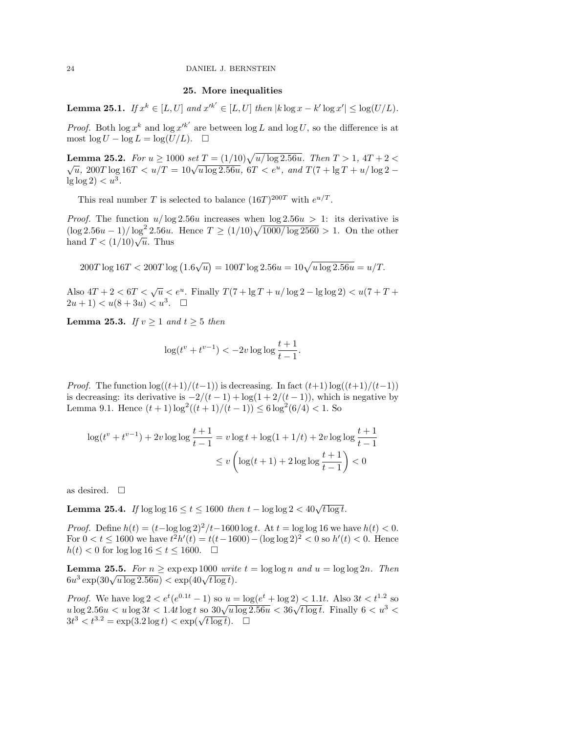## 25. More inequalities

**Lemma 25.1.** *If $x^k \in [L, U]$ and $x'^{k'} \in [L, U]$ then $|k \log x - k' \log x'| \le \log(U/L)$.*

*Proof.* Both $\log x^k$ and $\log x'^{k'}$ are between $\log L$ and $\log U$, so the difference is at most $\log U - \log L = \log(U/L)$. $\square$

**Lemma 25.2.** *For $u \ge 1000$ set $T = (1/10)\sqrt{u/\log 2.56u}$. Then $T > 1$, $4T + 2 < \sqrt{u}$, $200T \log 16T < u/T = 10\sqrt{u \log 2.56u}$, $6T < e^u$, and $T(7 + \lg T + u/\log 2 - \lg\log 2) < u^3$.*

This real number $T$ is selected to balance $(16T)^{200T}$ with $e^{u/T}$.

*Proof.* The function $u/\log 2.56u$ increases when $\log 2.56u > 1$: its derivative is $(\log 2.56u - 1)/\log^2 2.56u$. Hence $T \ge (1/10)\sqrt{1000/\log 2560} > 1$. On the other hand $T < (1/10)\sqrt{u}$. Thus

$$200T \log 16T < 200T \log\left(1.6\sqrt{u}\right) = 100T \log 2.56u = 10\sqrt{u \log 2.56u} = u/T.$$

Also $4T + 2 < 6T < \sqrt{u} < e^u$. Finally $T(7 + \lg T + u/\log 2 - \lg\log 2) < u(7 + T + 2u + 1) < u(8 + 3u) < u^3$. $\square$

**Lemma 25.3.** *If $v \ge 1$ and $t \ge 5$ then*

$$\log(t^v + t^{v-1}) < -2v \log\log\frac{t+1}{t-1}.$$

*Proof.* The function $\log((t+1)/(t-1))$ is decreasing. In fact $(t+1)\log((t+1)/(t-1))$ is decreasing: its derivative is $-2/(t-1) + \log(1 + 2/(t-1))$, which is negative by Lemma 9.1. Hence $(t+1)\log^2((t+1)/(t-1)) \le 6\log^2(6/4) < 1$. So

$$\begin{aligned}\log(t^v + t^{v-1}) + 2v \log\log\frac{t+1}{t-1} &= v \log t + \log(1 + 1/t) + 2v \log\log\frac{t+1}{t-1} \\ &\le v\left(\log(t+1) + 2\log\log\frac{t+1}{t-1}\right) < 0\end{aligned}$$

as desired. $\square$

**Lemma 25.4.** *If $\log\log 16 \le t \le 1600$ then $t - \log\log 2 < 40\sqrt{t \log t}$.*

*Proof.* Define $h(t) = (t - \log\log 2)^2/t - 1600 \log t$. At $t = \log\log 16$ we have $h(t) < 0$. For $0 < t \le 1600$ we have $t^2 h'(t) = t(t - 1600) - (\log\log 2)^2 < 0$ so $h'(t) < 0$. Hence $h(t) < 0$ for $\log\log 16 \le t \le 1600$. $\square$

**Lemma 25.5.** *For $n \ge \exp\exp 1000$ write $t = \log\log n$ and $u = \log\log 2n$. Then $6u^3 \exp(30\sqrt{u \log 2.56u}) < \exp(40\sqrt{t \log t})$.*

*Proof.* We have $\log 2 < e^t(e^{0.1t} - 1)$ so $u = \log(e^t + \log 2) < 1.1t$. Also $3t < t^{1.2}$ so $u \log 2.56u < u \log 3t < 1.4t \log t$ so $30\sqrt{u \log 2.56u} < 36\sqrt{t \log t}$. Finally $6 < u^3 < 3t^3 < t^{3.2} = \exp(3.2 \log t) < \exp(\sqrt{t \log t})$. $\square$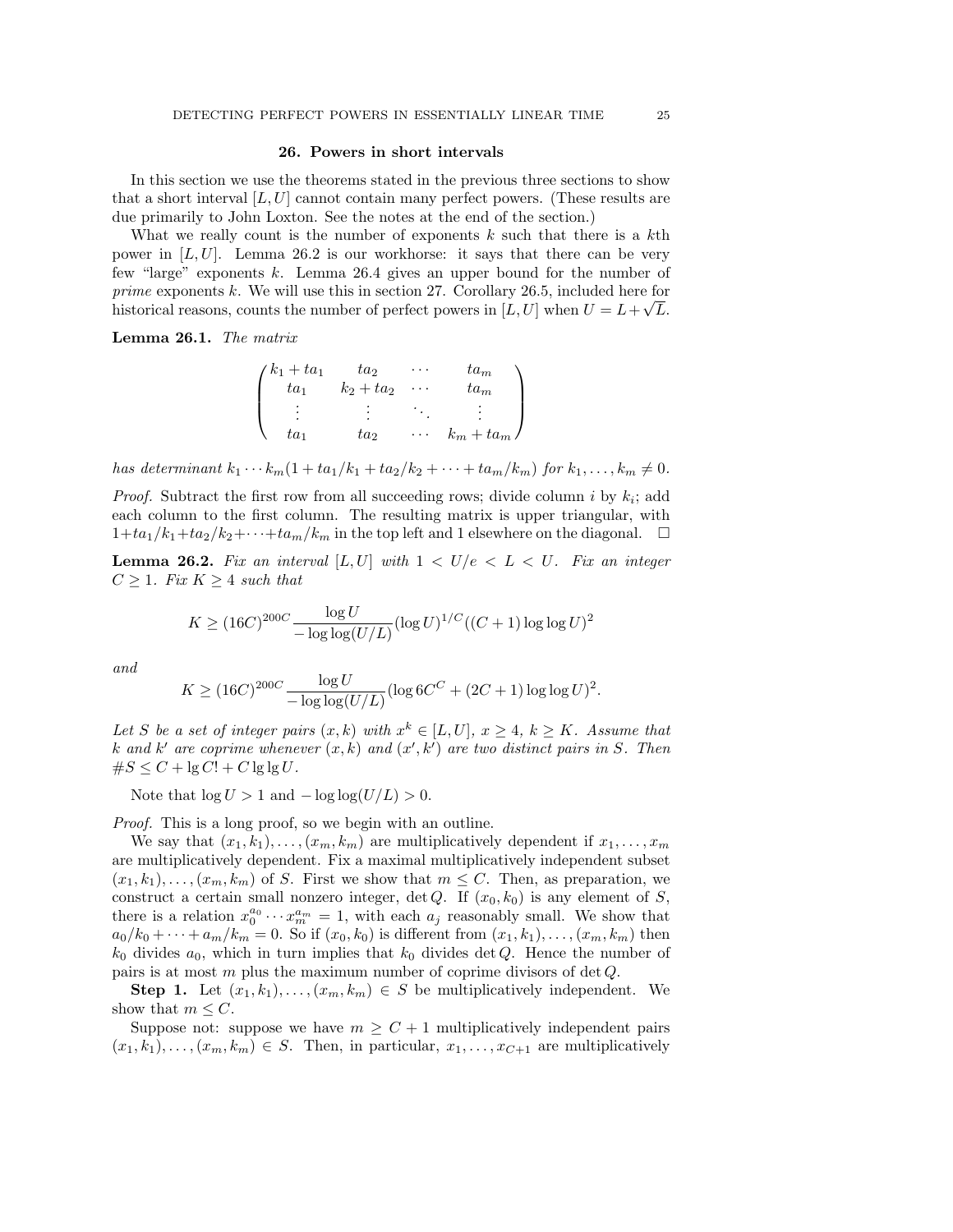## 26. Powers in short intervals

In this section we use the theorems stated in the previous three sections to show that a short interval $[L, U]$ cannot contain many perfect powers. (These results are due primarily to John Loxton. See the notes at the end of the section.)

What we really count is the number of exponents $k$ such that there is a $k$th power in $[L, U]$. Lemma 26.2 is our workhorse: it says that there can be very few "large" exponents $k$. Lemma 26.4 gives an upper bound for the number of *prime* exponents $k$. We will use this in section 27. Corollary 26.5, included here for historical reasons, counts the number of perfect powers in $[L, U]$ when $U = L + \sqrt{L}$.

**Lemma 26.1.** *The matrix*

$$\begin{pmatrix} k_1 + ta_1 & ta_2 & \cdots & ta_m \\ ta_1 & k_2 + ta_2 & \cdots & ta_m \\ \vdots & \vdots & \ddots & \vdots \\ ta_1 & ta_2 & \cdots & k_m + ta_m \end{pmatrix}$$

*has determinant* $k_1 \cdots k_m(1 + ta_1/k_1 + ta_2/k_2 + \cdots + ta_m/k_m)$ *for* $k_1, \ldots, k_m \neq 0$.

*Proof.* Subtract the first row from all succeeding rows; divide column $i$ by $k_i$; add each column to the first column. The resulting matrix is upper triangular, with $1 + ta_1/k_1 + ta_2/k_2 + \cdots + ta_m/k_m$ in the top left and 1 elsewhere on the diagonal. □

**Lemma 26.2.** *Fix an interval* $[L, U]$ *with* $1 < U/e < L < U$. *Fix an integer* $C \geq 1$. *Fix* $K \geq 4$ *such that*

$$K \geq (16C)^{200C} \frac{\log U}{-\log\log(U/L)} (\log U)^{1/C} ((C+1) \log\log U)^2$$

*and*

$$K \geq (16C)^{200C} \frac{\log U}{-\log\log(U/L)} (\log 6C^C + (2C+1) \log\log U)^2.$$

*Let* $S$ *be a set of integer pairs* $(x, k)$ *with* $x^k \in [L, U]$, $x \geq 4$, $k \geq K$. *Assume that* $k$ *and* $k'$ *are coprime whenever* $(x, k)$ *and* $(x', k')$ *are two distinct pairs in* $S$. *Then* $\#S \leq C + \lg C! + C \lg\lg U$.

Note that $\log U > 1$ and $-\log\log(U/L) > 0$.

*Proof.* This is a long proof, so we begin with an outline.

We say that $(x_1, k_1), \ldots, (x_m, k_m)$ are multiplicatively dependent if $x_1, \ldots, x_m$ are multiplicatively dependent. Fix a maximal multiplicatively independent subset $(x_1, k_1), \ldots, (x_m, k_m)$ of $S$. First we show that $m \leq C$. Then, as preparation, we construct a certain small nonzero integer, $\det Q$. If $(x_0, k_0)$ is any element of $S$, there is a relation $x_0^{a_0} \cdots x_m^{a_m} = 1$, with each $a_j$ reasonably small. We show that $a_0/k_0 + \cdots + a_m/k_m = 0$. So if $(x_0, k_0)$ is different from $(x_1, k_1), \ldots, (x_m, k_m)$ then $k_0$ divides $a_0$, which in turn implies that $k_0$ divides $\det Q$. Hence the number of pairs is at most $m$ plus the maximum number of coprime divisors of $\det Q$.

**Step 1.** Let $(x_1, k_1), \ldots, (x_m, k_m) \in S$ be multiplicatively independent. We show that $m \leq C$.

Suppose not: suppose we have $m \geq C + 1$ multiplicatively independent pairs $(x_1, k_1), \ldots, (x_m, k_m) \in S$. Then, in particular, $x_1, \ldots, x_{C+1}$ are multiplicatively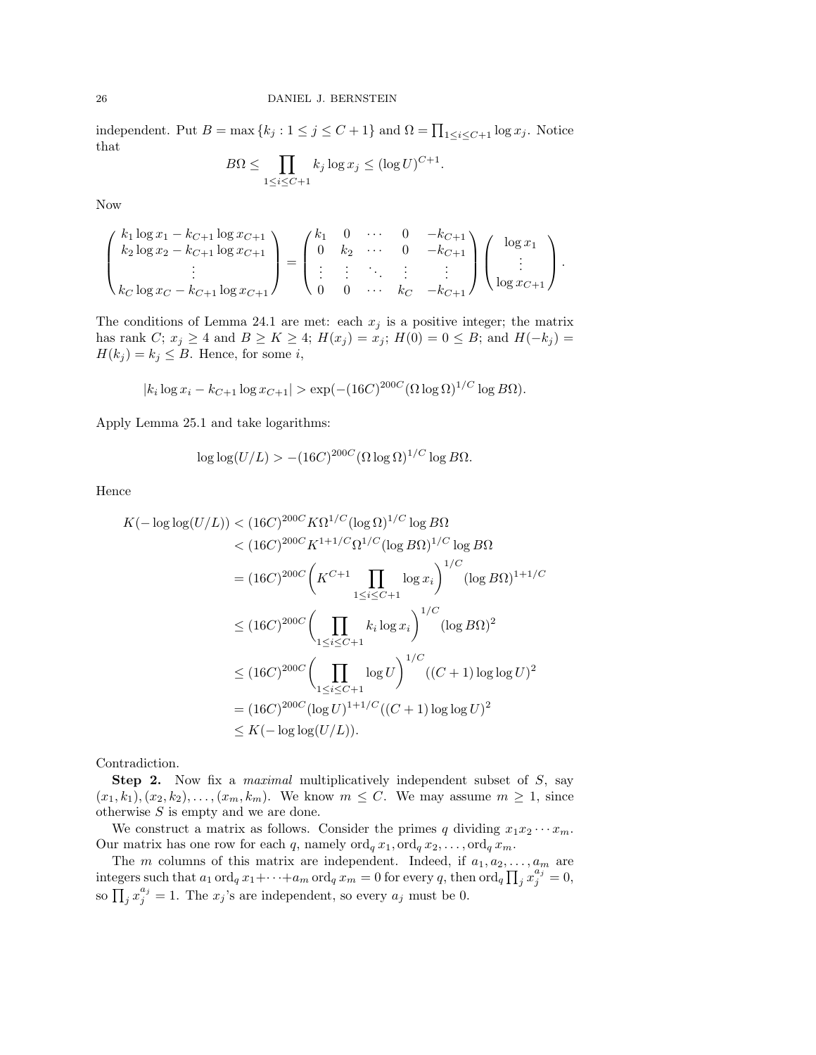independent. Put $B = \max\{k_j : 1 \le j \le C+1\}$ and $\Omega = \prod_{1 \le i \le C+1} \log x_j$. Notice that

$$B\Omega \le \prod_{1 \le i \le C+1} k_j \log x_j \le (\log U)^{C+1}.$$

Now

$$\begin{pmatrix} k_1 \log x_1 - k_{C+1} \log x_{C+1} \\ k_2 \log x_2 - k_{C+1} \log x_{C+1} \\ \vdots \\ k_C \log x_C - k_{C+1} \log x_{C+1} \end{pmatrix} = \begin{pmatrix} k_1 & 0 & \cdots & 0 & -k_{C+1} \\ 0 & k_2 & \cdots & 0 & -k_{C+1} \\ \vdots & \vdots & \ddots & \vdots & \vdots \\ 0 & 0 & \cdots & k_C & -k_{C+1} \end{pmatrix} \begin{pmatrix} \log x_1 \\ \vdots \\ \log x_{C+1} \end{pmatrix}.$$

The conditions of Lemma 24.1 are met: each $x_j$ is a positive integer; the matrix has rank $C$; $x_j \ge 4$ and $B \ge K \ge 4$; $H(x_j) = x_j$; $H(0) = 0 \le B$; and $H(-k_j) = H(k_j) = k_j \le B$. Hence, for some $i$,

$$|k_i \log x_i - k_{C+1} \log x_{C+1}| > \exp(-(16C)^{200C}(\Omega \log \Omega)^{1/C} \log B\Omega).$$

Apply Lemma 25.1 and take logarithms:

$$\log\log(U/L) > -(16C)^{200C}(\Omega \log \Omega)^{1/C} \log B\Omega.$$

Hence

$$\begin{aligned}
K(-\log\log(U/L)) &< (16C)^{200C} K \Omega^{1/C} (\log \Omega)^{1/C} \log B\Omega \\
&< (16C)^{200C} K^{1+1/C} \Omega^{1/C} (\log B\Omega)^{1/C} \log B\Omega \\
&= (16C)^{200C} \left( K^{C+1} \prod_{1 \le i \le C+1} \log x_i \right)^{1/C} (\log B\Omega)^{1+1/C} \\
&\le (16C)^{200C} \left( \prod_{1 \le i \le C+1} k_i \log x_i \right)^{1/C} (\log B\Omega)^2 \\
&\le (16C)^{200C} \left( \prod_{1 \le i \le C+1} \log U \right)^{1/C} ((C+1) \log\log U)^2 \\
&= (16C)^{200C} (\log U)^{1+1/C} ((C+1) \log\log U)^2 \\
&\le K(-\log\log(U/L)).
\end{aligned}$$

Contradiction.

**Step 2.** Now fix a *maximal* multiplicatively independent subset of $S$, say $(x_1, k_1), (x_2, k_2), \ldots, (x_m, k_m)$. We know $m \le C$. We may assume $m \ge 1$, since otherwise $S$ is empty and we are done.

We construct a matrix as follows. Consider the primes $q$ dividing $x_1 x_2 \cdots x_m$. Our matrix has one row for each $q$, namely $\operatorname{ord}_q x_1, \operatorname{ord}_q x_2, \ldots, \operatorname{ord}_q x_m$.

The $m$ columns of this matrix are independent. Indeed, if $a_1, a_2, \ldots, a_m$ are integers such that $a_1 \operatorname{ord}_q x_1 + \cdots + a_m \operatorname{ord}_q x_m = 0$ for every $q$, then $\operatorname{ord}_q \prod_j x_j^{a_j} = 0$, so $\prod_j x_j^{a_j} = 1$. The $x_j$'s are independent, so every $a_j$ must be 0.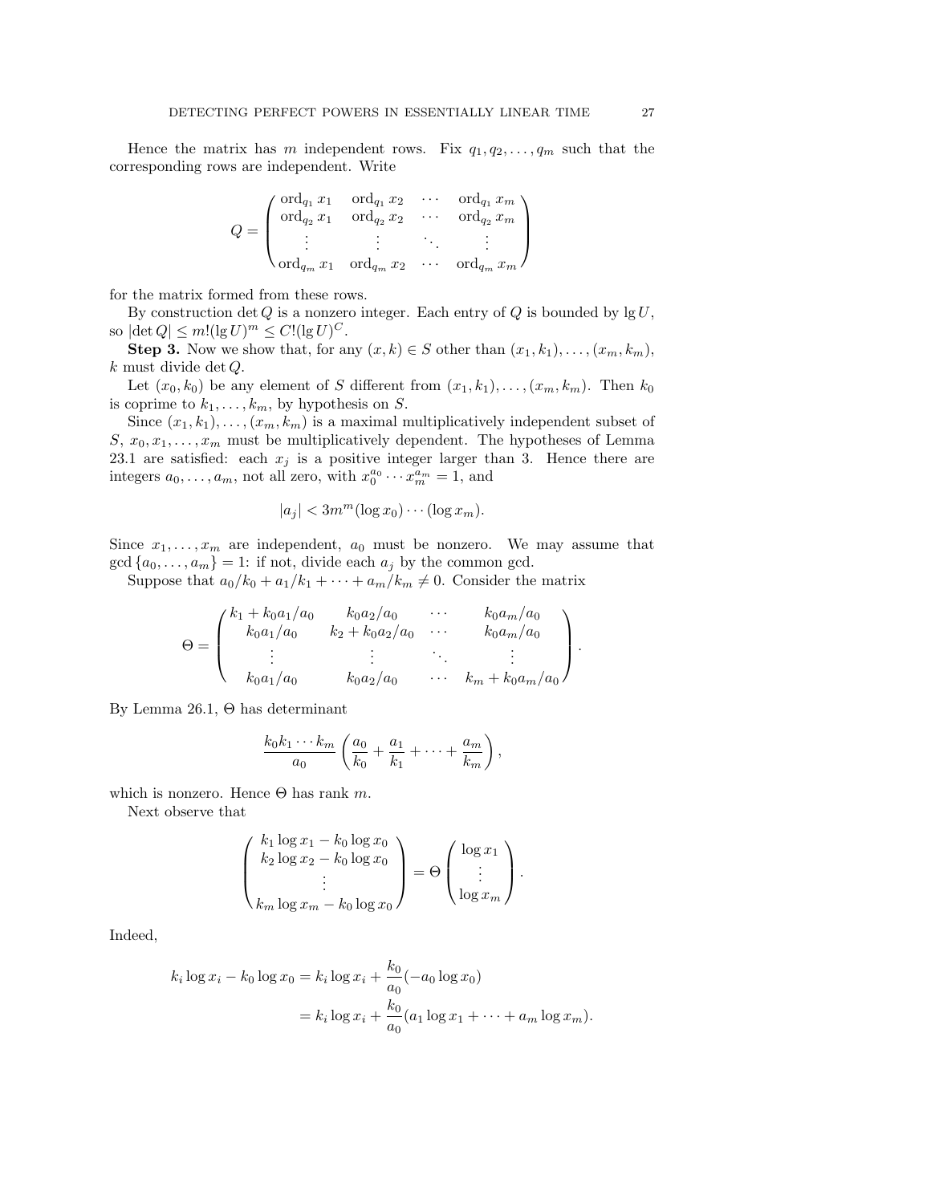Hence the matrix has $m$ independent rows. Fix $q_1, q_2, \ldots, q_m$ such that the corresponding rows are independent. Write

$$Q = \begin{pmatrix} \operatorname{ord}_{q_1} x_1 & \operatorname{ord}_{q_1} x_2 & \cdots & \operatorname{ord}_{q_1} x_m \\ \operatorname{ord}_{q_2} x_1 & \operatorname{ord}_{q_2} x_2 & \cdots & \operatorname{ord}_{q_2} x_m \\ \vdots & \vdots & \ddots & \vdots \\ \operatorname{ord}_{q_m} x_1 & \operatorname{ord}_{q_m} x_2 & \cdots & \operatorname{ord}_{q_m} x_m \end{pmatrix}$$

for the matrix formed from these rows.

By construction $\det Q$ is a nonzero integer. Each entry of $Q$ is bounded by $\lg U$, so $|\det Q| \le m!(\lg U)^m \le C!(\lg U)^C$.

**Step 3.** Now we show that, for any $(x, k) \in S$ other than $(x_1, k_1), \ldots, (x_m, k_m)$, $k$ must divide $\det Q$.

Let $(x_0, k_0)$ be any element of $S$ different from $(x_1, k_1), \ldots, (x_m, k_m)$. Then $k_0$ is coprime to $k_1, \ldots, k_m$, by hypothesis on $S$.

Since $(x_1, k_1), \ldots, (x_m, k_m)$ is a maximal multiplicatively independent subset of $S$, $x_0, x_1, \ldots, x_m$ must be multiplicatively dependent. The hypotheses of Lemma 23.1 are satisfied: each $x_j$ is a positive integer larger than 3. Hence there are integers $a_0, \ldots, a_m$, not all zero, with $x_0^{a_0} \cdots x_m^{a_m} = 1$, and

$$|a_j| < 3m^m (\log x_0) \cdots (\log x_m).$$

Since $x_1, \ldots, x_m$ are independent, $a_0$ must be nonzero. We may assume that $\gcd\{a_0, \ldots, a_m\} = 1$: if not, divide each $a_j$ by the common gcd.

Suppose that $a_0/k_0 + a_1/k_1 + \cdots + a_m/k_m \neq 0$. Consider the matrix

$$\Theta = \begin{pmatrix} k_1 + k_0 a_1/a_0 & k_0 a_2/a_0 & \cdots & k_0 a_m/a_0 \\ k_0 a_1/a_0 & k_2 + k_0 a_2/a_0 & \cdots & k_0 a_m/a_0 \\ \vdots & \vdots & \ddots & \vdots \\ k_0 a_1/a_0 & k_0 a_2/a_0 & \cdots & k_m + k_0 a_m/a_0 \end{pmatrix}.$$

By Lemma 26.1, $\Theta$ has determinant

$$\frac{k_0 k_1 \cdots k_m}{a_0} \left( \frac{a_0}{k_0} + \frac{a_1}{k_1} + \cdots + \frac{a_m}{k_m} \right),$$

which is nonzero. Hence $\Theta$ has rank $m$.

Next observe that

$$\begin{pmatrix} k_1 \log x_1 - k_0 \log x_0 \\ k_2 \log x_2 - k_0 \log x_0 \\ \vdots \\ k_m \log x_m - k_0 \log x_0 \end{pmatrix} = \Theta \begin{pmatrix} \log x_1 \\ \vdots \\ \log x_m \end{pmatrix}.$$

Indeed,

$$\begin{aligned} k_i \log x_i - k_0 \log x_0 &= k_i \log x_i + \frac{k_0}{a_0}(-a_0 \log x_0) \\ &= k_i \log x_i + \frac{k_0}{a_0}(a_1 \log x_1 + \cdots + a_m \log x_m). \end{aligned}$$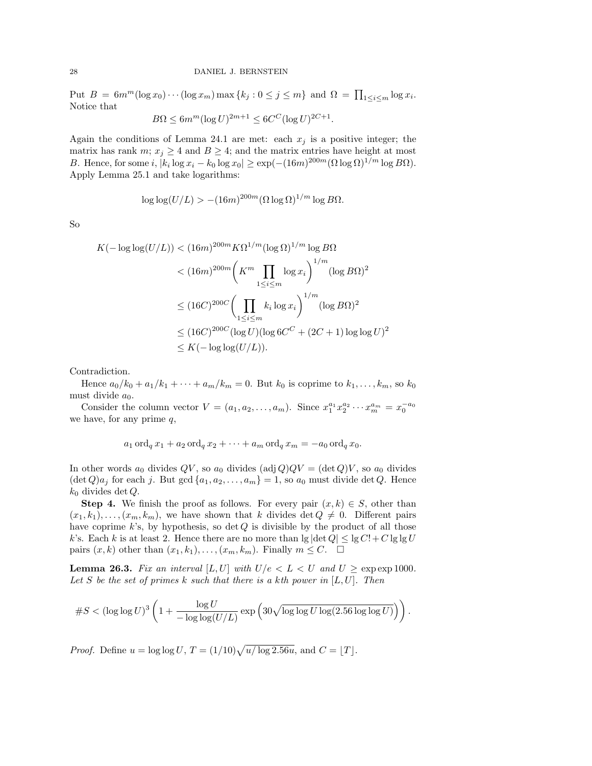Put $B = 6m^m(\log x_0)\cdots(\log x_m)\max\{k_j : 0 \le j \le m\}$ and $\Omega = \prod_{1\le i\le m}\log x_i$. Notice that

$$B\Omega \le 6m^m(\log U)^{2m+1} \le 6C^C(\log U)^{2C+1}.$$

Again the conditions of Lemma 24.1 are met: each $x_j$ is a positive integer; the matrix has rank $m$; $x_j \ge 4$ and $B \ge 4$; and the matrix entries have height at most $B$. Hence, for some $i$, $|k_i \log x_i - k_0 \log x_0| \ge \exp(-(16m)^{200m}(\Omega\log\Omega)^{1/m}\log B\Omega)$. Apply Lemma 25.1 and take logarithms:

$$\log\log(U/L) > -(16m)^{200m}(\Omega\log\Omega)^{1/m}\log B\Omega.$$

So

$$\begin{aligned}
K(-\log\log(U/L)) &< (16m)^{200m}K\Omega^{1/m}(\log\Omega)^{1/m}\log B\Omega \\
&< (16m)^{200m}\left(K^m\prod_{1\le i\le m}\log x_i\right)^{1/m}(\log B\Omega)^2 \\
&\le (16C)^{200C}\left(\prod_{1\le i\le m}k_i\log x_i\right)^{1/m}(\log B\Omega)^2 \\
&\le (16C)^{200C}(\log U)(\log 6C^C + (2C+1)\log\log U)^2 \\
&\le K(-\log\log(U/L)).
\end{aligned}$$

Contradiction.

Hence $a_0/k_0 + a_1/k_1 + \cdots + a_m/k_m = 0$. But $k_0$ is coprime to $k_1,\ldots,k_m$, so $k_0$ must divide $a_0$.

Consider the column vector $V = (a_1, a_2, \ldots, a_m)$. Since $x_1^{a_1}x_2^{a_2}\cdots x_m^{a_m} = x_0^{-a_0}$ we have, for any prime $q$,

$$a_1\operatorname{ord}_q x_1 + a_2\operatorname{ord}_q x_2 + \cdots + a_m\operatorname{ord}_q x_m = -a_0\operatorname{ord}_q x_0.$$

In other words $a_0$ divides $QV$, so $a_0$ divides $(\operatorname{adj}Q)QV = (\det Q)V$, so $a_0$ divides $(\det Q)a_j$ for each $j$. But $\gcd\{a_1, a_2, \ldots, a_m\} = 1$, so $a_0$ must divide $\det Q$. Hence $k_0$ divides $\det Q$.

**Step 4.** We finish the proof as follows. For every pair $(x,k) \in S$, other than $(x_1,k_1),\ldots,(x_m,k_m)$, we have shown that $k$ divides $\det Q \ne 0$. Different pairs have coprime $k$'s, by hypothesis, so $\det Q$ is divisible by the product of all those $k$'s. Each $k$ is at least 2. Hence there are no more than $\lg|\det Q| \le \lg C! + C\lg\lg U$ pairs $(x,k)$ other than $(x_1,k_1),\ldots,(x_m,k_m)$. Finally $m \le C$. □

**Lemma 26.3.** *Fix an interval $[L,U]$ with $U/e < L < U$ and $U \ge \exp\exp 1000$. Let $S$ be the set of primes $k$ such that there is a $k$th power in $[L,U]$. Then*

$$\#S < (\log\log U)^3\left(1 + \frac{\log U}{-\log\log(U/L)}\exp\left(30\sqrt{\log\log U\log(2.56\log\log U)}\right)\right).$$

*Proof.* Define $u = \log\log U$, $T = (1/10)\sqrt{u/\log 2.56u}$, and $C = \lfloor T\rfloor$.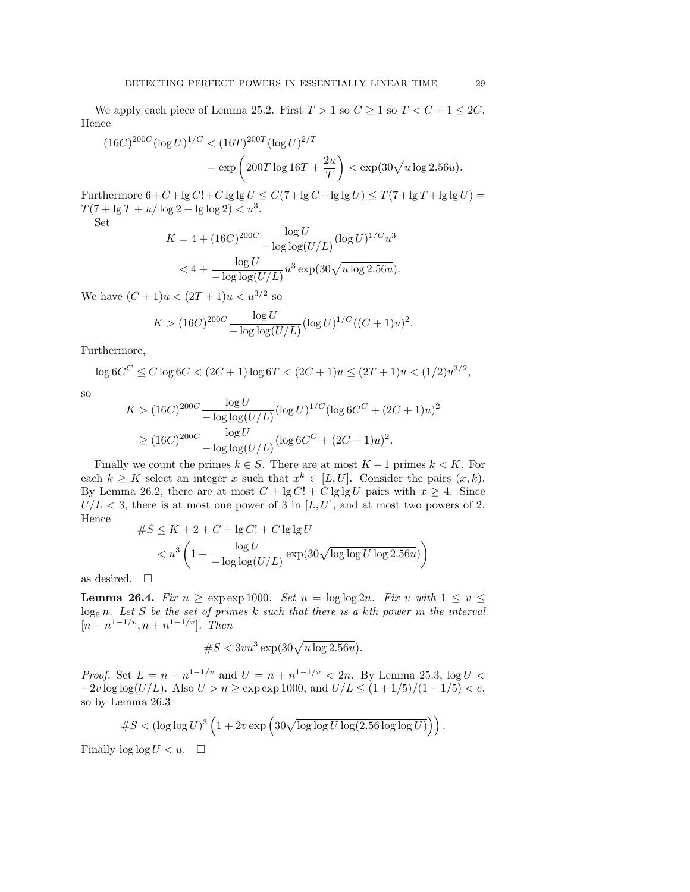We apply each piece of Lemma 25.2. First $T > 1$ so $C \ge 1$ so $T < C + 1 \le 2C$. Hence

$$\begin{aligned}(16C)^{200C}(\log U)^{1/C} &< (16T)^{200T}(\log U)^{2/T} \\ &= \exp\left(200T \log 16T + \frac{2u}{T}\right) < \exp(30\sqrt{u \log 2.56u}).\end{aligned}$$

Furthermore $6 + C + \lg C! + C \lg\lg U \le C(7 + \lg C + \lg\lg U) \le T(7 + \lg T + \lg\lg U) = T(7 + \lg T + u/\log 2 - \lg\log 2) < u^3$.

Set

$$\begin{aligned}K &= 4 + (16C)^{200C}\frac{\log U}{-\log\log(U/L)}(\log U)^{1/C}u^3 \\ &< 4 + \frac{\log U}{-\log\log(U/L)}u^3 \exp(30\sqrt{u\log 2.56u}).\end{aligned}$$

We have $(C+1)u < (2T+1)u < u^{3/2}$ so

$$K > (16C)^{200C}\frac{\log U}{-\log\log(U/L)}(\log U)^{1/C}((C+1)u)^2.$$

Furthermore,

$$\log 6C^C \le C\log 6C < (2C+1)\log 6T < (2C+1)u \le (2T+1)u < (1/2)u^{3/2},$$

so

$$\begin{aligned}K &> (16C)^{200C}\frac{\log U}{-\log\log(U/L)}(\log U)^{1/C}(\log 6C^C + (2C+1)u)^2 \\ &\ge (16C)^{200C}\frac{\log U}{-\log\log(U/L)}(\log 6C^C + (2C+1)u)^2.\end{aligned}$$

Finally we count the primes $k \in S$. There are at most $K - 1$ primes $k < K$. For each $k \ge K$ select an integer $x$ such that $x^k \in [L, U]$. Consider the pairs $(x, k)$. By Lemma 26.2, there are at most $C + \lg C! + C\lg\lg U$ pairs with $x \ge 4$. Since $U/L < 3$, there is at most one power of 3 in $[L, U]$, and at most two powers of 2. Hence

$$\begin{aligned}\#S &\le K + 2 + C + \lg C! + C\lg\lg U \\ &< u^3\left(1 + \frac{\log U}{-\log\log(U/L)}\exp(30\sqrt{\log\log U \log 2.56u})\right)\end{aligned}$$

as desired. $\square$

**Lemma 26.4.** *Fix $n \ge \exp\exp 1000$. Set $u = \log\log 2n$. Fix $v$ with $1 \le v \le \log_5 n$. Let $S$ be the set of primes $k$ such that there is a $k$th power in the interval $[n - n^{1-1/v}, n + n^{1-1/v}]$. Then*

$$\#S < 3vu^3\exp(30\sqrt{u\log 2.56u}).$$

*Proof.* Set $L = n - n^{1-1/v}$ and $U = n + n^{1-1/v} < 2n$. By Lemma 25.3, $\log U < -2v\log\log(U/L)$. Also $U > n \ge \exp\exp 1000$, and $U/L \le (1 + 1/5)/(1 - 1/5) < e$, so by Lemma 26.3

$$\#S < (\log\log U)^3\left(1 + 2v\exp\left(30\sqrt{\log\log U\log(2.56\log\log U)}\right)\right).$$

Finally $\log\log U < u$. $\square$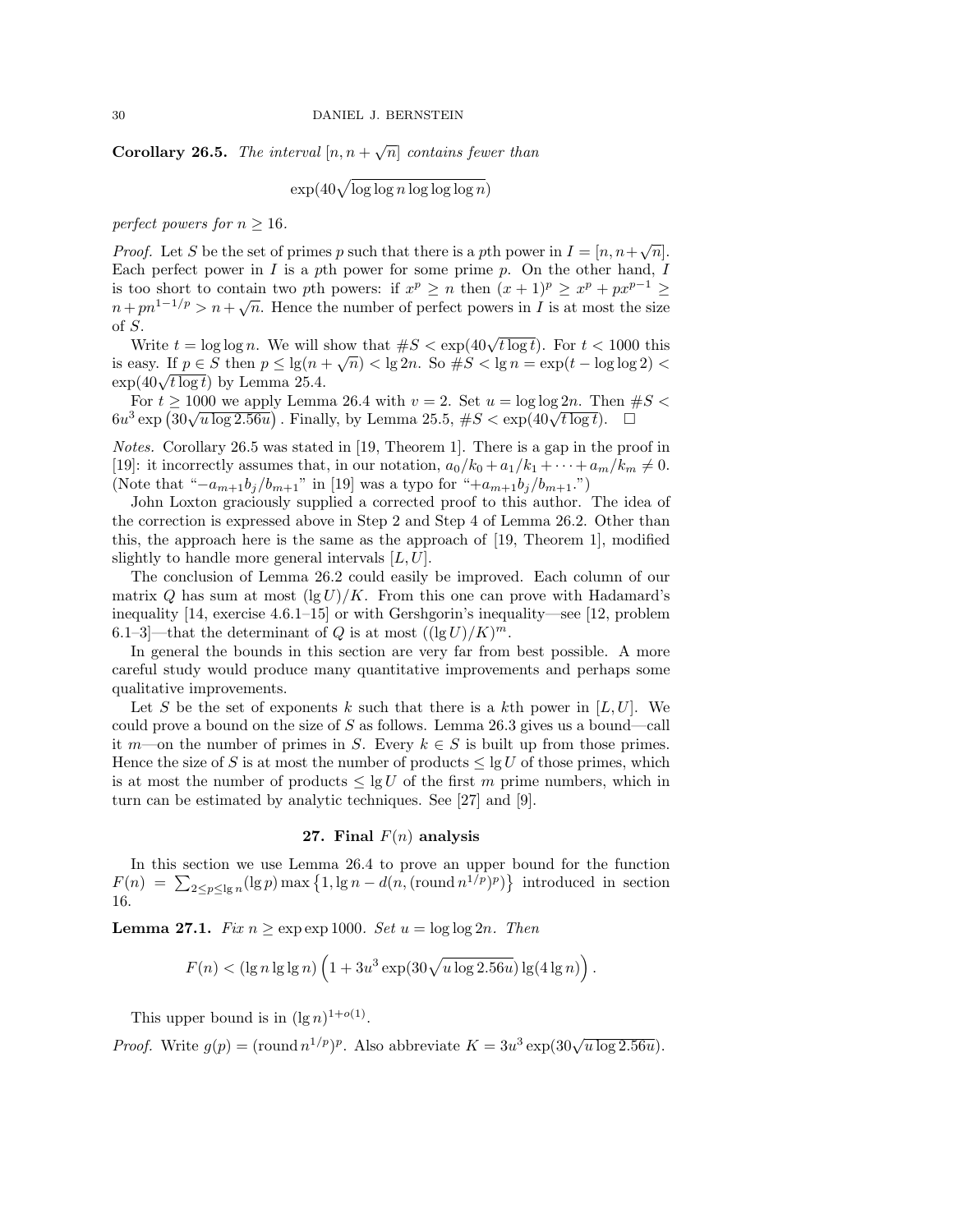**Corollary 26.5.** *The interval* $[n, n+\sqrt{n}]$ *contains fewer than*

$$\exp(40\sqrt{\log\log n \log\log\log n})$$

*perfect powers for* $n \geq 16$.

*Proof.* Let $S$ be the set of primes $p$ such that there is a $p$th power in $I = [n, n+\sqrt{n}]$. Each perfect power in $I$ is a $p$th power for some prime $p$. On the other hand, $I$ is too short to contain two $p$th powers: if $x^p \geq n$ then $(x+1)^p \geq x^p + px^{p-1} \geq n + pn^{1-1/p} > n + \sqrt{n}$. Hence the number of perfect powers in $I$ is at most the size of $S$.

Write $t = \log\log n$. We will show that $\#S < \exp(40\sqrt{t \log t})$. For $t < 1000$ this is easy. If $p \in S$ then $p \leq \lg(n+\sqrt{n}) < \lg 2n$. So $\#S < \lg n = \exp(t - \log\log 2) < \exp(40\sqrt{t\log t})$ by Lemma 25.4.

For $t \geq 1000$ we apply Lemma 26.4 with $v = 2$. Set $u = \log\log 2n$. Then $\#S < 6u^3 \exp\left(30\sqrt{u \log 2.56u}\right)$. Finally, by Lemma 25.5, $\#S < \exp(40\sqrt{t\log t})$. $\square$

*Notes.* Corollary 26.5 was stated in [19, Theorem 1]. There is a gap in the proof in [19]: it incorrectly assumes that, in our notation, $a_0/k_0 + a_1/k_1 + \cdots + a_m/k_m \neq 0$. (Note that "$-a_{m+1}b_j/b_{m+1}$" in [19] was a typo for "$+a_{m+1}b_j/b_{m+1}$.")

John Loxton graciously supplied a corrected proof to this author. The idea of the correction is expressed above in Step 2 and Step 4 of Lemma 26.2. Other than this, the approach here is the same as the approach of [19, Theorem 1], modified slightly to handle more general intervals $[L, U]$.

The conclusion of Lemma 26.2 could easily be improved. Each column of our matrix $Q$ has sum at most $(\lg U)/K$. From this one can prove with Hadamard's inequality [14, exercise 4.6.1–15] or with Gershgorin's inequality—see [12, problem 6.1–3]—that the determinant of $Q$ is at most $((\lg U)/K)^m$.

In general the bounds in this section are very far from best possible. A more careful study would produce many quantitative improvements and perhaps some qualitative improvements.

Let $S$ be the set of exponents $k$ such that there is a $k$th power in $[L, U]$. We could prove a bound on the size of $S$ as follows. Lemma 26.3 gives us a bound—call it $m$—on the number of primes in $S$. Every $k \in S$ is built up from those primes. Hence the size of $S$ is at most the number of products $\leq \lg U$ of those primes, which is at most the number of products $\leq \lg U$ of the first $m$ prime numbers, which in turn can be estimated by analytic techniques. See [27] and [9].

## 27. Final $F(n)$ analysis

In this section we use Lemma 26.4 to prove an upper bound for the function $F(n) = \sum_{2 \leq p \leq \lg n} (\lg p) \max\left\{1, \lg n - d(n, (\operatorname{round} n^{1/p})^p)\right\}$ introduced in section 16.

**Lemma 27.1.** *Fix* $n \geq \exp\exp 1000$. *Set* $u = \log\log 2n$. *Then*

$$F(n) < (\lg n \lg\lg n)\left(1 + 3u^3 \exp(30\sqrt{u\log 2.56u}) \lg(4\lg n)\right).$$

This upper bound is in $(\lg n)^{1+o(1)}$.

*Proof.* Write $g(p) = (\operatorname{round} n^{1/p})^p$. Also abbreviate $K = 3u^3 \exp(30\sqrt{u \log 2.56u})$.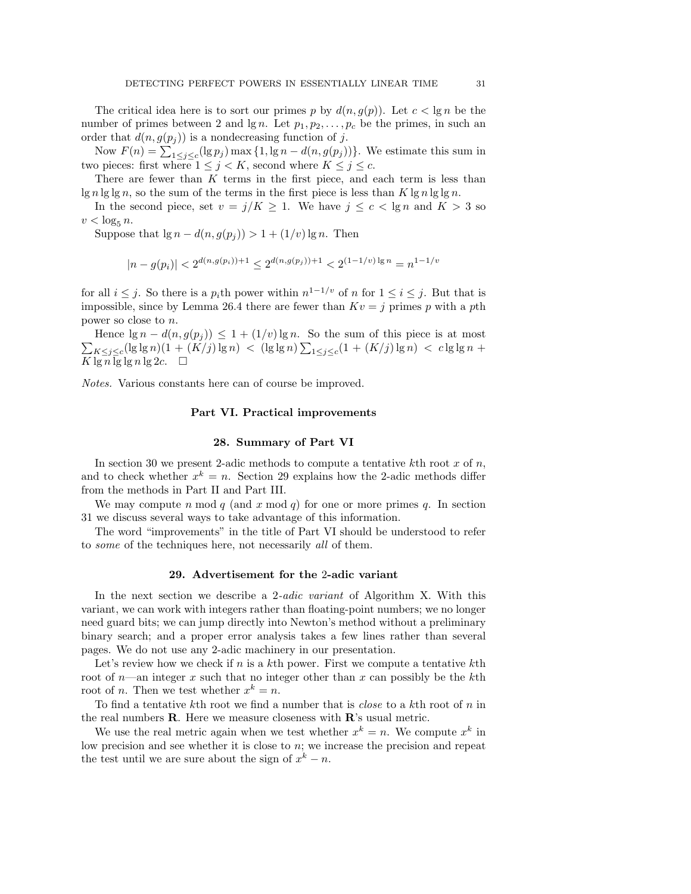The critical idea here is to sort our primes $p$ by $d(n, g(p))$. Let $c < \lg n$ be the number of primes between 2 and $\lg n$. Let $p_1, p_2, \ldots, p_c$ be the primes, in such an order that $d(n, g(p_j))$ is a nondecreasing function of $j$.

Now $F(n) = \sum_{1 \le j \le c} (\lg p_j) \max\{1, \lg n - d(n, g(p_j))\}$. We estimate this sum in two pieces: first where $1 \le j < K$, second where $K \le j \le c$.

There are fewer than $K$ terms in the first piece, and each term is less than $\lg n \lg \lg n$, so the sum of the terms in the first piece is less than $K \lg n \lg \lg n$.

In the second piece, set $v = j/K \ge 1$. We have $j \le c < \lg n$ and $K > 3$ so $v < \log_5 n$.

Suppose that $\lg n - d(n, g(p_j)) > 1 + (1/v) \lg n$. Then

$$|n - g(p_i)| < 2^{d(n,g(p_i))+1} \le 2^{d(n,g(p_j))+1} < 2^{(1-1/v)\lg n} = n^{1-1/v}$$

for all $i \le j$. So there is a $p_i$th power within $n^{1-1/v}$ of $n$ for $1 \le i \le j$. But that is impossible, since by Lemma 26.4 there are fewer than $Kv = j$ primes $p$ with a $p$th power so close to $n$.

Hence $\lg n - d(n, g(p_j)) \le 1 + (1/v) \lg n$. So the sum of this piece is at most $\sum_{K \le j \le c} (\lg \lg n)(1 + (K/j) \lg n) < (\lg \lg n) \sum_{1 \le j \le c} (1 + (K/j) \lg n) < c \lg \lg n + K \lg n \lg \lg n \lg 2c$. $\square$

*Notes.* Various constants here can of course be improved.

# Part VI. Practical improvements

## 28. Summary of Part VI

In section 30 we present 2-adic methods to compute a tentative $k$th root $x$ of $n$, and to check whether $x^k = n$. Section 29 explains how the 2-adic methods differ from the methods in Part II and Part III.

We may compute $n \bmod q$ (and $x \bmod q$) for one or more primes $q$. In section 31 we discuss several ways to take advantage of this information.

The word "improvements" in the title of Part VI should be understood to refer to *some* of the techniques here, not necessarily *all* of them.

## 29. Advertisement for the 2-adic variant

In the next section we describe a 2-*adic variant* of Algorithm X. With this variant, we can work with integers rather than floating-point numbers; we no longer need guard bits; we can jump directly into Newton's method without a preliminary binary search; and a proper error analysis takes a few lines rather than several pages. We do not use any 2-adic machinery in our presentation.

Let's review how we check if $n$ is a $k$th power. First we compute a tentative $k$th root of $n$—an integer $x$ such that no integer other than $x$ can possibly be the $k$th root of $n$. Then we test whether $x^k = n$.

To find a tentative $k$th root we find a number that is *close* to a $k$th root of $n$ in the real numbers $\mathbf{R}$. Here we measure closeness with $\mathbf{R}$'s usual metric.

We use the real metric again when we test whether $x^k = n$. We compute $x^k$ in low precision and see whether it is close to $n$; we increase the precision and repeat the test until we are sure about the sign of $x^k - n$.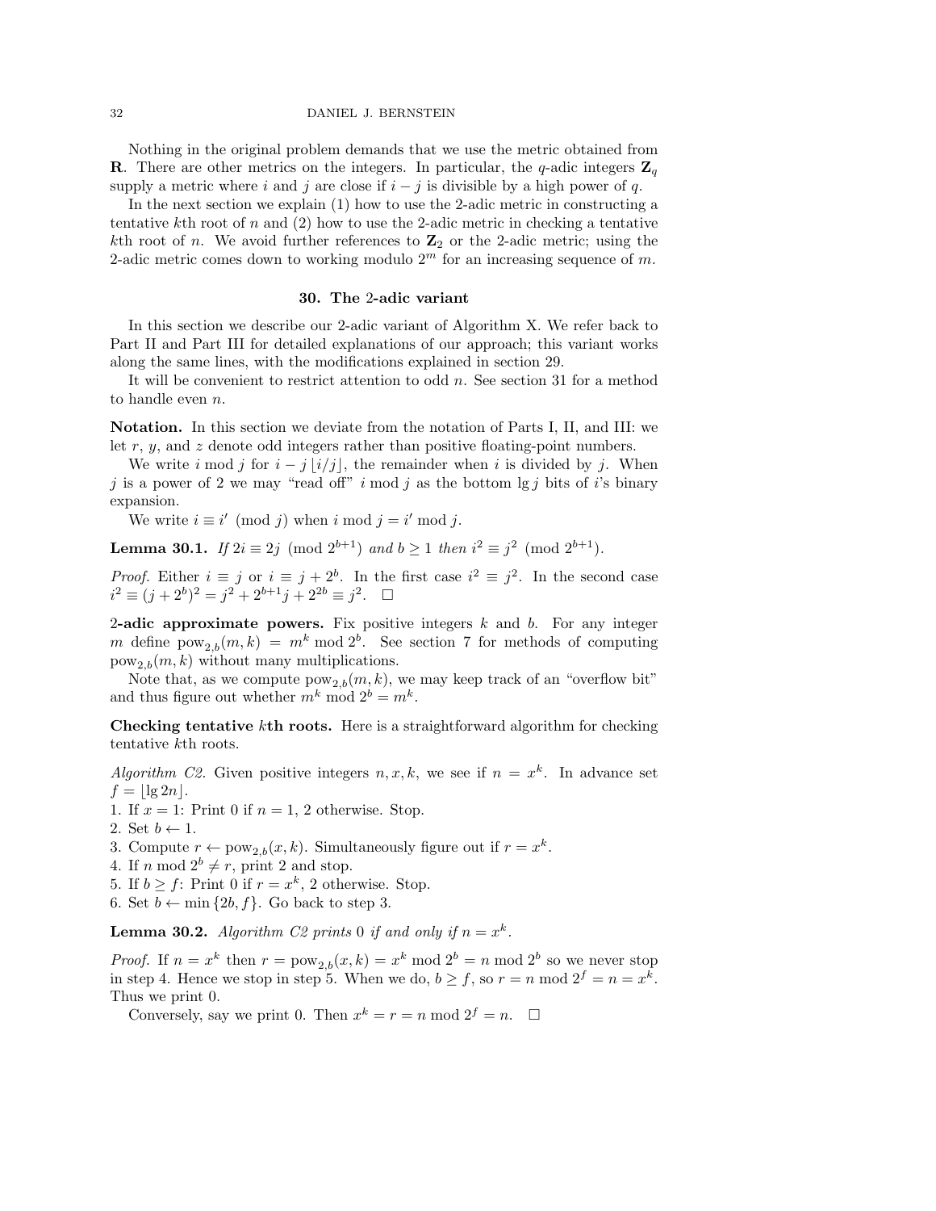Nothing in the original problem demands that we use the metric obtained from $\mathbf{R}$. There are other metrics on the integers. In particular, the $q$-adic integers $\mathbf{Z}_q$ supply a metric where $i$ and $j$ are close if $i - j$ is divisible by a high power of $q$.

In the next section we explain (1) how to use the 2-adic metric in constructing a tentative $k$th root of $n$ and (2) how to use the 2-adic metric in checking a tentative $k$th root of $n$. We avoid further references to $\mathbf{Z}_2$ or the 2-adic metric; using the 2-adic metric comes down to working modulo $2^m$ for an increasing sequence of $m$.

## 30. The 2-adic variant

In this section we describe our 2-adic variant of Algorithm X. We refer back to Part II and Part III for detailed explanations of our approach; this variant works along the same lines, with the modifications explained in section 29.

It will be convenient to restrict attention to odd $n$. See section 31 for a method to handle even $n$.

**Notation.** In this section we deviate from the notation of Parts I, II, and III: we let $r$, $y$, and $z$ denote odd integers rather than positive floating-point numbers.

We write $i \bmod j$ for $i - j\lfloor i/j \rfloor$, the remainder when $i$ is divided by $j$. When $j$ is a power of 2 we may "read off" $i \bmod j$ as the bottom $\lg j$ bits of $i$'s binary expansion.

We write $i \equiv i' \pmod{j}$ when $i \bmod j = i' \bmod j$.

**Lemma 30.1.** *If $2i \equiv 2j \pmod{2^{b+1}}$ and $b \geq 1$ then $i^2 \equiv j^2 \pmod{2^{b+1}}$.*

*Proof.* Either $i \equiv j$ or $i \equiv j + 2^b$. In the first case $i^2 \equiv j^2$. In the second case $i^2 \equiv (j + 2^b)^2 = j^2 + 2^{b+1}j + 2^{2b} \equiv j^2$. □

**2-adic approximate powers.** Fix positive integers $k$ and $b$. For any integer $m$ define $\mathrm{pow}_{2,b}(m,k) = m^k \bmod 2^b$. See section 7 for methods of computing $\mathrm{pow}_{2,b}(m,k)$ without many multiplications.

Note that, as we compute $\mathrm{pow}_{2,b}(m,k)$, we may keep track of an "overflow bit" and thus figure out whether $m^k \bmod 2^b = m^k$.

**Checking tentative $k$th roots.** Here is a straightforward algorithm for checking tentative $k$th roots.

*Algorithm C2.* Given positive integers $n, x, k$, we see if $n = x^k$. In advance set $f = \lfloor \lg 2n \rfloor$.

1. If $x = 1$: Print 0 if $n = 1$, 2 otherwise. Stop.
2. Set $b \leftarrow 1$.
3. Compute $r \leftarrow \mathrm{pow}_{2,b}(x,k)$. Simultaneously figure out if $r = x^k$.
4. If $n \bmod 2^b \neq r$, print 2 and stop.
5. If $b \geq f$: Print 0 if $r = x^k$, 2 otherwise. Stop.
6. Set $b \leftarrow \min\{2b, f\}$. Go back to step 3.

**Lemma 30.2.** *Algorithm C2 prints 0 if and only if $n = x^k$.*

*Proof.* If $n = x^k$ then $r = \mathrm{pow}_{2,b}(x,k) = x^k \bmod 2^b = n \bmod 2^b$ so we never stop in step 4. Hence we stop in step 5. When we do, $b \geq f$, so $r = n \bmod 2^f = n = x^k$. Thus we print 0.

Conversely, say we print 0. Then $x^k = r = n \bmod 2^f = n$. □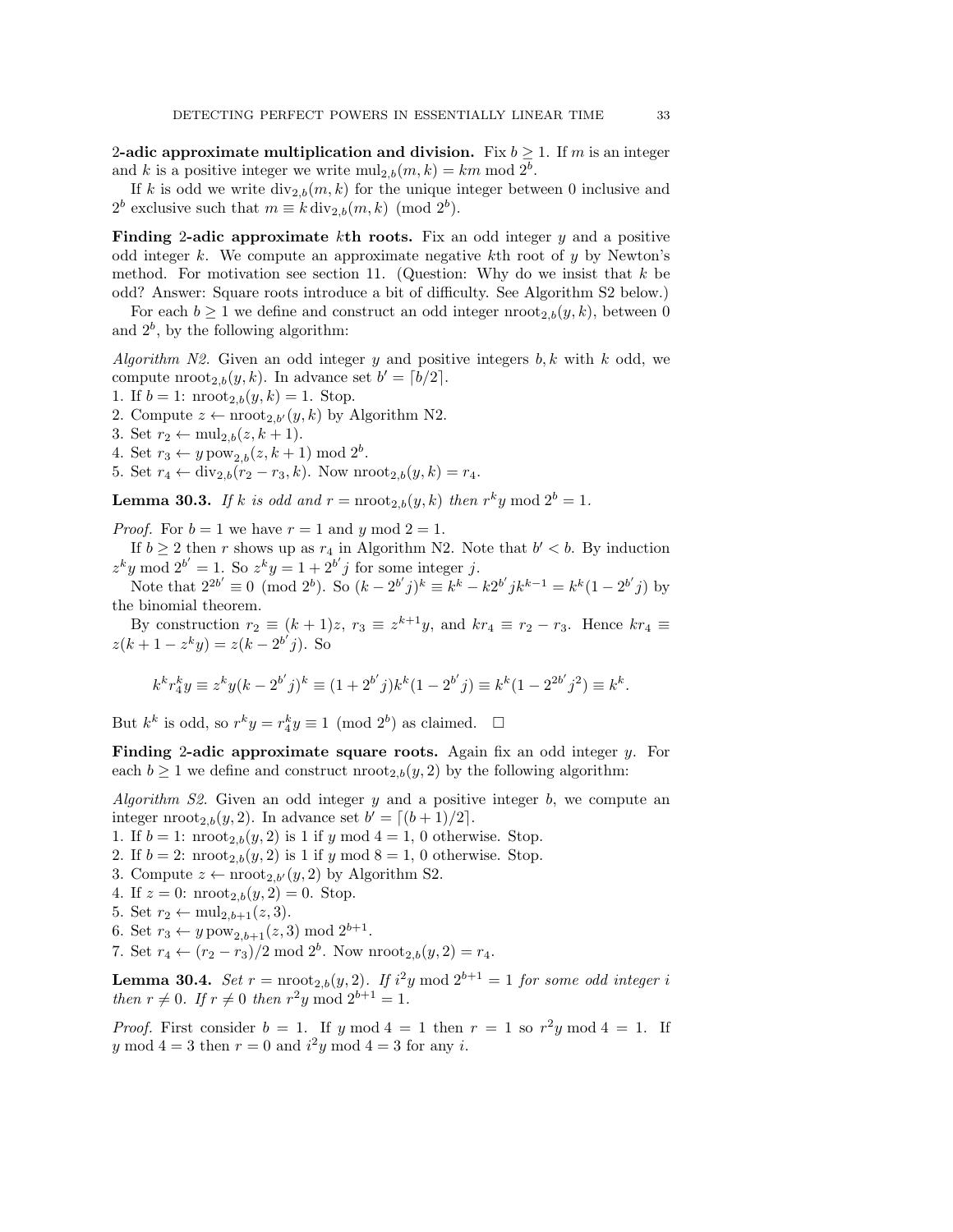**2-adic approximate multiplication and division.** Fix $b \ge 1$. If $m$ is an integer and $k$ is a positive integer we write $\operatorname{mul}_{2,b}(m,k) = km \bmod 2^b$.

If $k$ is odd we write $\operatorname{div}_{2,b}(m,k)$ for the unique integer between 0 inclusive and $2^b$ exclusive such that $m \equiv k \operatorname{div}_{2,b}(m,k) \pmod{2^b}$.

**Finding 2-adic approximate $k$th roots.** Fix an odd integer $y$ and a positive odd integer $k$. We compute an approximate negative $k$th root of $y$ by Newton's method. For motivation see section 11. (Question: Why do we insist that $k$ be odd? Answer: Square roots introduce a bit of difficulty. See Algorithm S2 below.)

For each $b \ge 1$ we define and construct an odd integer $\operatorname{nroot}_{2,b}(y,k)$, between 0 and $2^b$, by the following algorithm:

*Algorithm N2.* Given an odd integer $y$ and positive integers $b, k$ with $k$ odd, we compute $\operatorname{nroot}_{2,b}(y,k)$. In advance set $b' = \lceil b/2 \rceil$.
1. If $b = 1$: $\operatorname{nroot}_{2,b}(y,k) = 1$. Stop.
2. Compute $z \leftarrow \operatorname{nroot}_{2,b'}(y,k)$ by Algorithm N2.
3. Set $r_2 \leftarrow \operatorname{mul}_{2,b}(z, k+1)$.
4. Set $r_3 \leftarrow y \operatorname{pow}_{2,b}(z, k+1) \bmod 2^b$.
5. Set $r_4 \leftarrow \operatorname{div}_{2,b}(r_2 - r_3, k)$. Now $\operatorname{nroot}_{2,b}(y,k) = r_4$.

**Lemma 30.3.** *If $k$ is odd and $r = \operatorname{nroot}_{2,b}(y,k)$ then $r^k y \bmod 2^b = 1$.*

*Proof.* For $b = 1$ we have $r = 1$ and $y \bmod 2 = 1$.

If $b \ge 2$ then $r$ shows up as $r_4$ in Algorithm N2. Note that $b' < b$. By induction $z^k y \bmod 2^{b'} = 1$. So $z^k y = 1 + 2^{b'} j$ for some integer $j$.

Note that $2^{2b'} \equiv 0 \pmod{2^b}$. So $(k - 2^{b'} j)^k \equiv k^k - k 2^{b'} j k^{k-1} = k^k (1 - 2^{b'} j)$ by the binomial theorem.

By construction $r_2 \equiv (k+1)z$, $r_3 \equiv z^{k+1} y$, and $k r_4 \equiv r_2 - r_3$. Hence $k r_4 \equiv z(k + 1 - z^k y) = z(k - 2^{b'} j)$. So

$$k^k r_4^k y \equiv z^k y (k - 2^{b'} j)^k \equiv (1 + 2^{b'} j) k^k (1 - 2^{b'} j) \equiv k^k (1 - 2^{2b'} j^2) \equiv k^k.$$

But $k^k$ is odd, so $r^k y = r_4^k y \equiv 1 \pmod{2^b}$ as claimed. $\square$

**Finding 2-adic approximate square roots.** Again fix an odd integer $y$. For each $b \ge 1$ we define and construct $\operatorname{nroot}_{2,b}(y,2)$ by the following algorithm:

*Algorithm S2.* Given an odd integer $y$ and a positive integer $b$, we compute an integer $\operatorname{nroot}_{2,b}(y,2)$. In advance set $b' = \lceil (b+1)/2 \rceil$.
1. If $b = 1$: $\operatorname{nroot}_{2,b}(y,2)$ is 1 if $y \bmod 4 = 1$, 0 otherwise. Stop.
2. If $b = 2$: $\operatorname{nroot}_{2,b}(y,2)$ is 1 if $y \bmod 8 = 1$, 0 otherwise. Stop.
3. Compute $z \leftarrow \operatorname{nroot}_{2,b'}(y,2)$ by Algorithm S2.
4. If $z = 0$: $\operatorname{nroot}_{2,b}(y,2) = 0$. Stop.
5. Set $r_2 \leftarrow \operatorname{mul}_{2,b+1}(z,3)$.
6. Set $r_3 \leftarrow y \operatorname{pow}_{2,b+1}(z,3) \bmod 2^{b+1}$.
7. Set $r_4 \leftarrow (r_2 - r_3)/2 \bmod 2^b$. Now $\operatorname{nroot}_{2,b}(y,2) = r_4$.

**Lemma 30.4.** *Set $r = \operatorname{nroot}_{2,b}(y,2)$. If $i^2 y \bmod 2^{b+1} = 1$ for some odd integer $i$ then $r \ne 0$. If $r \ne 0$ then $r^2 y \bmod 2^{b+1} = 1$.*

*Proof.* First consider $b = 1$. If $y \bmod 4 = 1$ then $r = 1$ so $r^2 y \bmod 4 = 1$. If $y \bmod 4 = 3$ then $r = 0$ and $i^2 y \bmod 4 = 3$ for any $i$.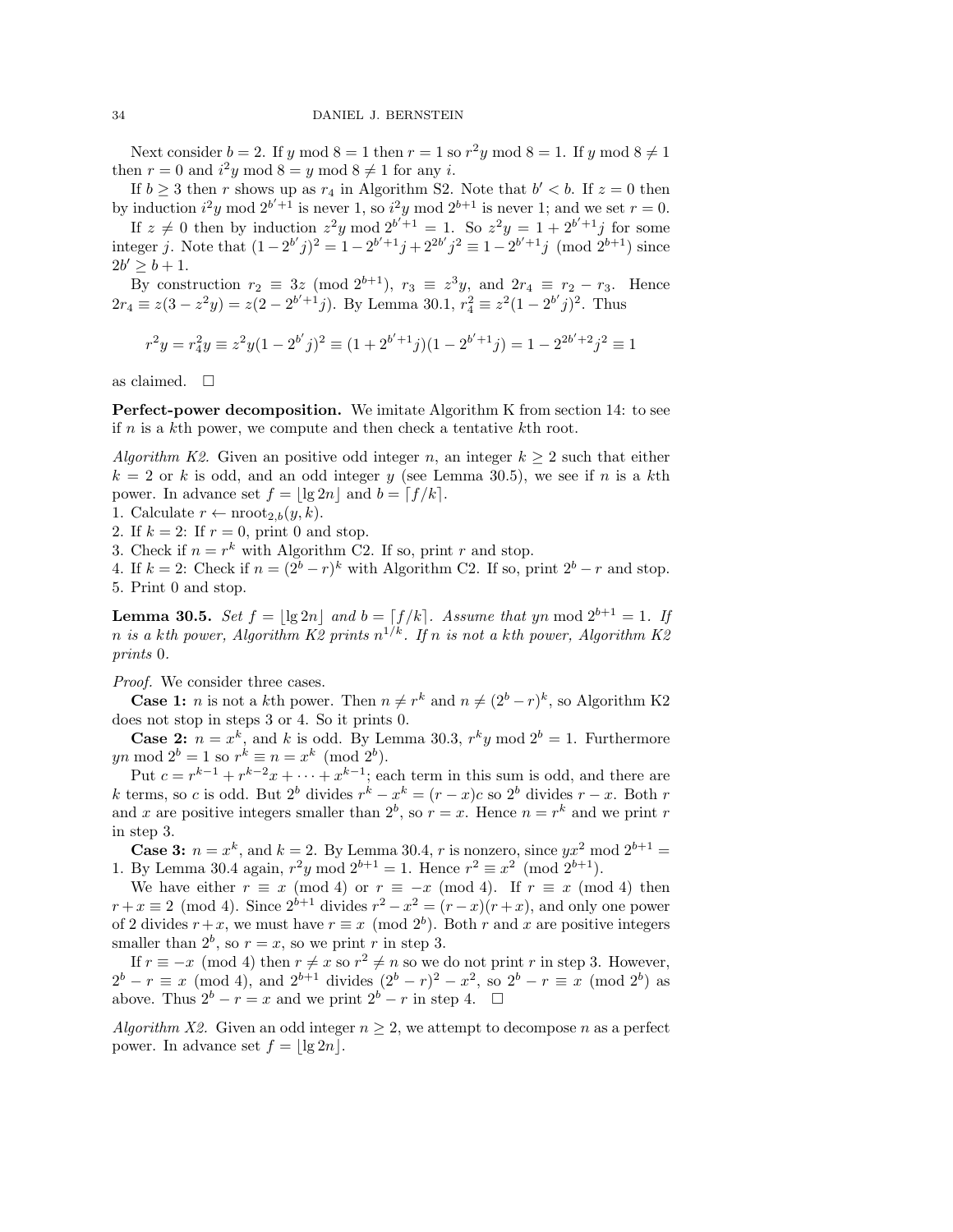Next consider $b = 2$. If $y \bmod 8 = 1$ then $r = 1$ so $r^2 y \bmod 8 = 1$. If $y \bmod 8 \neq 1$ then $r = 0$ and $i^2 y \bmod 8 = y \bmod 8 \neq 1$ for any $i$.

If $b \geq 3$ then $r$ shows up as $r_4$ in Algorithm S2. Note that $b' < b$. If $z = 0$ then by induction $i^2 y \bmod 2^{b'+1}$ is never 1, so $i^2 y \bmod 2^{b+1}$ is never 1; and we set $r = 0$.

If $z \neq 0$ then by induction $z^2 y \bmod 2^{b'+1} = 1$. So $z^2 y = 1 + 2^{b'+1} j$ for some integer $j$. Note that $(1 - 2^{b'} j)^2 = 1 - 2^{b'+1} j + 2^{2b'} j^2 \equiv 1 - 2^{b'+1} j \pmod{2^{b+1}}$ since $2b' \geq b + 1$.

By construction $r_2 \equiv 3z \pmod{2^{b+1}}$, $r_3 \equiv z^3 y$, and $2r_4 \equiv r_2 - r_3$. Hence $2r_4 \equiv z(3 - z^2 y) = z(2 - 2^{b'+1} j)$. By Lemma 30.1, $r_4^2 \equiv z^2 (1 - 2^{b'} j)^2$. Thus

$$r^2 y = r_4^2 y \equiv z^2 y (1 - 2^{b'} j)^2 \equiv (1 + 2^{b'+1} j)(1 - 2^{b'+1} j) = 1 - 2^{2b'+2} j^2 \equiv 1$$

as claimed. $\square$

**Perfect-power decomposition.** We imitate Algorithm K from section 14: to see if $n$ is a $k$th power, we compute and then check a tentative $k$th root.

*Algorithm K2.* Given an positive odd integer $n$, an integer $k \geq 2$ such that either $k = 2$ or $k$ is odd, and an odd integer $y$ (see Lemma 30.5), we see if $n$ is a $k$th power. In advance set $f = \lfloor \lg 2n \rfloor$ and $b = \lceil f/k \rceil$.

1. Calculate $r \leftarrow \operatorname{nroot}_{2,b}(y, k)$.
2. If $k = 2$: If $r = 0$, print 0 and stop.
3. Check if $n = r^k$ with Algorithm C2. If so, print $r$ and stop.
4. If $k = 2$: Check if $n = (2^b - r)^k$ with Algorithm C2. If so, print $2^b - r$ and stop.
5. Print 0 and stop.

**Lemma 30.5.** *Set $f = \lfloor \lg 2n \rfloor$ and $b = \lceil f/k \rceil$. Assume that $yn \bmod 2^{b+1} = 1$. If $n$ is a $k$th power, Algorithm K2 prints $n^{1/k}$. If $n$ is not a $k$th power, Algorithm K2 prints 0.*

*Proof.* We consider three cases.

**Case 1:** $n$ is not a $k$th power. Then $n \neq r^k$ and $n \neq (2^b - r)^k$, so Algorithm K2 does not stop in steps 3 or 4. So it prints 0.

**Case 2:** $n = x^k$, and $k$ is odd. By Lemma 30.3, $r^k y \bmod 2^b = 1$. Furthermore $yn \bmod 2^b = 1$ so $r^k \equiv n = x^k \pmod{2^b}$.

Put $c = r^{k-1} + r^{k-2} x + \cdots + x^{k-1}$; each term in this sum is odd, and there are $k$ terms, so $c$ is odd. But $2^b$ divides $r^k - x^k = (r - x)c$ so $2^b$ divides $r - x$. Both $r$ and $x$ are positive integers smaller than $2^b$, so $r = x$. Hence $n = r^k$ and we print $r$ in step 3.

**Case 3:** $n = x^k$, and $k = 2$. By Lemma 30.4, $r$ is nonzero, since $yx^2 \bmod 2^{b+1} = 1$. By Lemma 30.4 again, $r^2 y \bmod 2^{b+1} = 1$. Hence $r^2 \equiv x^2 \pmod{2^{b+1}}$.

We have either $r \equiv x \pmod 4$ or $r \equiv -x \pmod 4$. If $r \equiv x \pmod 4$ then $r + x \equiv 2 \pmod 4$. Since $2^{b+1}$ divides $r^2 - x^2 = (r - x)(r + x)$, and only one power of 2 divides $r + x$, we must have $r \equiv x \pmod{2^b}$. Both $r$ and $x$ are positive integers smaller than $2^b$, so $r = x$, so we print $r$ in step 3.

If $r \equiv -x \pmod 4$ then $r \neq x$ so $r^2 \neq n$ so we do not print $r$ in step 3. However, $2^b - r \equiv x \pmod 4$, and $2^{b+1}$ divides $(2^b - r)^2 - x^2$, so $2^b - r \equiv x \pmod{2^b}$ as above. Thus $2^b - r = x$ and we print $2^b - r$ in step 4. $\square$

*Algorithm X2.* Given an odd integer $n \geq 2$, we attempt to decompose $n$ as a perfect power. In advance set $f = \lfloor \lg 2n \rfloor$.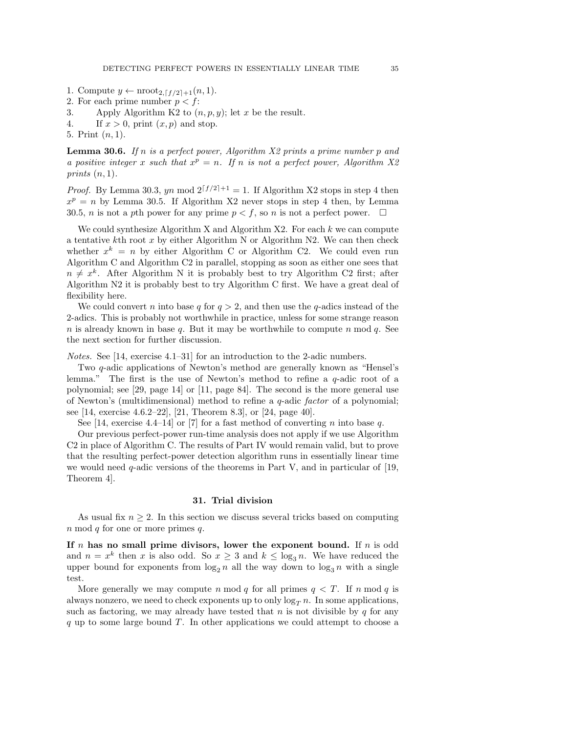1. Compute $y \leftarrow \text{nroot}_{2,\lceil f/2 \rceil+1}(n, 1)$.
2. For each prime number $p < f$:
3. Apply Algorithm K2 to $(n, p, y)$; let $x$ be the result.
4. If $x > 0$, print $(x, p)$ and stop.
5. Print $(n, 1)$.

**Lemma 30.6.** *If $n$ is a perfect power, Algorithm X2 prints a prime number $p$ and a positive integer $x$ such that $x^p = n$. If $n$ is not a perfect power, Algorithm X2 prints $(n, 1)$.*

*Proof.* By Lemma 30.3, $yn \bmod 2^{\lceil f/2 \rceil+1} = 1$. If Algorithm X2 stops in step 4 then $x^p = n$ by Lemma 30.5. If Algorithm X2 never stops in step 4 then, by Lemma 30.5, $n$ is not a $p$th power for any prime $p < f$, so $n$ is not a perfect power. $\square$

We could synthesize Algorithm X and Algorithm X2. For each $k$ we can compute a tentative $k$th root $x$ by either Algorithm N or Algorithm N2. We can then check whether $x^k = n$ by either Algorithm C or Algorithm C2. We could even run Algorithm C and Algorithm C2 in parallel, stopping as soon as either one sees that $n \neq x^k$. After Algorithm N it is probably best to try Algorithm C2 first; after Algorithm N2 it is probably best to try Algorithm C first. We have a great deal of flexibility here.

We could convert $n$ into base $q$ for $q > 2$, and then use the $q$-adics instead of the 2-adics. This is probably not worthwhile in practice, unless for some strange reason $n$ is already known in base $q$. But it may be worthwhile to compute $n \bmod q$. See the next section for further discussion.

*Notes.* See [14, exercise 4.1–31] for an introduction to the 2-adic numbers.

Two $q$-adic applications of Newton's method are generally known as "Hensel's lemma." The first is the use of Newton's method to refine a $q$-adic root of a polynomial; see [29, page 14] or [11, page 84]. The second is the more general use of Newton's (multidimensional) method to refine a $q$-adic *factor* of a polynomial; see [14, exercise 4.6.2–22], [21, Theorem 8.3], or [24, page 40].

See [14, exercise 4.4–14] or [7] for a fast method of converting $n$ into base $q$.

Our previous perfect-power run-time analysis does not apply if we use Algorithm C2 in place of Algorithm C. The results of Part IV would remain valid, but to prove that the resulting perfect-power detection algorithm runs in essentially linear time we would need $q$-adic versions of the theorems in Part V, and in particular of [19, Theorem 4].

## 31. Trial division

As usual fix $n \geq 2$. In this section we discuss several tricks based on computing $n \bmod q$ for one or more primes $q$.

**If $n$ has no small prime divisors, lower the exponent bound.** If $n$ is odd and $n = x^k$ then $x$ is also odd. So $x \geq 3$ and $k \leq \log_3 n$. We have reduced the upper bound for exponents from $\log_2 n$ all the way down to $\log_3 n$ with a single test.

More generally we may compute $n \bmod q$ for all primes $q < T$. If $n \bmod q$ is always nonzero, we need to check exponents up to only $\log_T n$. In some applications, such as factoring, we may already have tested that $n$ is not divisible by $q$ for any $q$ up to some large bound $T$. In other applications we could attempt to choose a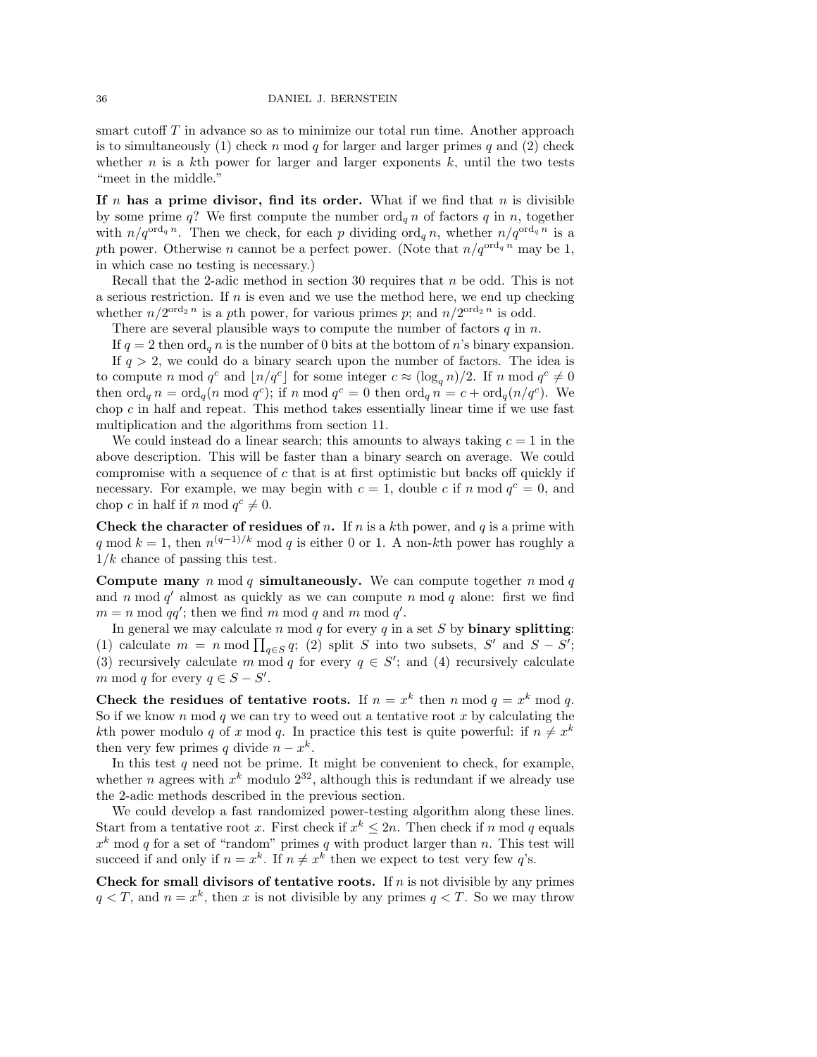smart cutoff $T$ in advance so as to minimize our total run time. Another approach is to simultaneously (1) check $n \bmod q$ for larger and larger primes $q$ and (2) check whether $n$ is a $k$th power for larger and larger exponents $k$, until the two tests "meet in the middle."

**If $n$ has a prime divisor, find its order.** What if we find that $n$ is divisible by some prime $q$? We first compute the number $\operatorname{ord}_q n$ of factors $q$ in $n$, together with $n/q^{\operatorname{ord}_q n}$. Then we check, for each $p$ dividing $\operatorname{ord}_q n$, whether $n/q^{\operatorname{ord}_q n}$ is a $p$th power. Otherwise $n$ cannot be a perfect power. (Note that $n/q^{\operatorname{ord}_q n}$ may be 1, in which case no testing is necessary.)

Recall that the 2-adic method in section 30 requires that $n$ be odd. This is not a serious restriction. If $n$ is even and we use the method here, we end up checking whether $n/2^{\operatorname{ord}_2 n}$ is a $p$th power, for various primes $p$; and $n/2^{\operatorname{ord}_2 n}$ is odd.

There are several plausible ways to compute the number of factors $q$ in $n$.

If $q = 2$ then $\operatorname{ord}_q n$ is the number of 0 bits at the bottom of $n$'s binary expansion.

If $q > 2$, we could do a binary search upon the number of factors. The idea is to compute $n \bmod q^c$ and $\lfloor n/q^c \rfloor$ for some integer $c \approx (\log_q n)/2$. If $n \bmod q^c \neq 0$ then $\operatorname{ord}_q n = \operatorname{ord}_q(n \bmod q^c)$; if $n \bmod q^c = 0$ then $\operatorname{ord}_q n = c + \operatorname{ord}_q(n/q^c)$. We chop $c$ in half and repeat. This method takes essentially linear time if we use fast multiplication and the algorithms from section 11.

We could instead do a linear search; this amounts to always taking $c = 1$ in the above description. This will be faster than a binary search on average. We could compromise with a sequence of $c$ that is at first optimistic but backs off quickly if necessary. For example, we may begin with $c = 1$, double $c$ if $n \bmod q^c = 0$, and chop $c$ in half if $n \bmod q^c \neq 0$.

**Check the character of residues of $n$.** If $n$ is a $k$th power, and $q$ is a prime with $q \bmod k = 1$, then $n^{(q-1)/k} \bmod q$ is either 0 or 1. A non-$k$th power has roughly a $1/k$ chance of passing this test.

**Compute many $n \bmod q$ simultaneously.** We can compute together $n \bmod q$ and $n \bmod q'$ almost as quickly as we can compute $n \bmod q$ alone: first we find $m = n \bmod qq'$; then we find $m \bmod q$ and $m \bmod q'$.

In general we may calculate $n \bmod q$ for every $q$ in a set $S$ by **binary splitting**: (1) calculate $m = n \bmod \prod_{q \in S} q$; (2) split $S$ into two subsets, $S'$ and $S - S'$; (3) recursively calculate $m \bmod q$ for every $q \in S'$; and (4) recursively calculate $m \bmod q$ for every $q \in S - S'$.

**Check the residues of tentative roots.** If $n = x^k$ then $n \bmod q = x^k \bmod q$. So if we know $n \bmod q$ we can try to weed out a tentative root $x$ by calculating the $k$th power modulo $q$ of $x \bmod q$. In practice this test is quite powerful: if $n \neq x^k$ then very few primes $q$ divide $n - x^k$.

In this test $q$ need not be prime. It might be convenient to check, for example, whether $n$ agrees with $x^k$ modulo $2^{32}$, although this is redundant if we already use the 2-adic methods described in the previous section.

We could develop a fast randomized power-testing algorithm along these lines. Start from a tentative root $x$. First check if $x^k \leq 2n$. Then check if $n \bmod q$ equals $x^k \bmod q$ for a set of "random" primes $q$ with product larger than $n$. This test will succeed if and only if $n = x^k$. If $n \neq x^k$ then we expect to test very few $q$'s.

**Check for small divisors of tentative roots.** If $n$ is not divisible by any primes $q < T$, and $n = x^k$, then $x$ is not divisible by any primes $q < T$. So we may throw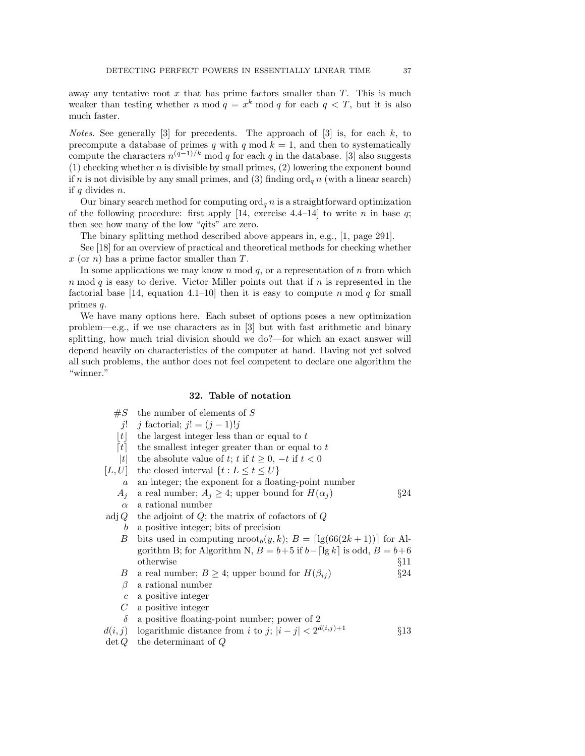away any tentative root $x$ that has prime factors smaller than $T$. This is much weaker than testing whether $n \bmod q = x^k \bmod q$ for each $q < T$, but it is also much faster.

*Notes.* See generally [3] for precedents. The approach of [3] is, for each $k$, to precompute a database of primes $q$ with $q \bmod k = 1$, and then to systematically compute the characters $n^{(q-1)/k} \bmod q$ for each $q$ in the database. [3] also suggests (1) checking whether $n$ is divisible by small primes, (2) lowering the exponent bound if $n$ is not divisible by any small primes, and (3) finding $\operatorname{ord}_q n$ (with a linear search) if $q$ divides $n$.

Our binary search method for computing $\operatorname{ord}_q n$ is a straightforward optimization of the following procedure: first apply [14, exercise 4.4–14] to write $n$ in base $q$; then see how many of the low "$q$its" are zero.

The binary splitting method described above appears in, e.g., [1, page 291].

See [18] for an overview of practical and theoretical methods for checking whether $x$ (or $n$) has a prime factor smaller than $T$.

In some applications we may know $n \bmod q$, or a representation of $n$ from which $n \bmod q$ is easy to derive. Victor Miller points out that if $n$ is represented in the factorial base [14, equation 4.1–10] then it is easy to compute $n \bmod q$ for small primes $q$.

We have many options here. Each subset of options poses a new optimization problem—e.g., if we use characters as in [3] but with fast arithmetic and binary splitting, how much trial division should we do?—for which an exact answer will depend heavily on characteristics of the computer at hand. Having not yet solved all such problems, the author does not feel competent to declare one algorithm the "winner."

## 32. Table of notation

| | | |
|---|---|---|
| $\#S$ | the number of elements of $S$ | |
| $j!$ | $j$ factorial; $j! = (j-1)!j$ | |
| $\lfloor t \rfloor$ | the largest integer less than or equal to $t$ | |
| $\lceil t \rceil$ | the smallest integer greater than or equal to $t$ | |
| $\lvert t \rvert$ | the absolute value of $t$; $t$ if $t \geq 0$, $-t$ if $t < 0$ | |
| $[L, U]$ | the closed interval $\{t : L \leq t \leq U\}$ | |
| $a$ | an integer; the exponent for a floating-point number | |
| $A_j$ | a real number; $A_j \geq 4$; upper bound for $H(\alpha_j)$ | §24 |
| $\alpha$ | a rational number | |
| $\operatorname{adj} Q$ | the adjoint of $Q$; the matrix of cofactors of $Q$ | |
| $b$ | a positive integer; bits of precision | |
| $B$ | bits used in computing $\operatorname{nroot}_b(y, k)$; $B = \lceil \lg(66(2k+1)) \rceil$ for Algorithm B; for Algorithm N, $B = b+5$ if $b - \lceil \lg k \rceil$ is odd, $B = b+6$ otherwise | §11 |
| $B$ | a real number; $B \geq 4$; upper bound for $H(\beta_{ij})$ | §24 |
| $\beta$ | a rational number | |
| $c$ | a positive integer | |
| $C$ | a positive integer | |
| $\delta$ | a positive floating-point number; power of 2 | |
| $d(i,j)$ | logarithmic distance from $i$ to $j$; $\lvert i - j \rvert < 2^{d(i,j)+1}$ | §13 |
| $\det Q$ | the determinant of $Q$ | |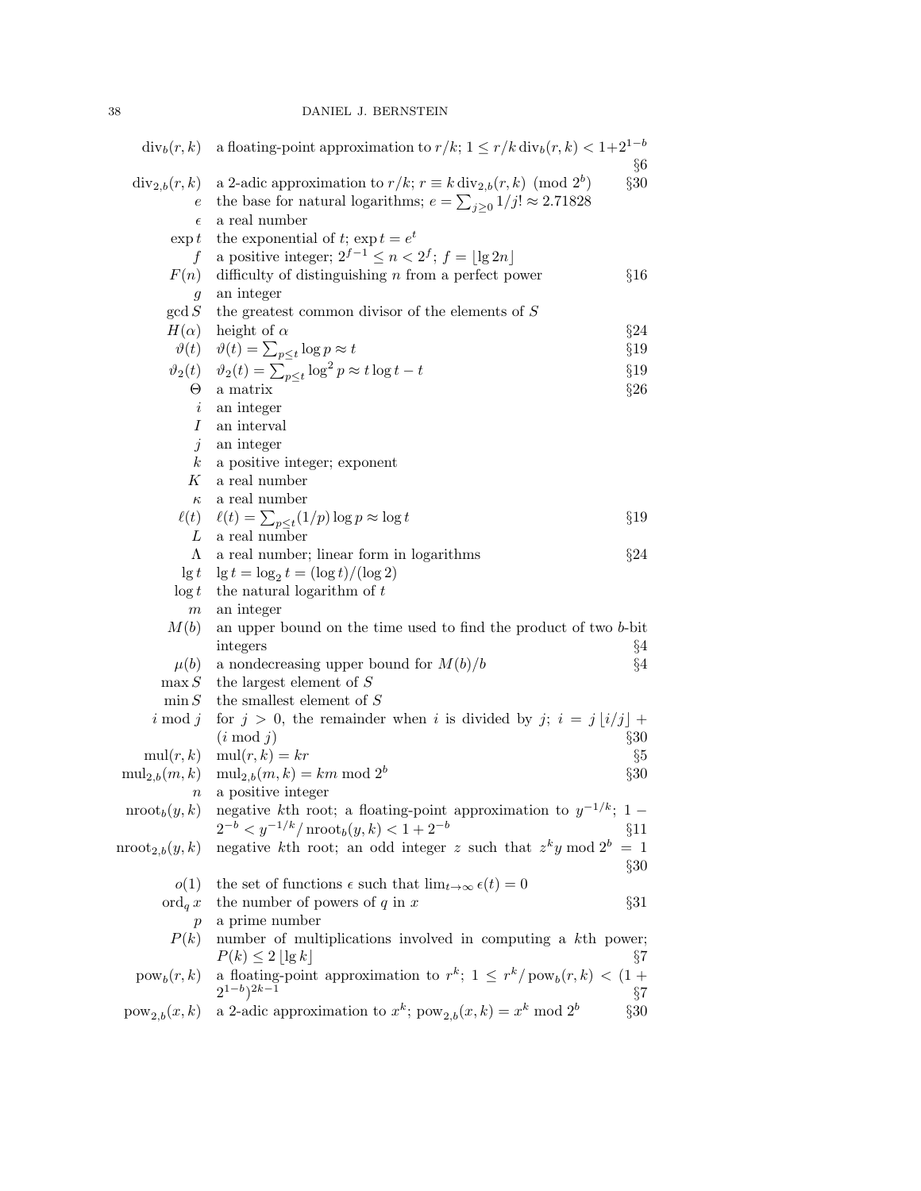| | | |
|---|---|---|
| $\operatorname{div}_b(r,k)$ | a floating-point approximation to $r/k$; $1 \le r/k \operatorname{div}_b(r,k) < 1+2^{1-b}$ | §6 |
| $\operatorname{div}_{2,b}(r,k)$ | a 2-adic approximation to $r/k$; $r \equiv k \operatorname{div}_{2,b}(r,k) \pmod{2^b}$ | §30 |
| $e$ | the base for natural logarithms; $e = \sum_{j \ge 0} 1/j! \approx 2.71828$ | |
| $\epsilon$ | a real number | |
| $\exp t$ | the exponential of $t$; $\exp t = e^t$ | |
| $f$ | a positive integer; $2^{f-1} \le n < 2^f$; $f = \lfloor \lg 2n \rfloor$ | |
| $F(n)$ | difficulty of distinguishing $n$ from a perfect power | §16 |
| $g$ | an integer | |
| $\gcd S$ | the greatest common divisor of the elements of $S$ | |
| $H(\alpha)$ | height of $\alpha$ | §24 |
| $\vartheta(t)$ | $\vartheta(t) = \sum_{p \le t} \log p \approx t$ | §19 |
| $\vartheta_2(t)$ | $\vartheta_2(t) = \sum_{p \le t} \log^2 p \approx t \log t - t$ | §19 |
| $\Theta$ | a matrix | §26 |
| $i$ | an integer | |
| $I$ | an interval | |
| $j$ | an integer | |
| $k$ | a positive integer; exponent | |
| $K$ | a real number | |
| $\kappa$ | a real number | |
| $\ell(t)$ | $\ell(t) = \sum_{p \le t} (1/p) \log p \approx \log t$ | §19 |
| $L$ | a real number | |
| $\Lambda$ | a real number; linear form in logarithms | §24 |
| $\lg t$ | $\lg t = \log_2 t = (\log t)/(\log 2)$ | |
| $\log t$ | the natural logarithm of $t$ | |
| $m$ | an integer | |
| $M(b)$ | an upper bound on the time used to find the product of two $b$-bit integers | §4 |
| $\mu(b)$ | a nondecreasing upper bound for $M(b)/b$ | §4 |
| $\max S$ | the largest element of $S$ | |
| $\min S$ | the smallest element of $S$ | |
| $i \bmod j$ | for $j > 0$, the remainder when $i$ is divided by $j$; $i = j \lfloor i/j \rfloor + (i \bmod j)$ | §30 |
| $\operatorname{mul}(r,k)$ | $\operatorname{mul}(r,k) = kr$ | §5 |
| $\operatorname{mul}_{2,b}(m,k)$ | $\operatorname{mul}_{2,b}(m,k) = km \bmod 2^b$ | §30 |
| $n$ | a positive integer | |
| $\operatorname{nroot}_b(y,k)$ | negative $k$th root; a floating-point approximation to $y^{-1/k}$; $1 - 2^{-b} < y^{-1/k}/\operatorname{nroot}_b(y,k) < 1 + 2^{-b}$ | §11 |
| $\operatorname{nroot}_{2,b}(y,k)$ | negative $k$th root; an odd integer $z$ such that $z^k y \bmod 2^b = 1$ | §30 |
| $o(1)$ | the set of functions $\epsilon$ such that $\lim_{t \to \infty} \epsilon(t) = 0$ | |
| $\operatorname{ord}_q x$ | the number of powers of $q$ in $x$ | §31 |
| $p$ | a prime number | |
| $P(k)$ | number of multiplications involved in computing a $k$th power; $P(k) \le 2 \lfloor \lg k \rfloor$ | §7 |
| $\operatorname{pow}_b(r,k)$ | a floating-point approximation to $r^k$; $1 \le r^k/\operatorname{pow}_b(r,k) < (1 + 2^{1-b})^{2k-1}$ | §7 |
| $\operatorname{pow}_{2,b}(x,k)$ | a 2-adic approximation to $x^k$; $\operatorname{pow}_{2,b}(x,k) = x^k \bmod 2^b$ | §30 |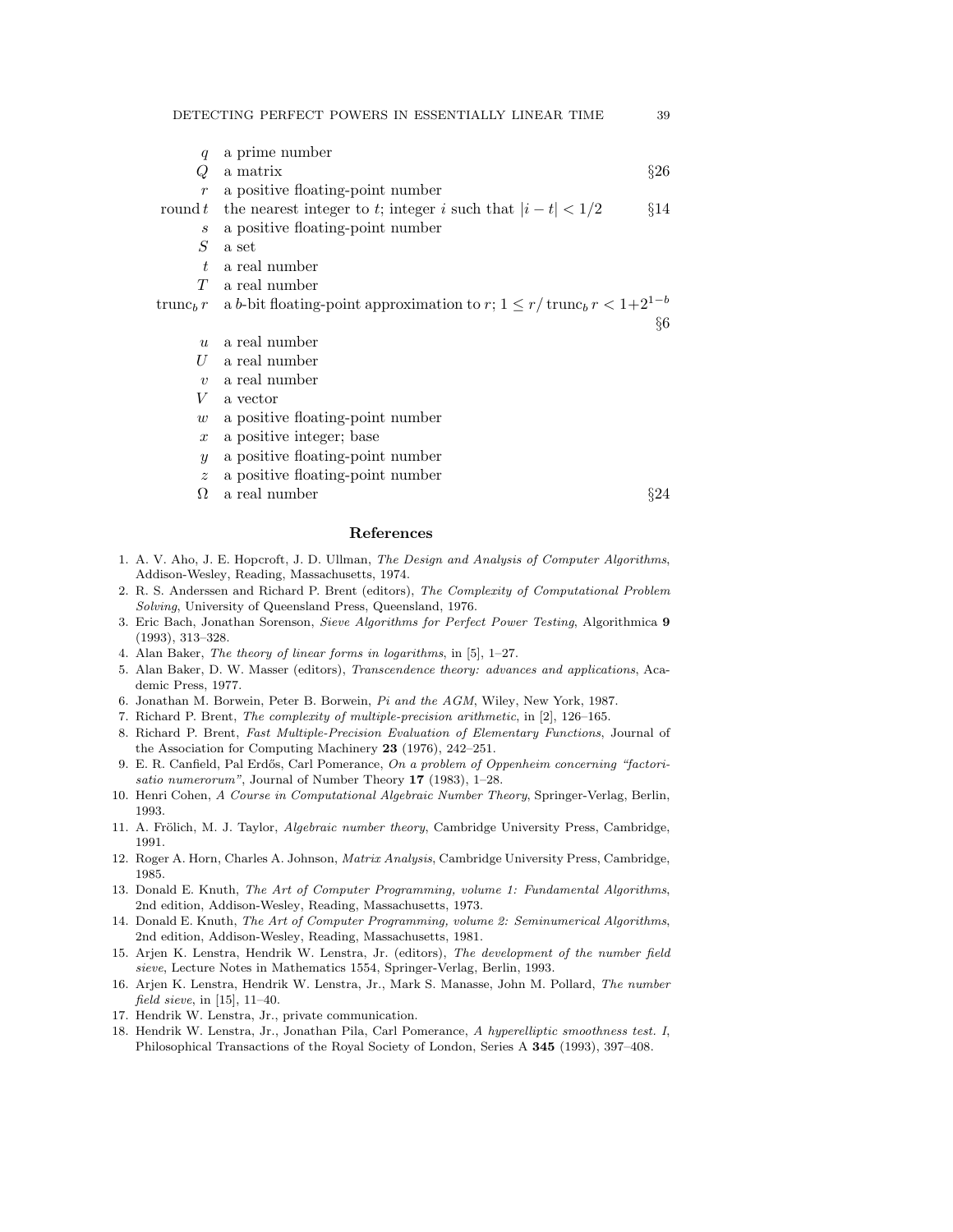| | | |
|---|---|---|
| $q$ | a prime number | |
| $Q$ | a matrix | §26 |
| $r$ | a positive floating-point number | |
| $\operatorname{round} t$ | the nearest integer to $t$; integer $i$ such that $\lvert i - t\rvert < 1/2$ | §14 |
| $s$ | a positive floating-point number | |
| $S$ | a set | |
| $t$ | a real number | |
| $T$ | a real number | |
| $\operatorname{trunc}_b r$ | a $b$-bit floating-point approximation to $r$; $1 \le r/\operatorname{trunc}_b r < 1+2^{1-b}$ | §6 |
| $u$ | a real number | |
| $U$ | a real number | |
| $v$ | a real number | |
| $V$ | a vector | |
| $w$ | a positive floating-point number | |
| $x$ | a positive integer; base | |
| $y$ | a positive floating-point number | |
| $z$ | a positive floating-point number | |
| $\Omega$ | a real number | §24 |

## References

1. A. V. Aho, J. E. Hopcroft, J. D. Ullman, *The Design and Analysis of Computer Algorithms*, Addison-Wesley, Reading, Massachusetts, 1974.
2. R. S. Anderssen and Richard P. Brent (editors), *The Complexity of Computational Problem Solving*, University of Queensland Press, Queensland, 1976.
3. Eric Bach, Jonathan Sorenson, *Sieve Algorithms for Perfect Power Testing*, Algorithmica **9** (1993), 313–328.
4. Alan Baker, *The theory of linear forms in logarithms*, in [5], 1–27.
5. Alan Baker, D. W. Masser (editors), *Transcendence theory: advances and applications*, Academic Press, 1977.
6. Jonathan M. Borwein, Peter B. Borwein, *Pi and the AGM*, Wiley, New York, 1987.
7. Richard P. Brent, *The complexity of multiple-precision arithmetic*, in [2], 126–165.
8. Richard P. Brent, *Fast Multiple-Precision Evaluation of Elementary Functions*, Journal of the Association for Computing Machinery **23** (1976), 242–251.
9. E. R. Canfield, Pal Erdős, Carl Pomerance, *On a problem of Oppenheim concerning "factorisatio numerorum"*, Journal of Number Theory **17** (1983), 1–28.
10. Henri Cohen, *A Course in Computational Algebraic Number Theory*, Springer-Verlag, Berlin, 1993.
11. A. Frölich, M. J. Taylor, *Algebraic number theory*, Cambridge University Press, Cambridge, 1991.
12. Roger A. Horn, Charles A. Johnson, *Matrix Analysis*, Cambridge University Press, Cambridge, 1985.
13. Donald E. Knuth, *The Art of Computer Programming, volume 1: Fundamental Algorithms*, 2nd edition, Addison-Wesley, Reading, Massachusetts, 1973.
14. Donald E. Knuth, *The Art of Computer Programming, volume 2: Seminumerical Algorithms*, 2nd edition, Addison-Wesley, Reading, Massachusetts, 1981.
15. Arjen K. Lenstra, Hendrik W. Lenstra, Jr. (editors), *The development of the number field sieve*, Lecture Notes in Mathematics 1554, Springer-Verlag, Berlin, 1993.
16. Arjen K. Lenstra, Hendrik W. Lenstra, Jr., Mark S. Manasse, John M. Pollard, *The number field sieve*, in [15], 11–40.
17. Hendrik W. Lenstra, Jr., private communication.
18. Hendrik W. Lenstra, Jr., Jonathan Pila, Carl Pomerance, *A hyperelliptic smoothness test. I*, Philosophical Transactions of the Royal Society of London, Series A **345** (1993), 397–408.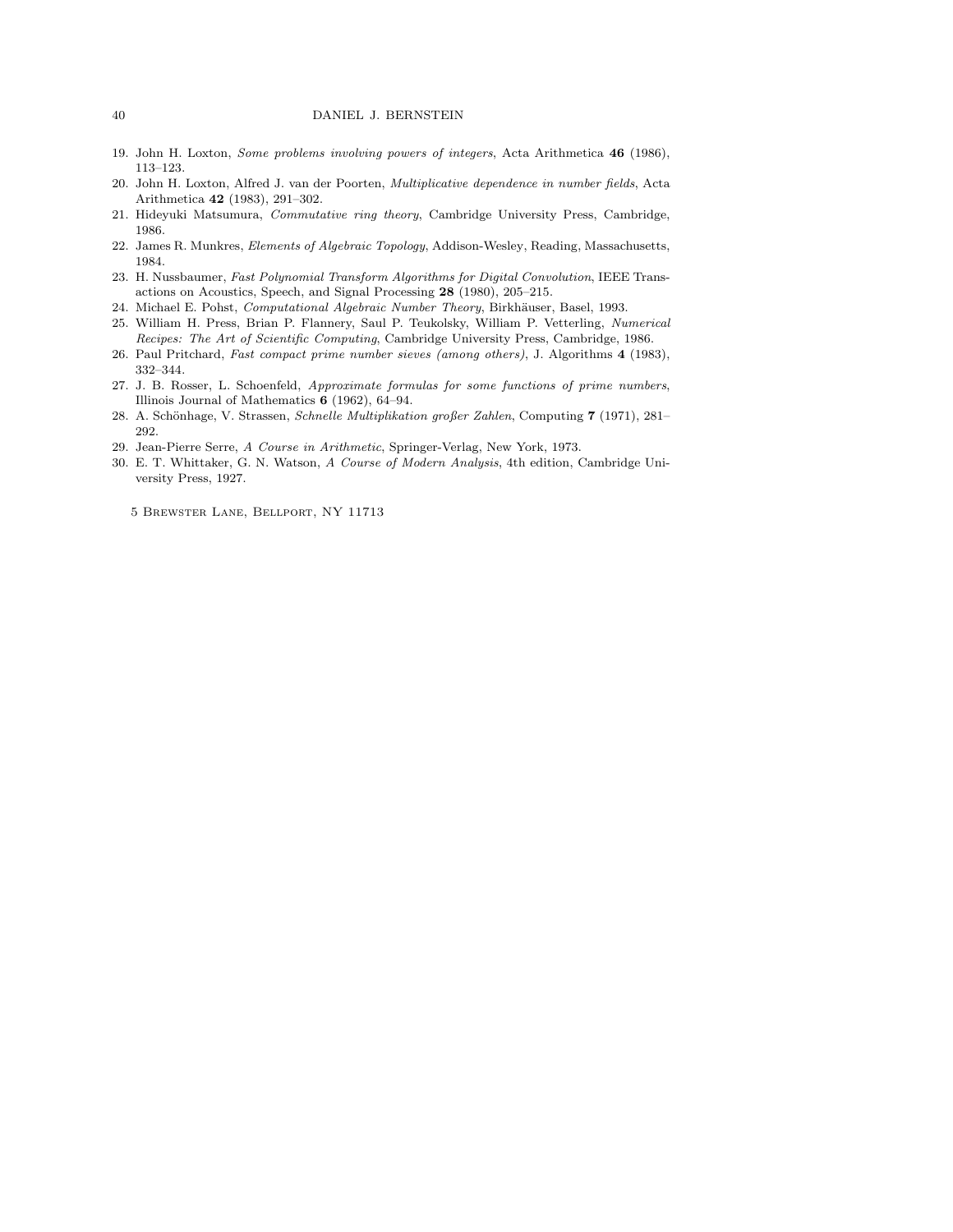19. John H. Loxton, *Some problems involving powers of integers*, Acta Arithmetica **46** (1986), 113–123.
20. John H. Loxton, Alfred J. van der Poorten, *Multiplicative dependence in number fields*, Acta Arithmetica **42** (1983), 291–302.
21. Hideyuki Matsumura, *Commutative ring theory*, Cambridge University Press, Cambridge, 1986.
22. James R. Munkres, *Elements of Algebraic Topology*, Addison-Wesley, Reading, Massachusetts, 1984.
23. H. Nussbaumer, *Fast Polynomial Transform Algorithms for Digital Convolution*, IEEE Transactions on Acoustics, Speech, and Signal Processing **28** (1980), 205–215.
24. Michael E. Pohst, *Computational Algebraic Number Theory*, Birkhäuser, Basel, 1993.
25. William H. Press, Brian P. Flannery, Saul P. Teukolsky, William P. Vetterling, *Numerical Recipes: The Art of Scientific Computing*, Cambridge University Press, Cambridge, 1986.
26. Paul Pritchard, *Fast compact prime number sieves (among others)*, J. Algorithms **4** (1983), 332–344.
27. J. B. Rosser, L. Schoenfeld, *Approximate formulas for some functions of prime numbers*, Illinois Journal of Mathematics **6** (1962), 64–94.
28. A. Schönhage, V. Strassen, *Schnelle Multiplikation großer Zahlen*, Computing **7** (1971), 281–292.
29. Jean-Pierre Serre, *A Course in Arithmetic*, Springer-Verlag, New York, 1973.
30. E. T. Whittaker, G. N. Watson, *A Course of Modern Analysis*, 4th edition, Cambridge University Press, 1927.

5 Brewster Lane, Bellport, NY 11713